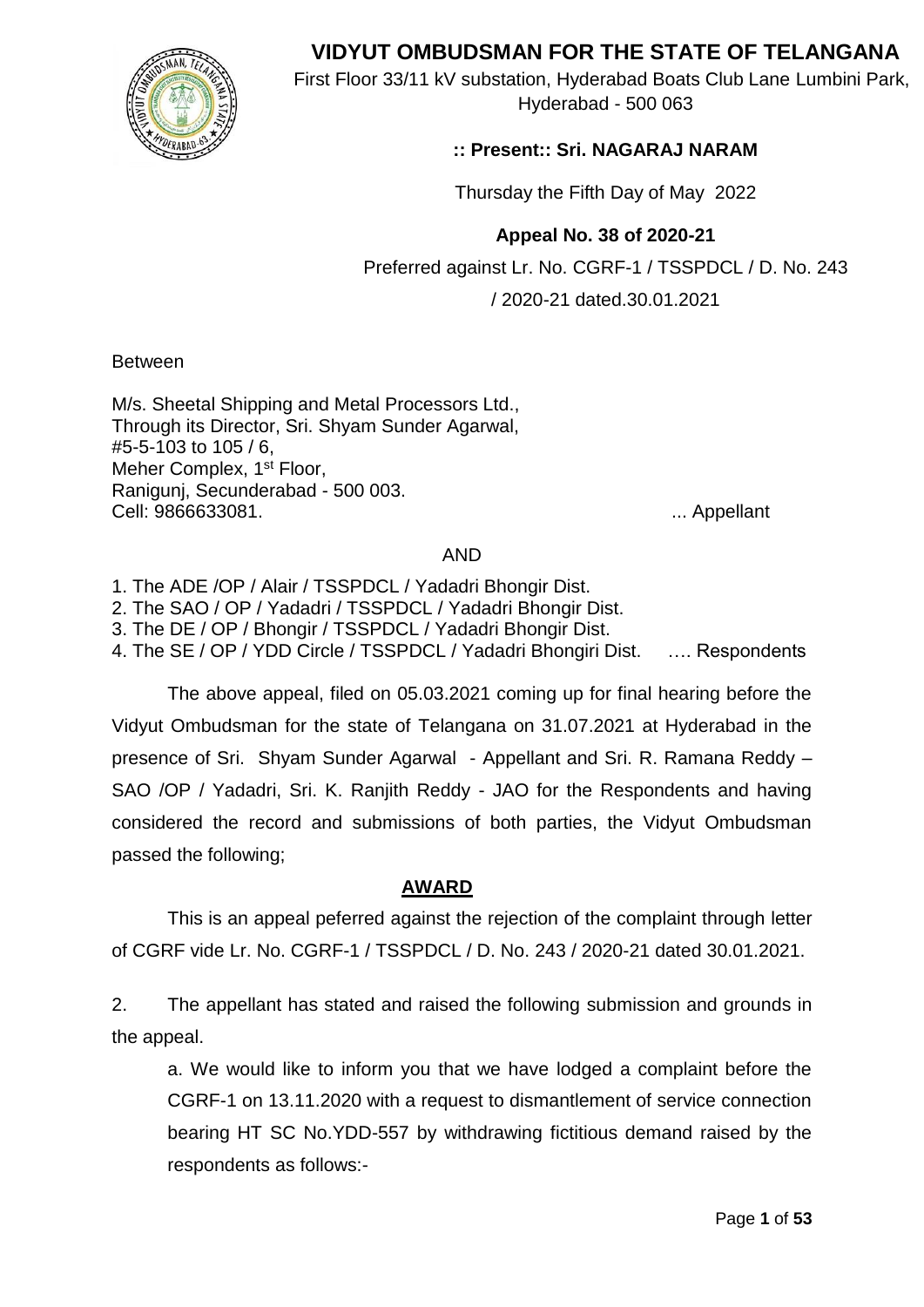# VIDYUT OMBUDSMAN FOR THE STATE OF TELANGANA

First Floor 33/11 kV substation, Hyderabad Boats Club Lane Lumbini Park, Hyderabad - 500 063

**:: Present:: Sri. NAGARAJ NARAM**

Thursday the Fifth Day of May 2022

**Appeal No. 38 of 2020-21**

Preferred against Lr. No. CGRF-1 / TSSPDCL / D. No. 243 / 2020-21 dated.30.01.2021

Between

M/s. Sheetal Shipping and Metal Processors Ltd.,
Through its Director, Sri. Shyam Sunder Agarwal,
#5-5-103 to 105 / 6,
Meher Complex, 1st Floor,
Ranigunj, Secunderabad - 500 003.
Cell: 9866633081. ... Appellant

AND

1. The ADE /OP / Alair / TSSPDCL / Yadadri Bhongir Dist.
2. The SAO / OP / Yadadri / TSSPDCL / Yadadri Bhongir Dist.
3. The DE / OP / Bhongir / TSSPDCL / Yadadri Bhongir Dist.
4. The SE / OP / YDD Circle / TSSPDCL / Yadadri Bhongiri Dist. …. Respondents

The above appeal, filed on 05.03.2021 coming up for final hearing before the Vidyut Ombudsman for the state of Telangana on 31.07.2021 at Hyderabad in the presence of Sri. Shyam Sunder Agarwal - Appellant and Sri. R. Ramana Reddy – SAO /OP / Yadadri, Sri. K. Ranjith Reddy - JAO for the Respondents and having considered the record and submissions of both parties, the Vidyut Ombudsman passed the following;

## AWARD

This is an appeal peferred against the rejection of the complaint through letter of CGRF vide Lr. No. CGRF-1 / TSSPDCL / D. No. 243 / 2020-21 dated 30.01.2021.

2. The appellant has stated and raised the following submission and grounds in the appeal.

a. We would like to inform you that we have lodged a complaint before the CGRF-1 on 13.11.2020 with a request to dismantlement of service connection bearing HT SC No.YDD-557 by withdrawing fictitious demand raised by the respondents as follows:-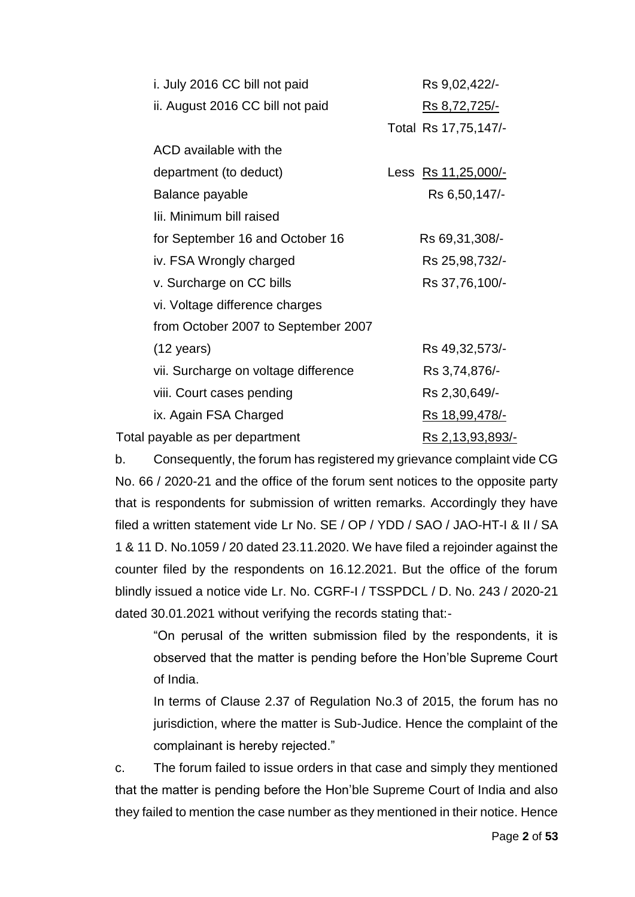| | |
|---|---|
| i. July 2016 CC bill not paid | Rs 9,02,422/- |
| ii. August 2016 CC bill not paid | Rs 8,72,725/- |
| | Total Rs 17,75,147/- |
| ACD available with the department (to deduct) | Less Rs 11,25,000/- |
| Balance payable | Rs 6,50,147/- |
| Iii. Minimum bill raised for September 16 and October 16 | Rs 69,31,308/- |
| iv. FSA Wrongly charged | Rs 25,98,732/- |
| v. Surcharge on CC bills | Rs 37,76,100/- |
| vi. Voltage difference charges from October 2007 to September 2007 (12 years) | Rs 49,32,573/- |
| vii. Surcharge on voltage difference | Rs 3,74,876/- |
| viii. Court cases pending | Rs 2,30,649/- |
| ix. Again FSA Charged | Rs 18,99,478/- |
| Total payable as per department | Rs 2,13,93,893/- |

b. Consequently, the forum has registered my grievance complaint vide CG No. 66 / 2020-21 and the office of the forum sent notices to the opposite party that is respondents for submission of written remarks. Accordingly they have filed a written statement vide Lr No. SE / OP / YDD / SAO / JAO-HT-I & II / SA 1 & 11 D. No.1059 / 20 dated 23.11.2020. We have filed a rejoinder against the counter filed by the respondents on 16.12.2021. But the office of the forum blindly issued a notice vide Lr. No. CGRF-I / TSSPDCL / D. No. 243 / 2020-21 dated 30.01.2021 without verifying the records stating that:-

> "On perusal of the written submission filed by the respondents, it is observed that the matter is pending before the Hon'ble Supreme Court of India.
>
> In terms of Clause 2.37 of Regulation No.3 of 2015, the forum has no jurisdiction, where the matter is Sub-Judice. Hence the complaint of the complainant is hereby rejected."

c. The forum failed to issue orders in that case and simply they mentioned that the matter is pending before the Hon'ble Supreme Court of India and also they failed to mention the case number as they mentioned in their notice. Hence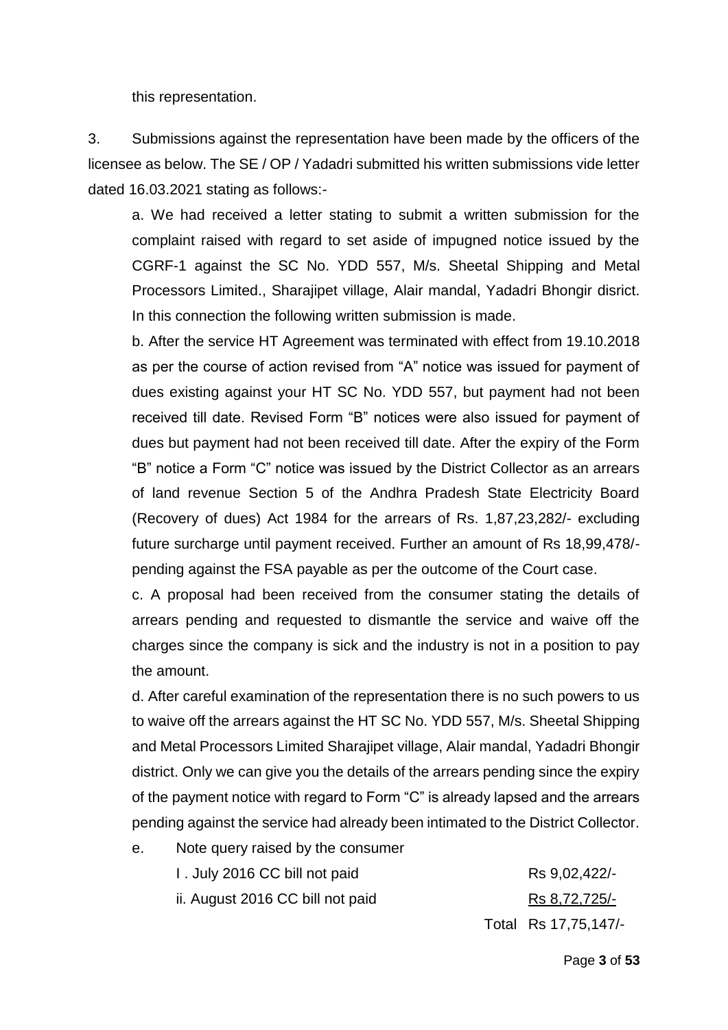this representation.

3. Submissions against the representation have been made by the officers of the licensee as below. The SE / OP / Yadadri submitted his written submissions vide letter dated 16.03.2021 stating as follows:-

a. We had received a letter stating to submit a written submission for the complaint raised with regard to set aside of impugned notice issued by the CGRF-1 against the SC No. YDD 557, M/s. Sheetal Shipping and Metal Processors Limited., Sharajipet village, Alair mandal, Yadadri Bhongir disrict. In this connection the following written submission is made.

b. After the service HT Agreement was terminated with effect from 19.10.2018 as per the course of action revised from "A" notice was issued for payment of dues existing against your HT SC No. YDD 557, but payment had not been received till date. Revised Form "B" notices were also issued for payment of dues but payment had not been received till date. After the expiry of the Form "B" notice a Form "C" notice was issued by the District Collector as an arrears of land revenue Section 5 of the Andhra Pradesh State Electricity Board (Recovery of dues) Act 1984 for the arrears of Rs. 1,87,23,282/- excluding future surcharge until payment received. Further an amount of Rs 18,99,478/- pending against the FSA payable as per the outcome of the Court case.

c. A proposal had been received from the consumer stating the details of arrears pending and requested to dismantle the service and waive off the charges since the company is sick and the industry is not in a position to pay the amount.

d. After careful examination of the representation there is no such powers to us to waive off the arrears against the HT SC No. YDD 557, M/s. Sheetal Shipping and Metal Processors Limited Sharajipet village, Alair mandal, Yadadri Bhongir district. Only we can give you the details of the arrears pending since the expiry of the payment notice with regard to Form "C" is already lapsed and the arrears pending against the service had already been intimated to the District Collector.

e. Note query raised by the consumer

| | |
|---|---|
| I . July 2016 CC bill not paid | Rs 9,02,422/- |
| ii. August 2016 CC bill not paid | Rs 8,72,725/- |
| Total | Rs 17,75,147/- |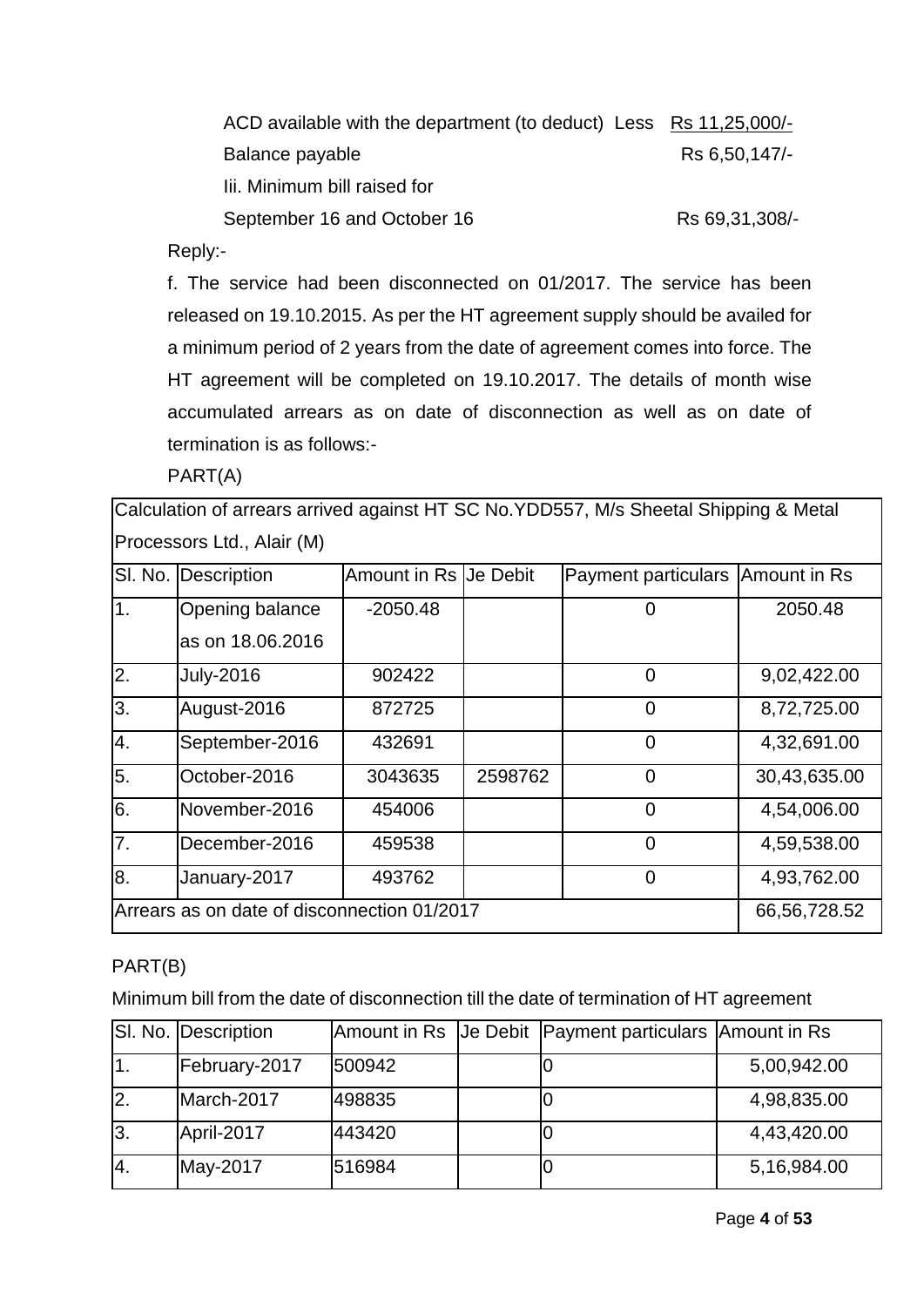ACD available with the department (to deduct) Less Rs 11,25,000/-

Balance payable Rs 6,50,147/-

Iii. Minimum bill raised for

September 16 and October 16 Rs 69,31,308/-

Reply:-

f. The service had been disconnected on 01/2017. The service has been released on 19.10.2015. As per the HT agreement supply should be availed for a minimum period of 2 years from the date of agreement comes into force. The HT agreement will be completed on 19.10.2017. The details of month wise accumulated arrears as on date of disconnection as well as on date of termination is as follows:-

PART(A)

| Calculation of arrears arrived against HT SC No.YDD557, M/s Sheetal Shipping & Metal Processors Ltd., Alair (M) | | | | | |
|---|---|---|---|---|---|
| Sl. No. | Description | Amount in Rs | Je Debit | Payment particulars | Amount in Rs |
| 1. | Opening balance as on 18.06.2016 | -2050.48 | | 0 | 2050.48 |
| 2. | July-2016 | 902422 | | 0 | 9,02,422.00 |
| 3. | August-2016 | 872725 | | 0 | 8,72,725.00 |
| 4. | September-2016 | 432691 | | 0 | 4,32,691.00 |
| 5. | October-2016 | 3043635 | 2598762 | 0 | 30,43,635.00 |
| 6. | November-2016 | 454006 | | 0 | 4,54,006.00 |
| 7. | December-2016 | 459538 | | 0 | 4,59,538.00 |
| 8. | January-2017 | 493762 | | 0 | 4,93,762.00 |
| Arrears as on date of disconnection 01/2017 | | | | | 66,56,728.52 |

PART(B)

Minimum bill from the date of disconnection till the date of termination of HT agreement

| Sl. No. | Description | Amount in Rs | Je Debit | Payment particulars | Amount in Rs |
|---|---|---|---|---|---|
| 1. | February-2017 | 500942 | | 0 | 5,00,942.00 |
| 2. | March-2017 | 498835 | | 0 | 4,98,835.00 |
| 3. | April-2017 | 443420 | | 0 | 4,43,420.00 |
| 4. | May-2017 | 516984 | | 0 | 5,16,984.00 |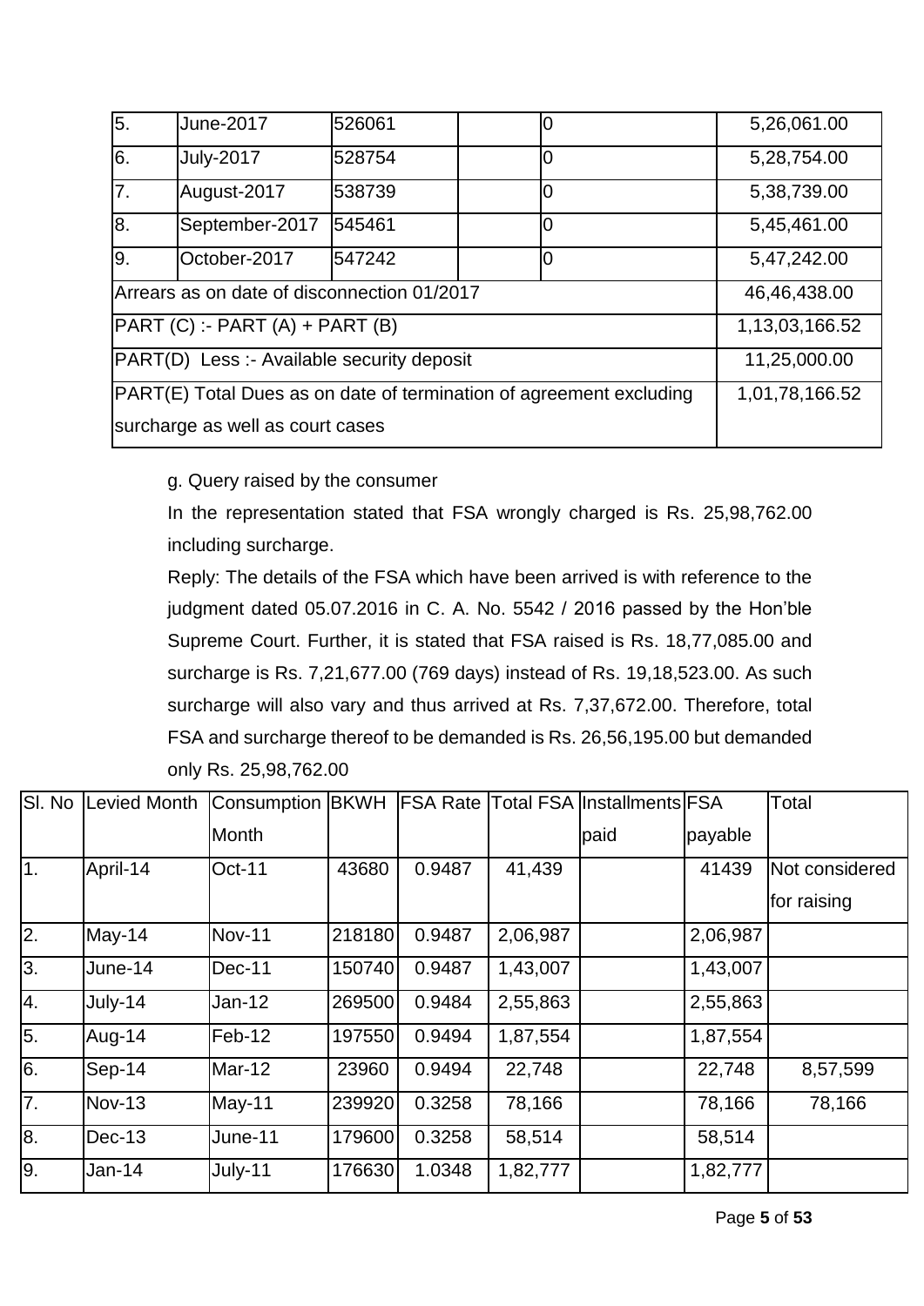| | | | | | |
|---|---|---|---|---|---|
| 5. | June-2017 | 526061 | | 0 | 5,26,061.00 |
| 6. | July-2017 | 528754 | | 0 | 5,28,754.00 |
| 7. | August-2017 | 538739 | | 0 | 5,38,739.00 |
| 8. | September-2017 | 545461 | | 0 | 5,45,461.00 |
| 9. | October-2017 | 547242 | | 0 | 5,47,242.00 |
| Arrears as on date of disconnection 01/2017 | | | | | 46,46,438.00 |
| PART (C) :- PART (A) + PART (B) | | | | | 1,13,03,166.52 |
| PART(D) Less :- Available security deposit | | | | | 11,25,000.00 |
| PART(E) Total Dues as on date of termination of agreement excluding surcharge as well as court cases | | | | | 1,01,78,166.52 |

g. Query raised by the consumer

In the representation stated that FSA wrongly charged is Rs. 25,98,762.00 including surcharge.

Reply: The details of the FSA which have been arrived is with reference to the judgment dated 05.07.2016 in C. A. No. 5542 / 2016 passed by the Hon'ble Supreme Court. Further, it is stated that FSA raised is Rs. 18,77,085.00 and surcharge is Rs. 7,21,677.00 (769 days) instead of Rs. 19,18,523.00. As such surcharge will also vary and thus arrived at Rs. 7,37,672.00. Therefore, total FSA and surcharge thereof to be demanded is Rs. 26,56,195.00 but demanded only Rs. 25,98,762.00

| Sl. No | Levied Month | Consumption Month | BKWH | FSA Rate | Total FSA | Installments paid | FSA payable | Total |
|---|---|---|---|---|---|---|---|---|
| 1. | April-14 | Oct-11 | 43680 | 0.9487 | 41,439 | | 41439 | Not considered for raising |
| 2. | May-14 | Nov-11 | 218180 | 0.9487 | 2,06,987 | | 2,06,987 | |
| 3. | June-14 | Dec-11 | 150740 | 0.9487 | 1,43,007 | | 1,43,007 | |
| 4. | July-14 | Jan-12 | 269500 | 0.9484 | 2,55,863 | | 2,55,863 | |
| 5. | Aug-14 | Feb-12 | 197550 | 0.9494 | 1,87,554 | | 1,87,554 | |
| 6. | Sep-14 | Mar-12 | 23960 | 0.9494 | 22,748 | | 22,748 | 8,57,599 |
| 7. | Nov-13 | May-11 | 239920 | 0.3258 | 78,166 | | 78,166 | 78,166 |
| 8. | Dec-13 | June-11 | 179600 | 0.3258 | 58,514 | | 58,514 | |
| 9. | Jan-14 | July-11 | 176630 | 1.0348 | 1,82,777 | | 1,82,777 | |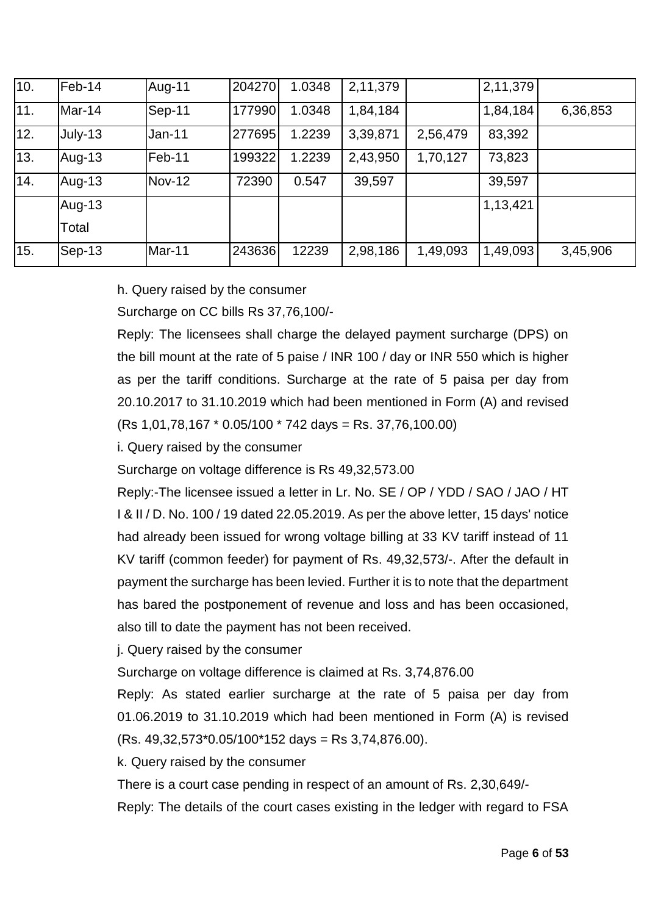| | | | | | | | | |
|---|---|---|---|---|---|---|---|---|
| 10. | Feb-14 | Aug-11 | 204270 | 1.0348 | 2,11,379 | | 2,11,379 | |
| 11. | Mar-14 | Sep-11 | 177990 | 1.0348 | 1,84,184 | | 1,84,184 | 6,36,853 |
| 12. | July-13 | Jan-11 | 277695 | 1.2239 | 3,39,871 | 2,56,479 | 83,392 | |
| 13. | Aug-13 | Feb-11 | 199322 | 1.2239 | 2,43,950 | 1,70,127 | 73,823 | |
| 14. | Aug-13 | Nov-12 | 72390 | 0.547 | 39,597 | | 39,597 | |
| | Aug-13 Total | | | | | | 1,13,421 | |
| 15. | Sep-13 | Mar-11 | 243636 | 12239 | 2,98,186 | 1,49,093 | 1,49,093 | 3,45,906 |

h. Query raised by the consumer

Surcharge on CC bills Rs 37,76,100/-

Reply: The licensees shall charge the delayed payment surcharge (DPS) on the bill mount at the rate of 5 paise / INR 100 / day or INR 550 which is higher as per the tariff conditions. Surcharge at the rate of 5 paisa per day from 20.10.2017 to 31.10.2019 which had been mentioned in Form (A) and revised (Rs 1,01,78,167 * 0.05/100 * 742 days = Rs. 37,76,100.00)

i. Query raised by the consumer

Surcharge on voltage difference is Rs 49,32,573.00

Reply:-The licensee issued a letter in Lr. No. SE / OP / YDD / SAO / JAO / HT I & II / D. No. 100 / 19 dated 22.05.2019. As per the above letter, 15 days' notice had already been issued for wrong voltage billing at 33 KV tariff instead of 11 KV tariff (common feeder) for payment of Rs. 49,32,573/-. After the default in payment the surcharge has been levied. Further it is to note that the department has bared the postponement of revenue and loss and has been occasioned, also till to date the payment has not been received.

j. Query raised by the consumer

Surcharge on voltage difference is claimed at Rs. 3,74,876.00

Reply: As stated earlier surcharge at the rate of 5 paisa per day from 01.06.2019 to 31.10.2019 which had been mentioned in Form (A) is revised (Rs. 49,32,573*0.05/100*152 days = Rs 3,74,876.00).

k. Query raised by the consumer

There is a court case pending in respect of an amount of Rs. 2,30,649/-

Reply: The details of the court cases existing in the ledger with regard to FSA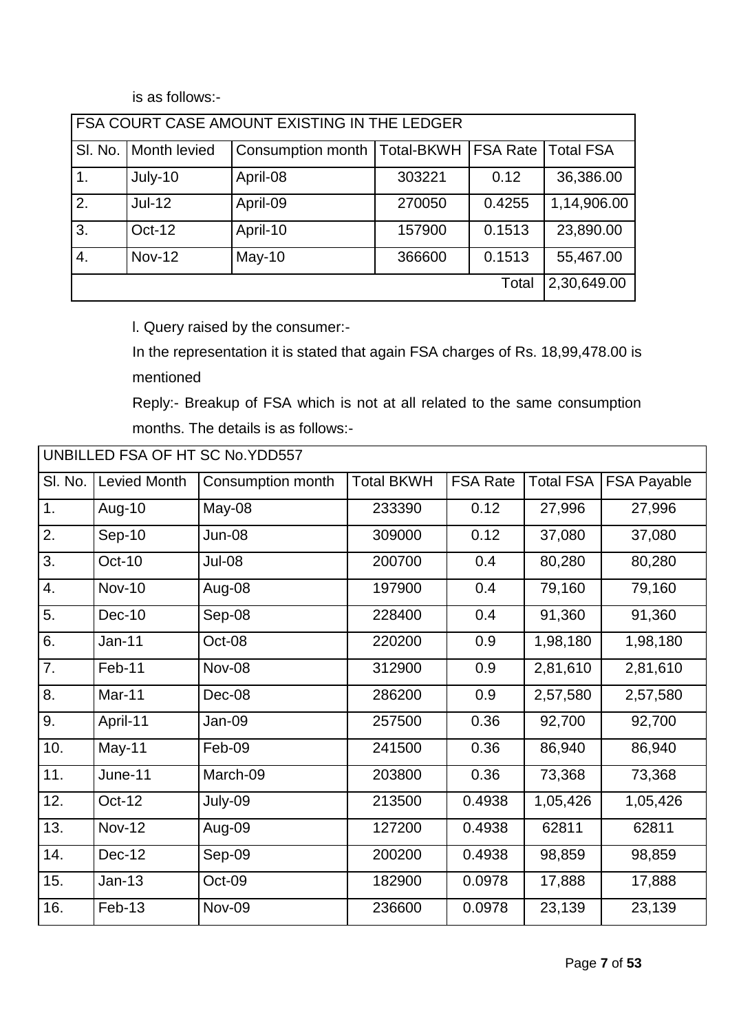is as follows:-

| FSA COURT CASE AMOUNT EXISTING IN THE LEDGER | | | | | |
|---|---|---|---|---|---|
| Sl. No. | Month levied | Consumption month | Total-BKWH | FSA Rate | Total FSA |
| 1. | July-10 | April-08 | 303221 | 0.12 | 36,386.00 |
| 2. | Jul-12 | April-09 | 270050 | 0.4255 | 1,14,906.00 |
| 3. | Oct-12 | April-10 | 157900 | 0.1513 | 23,890.00 |
| 4. | Nov-12 | May-10 | 366600 | 0.1513 | 55,467.00 |
| | | | | Total | 2,30,649.00 |

l. Query raised by the consumer:-

In the representation it is stated that again FSA charges of Rs. 18,99,478.00 is mentioned

Reply:- Breakup of FSA which is not at all related to the same consumption months. The details is as follows:-

| UNBILLED FSA OF HT SC No.YDD557 | | | | | | |
|---|---|---|---|---|---|---|
| Sl. No. | Levied Month | Consumption month | Total BKWH | FSA Rate | Total FSA | FSA Payable |
| 1. | Aug-10 | May-08 | 233390 | 0.12 | 27,996 | 27,996 |
| 2. | Sep-10 | Jun-08 | 309000 | 0.12 | 37,080 | 37,080 |
| 3. | Oct-10 | Jul-08 | 200700 | 0.4 | 80,280 | 80,280 |
| 4. | Nov-10 | Aug-08 | 197900 | 0.4 | 79,160 | 79,160 |
| 5. | Dec-10 | Sep-08 | 228400 | 0.4 | 91,360 | 91,360 |
| 6. | Jan-11 | Oct-08 | 220200 | 0.9 | 1,98,180 | 1,98,180 |
| 7. | Feb-11 | Nov-08 | 312900 | 0.9 | 2,81,610 | 2,81,610 |
| 8. | Mar-11 | Dec-08 | 286200 | 0.9 | 2,57,580 | 2,57,580 |
| 9. | April-11 | Jan-09 | 257500 | 0.36 | 92,700 | 92,700 |
| 10. | May-11 | Feb-09 | 241500 | 0.36 | 86,940 | 86,940 |
| 11. | June-11 | March-09 | 203800 | 0.36 | 73,368 | 73,368 |
| 12. | Oct-12 | July-09 | 213500 | 0.4938 | 1,05,426 | 1,05,426 |
| 13. | Nov-12 | Aug-09 | 127200 | 0.4938 | 62811 | 62811 |
| 14. | Dec-12 | Sep-09 | 200200 | 0.4938 | 98,859 | 98,859 |
| 15. | Jan-13 | Oct-09 | 182900 | 0.0978 | 17,888 | 17,888 |
| 16. | Feb-13 | Nov-09 | 236600 | 0.0978 | 23,139 | 23,139 |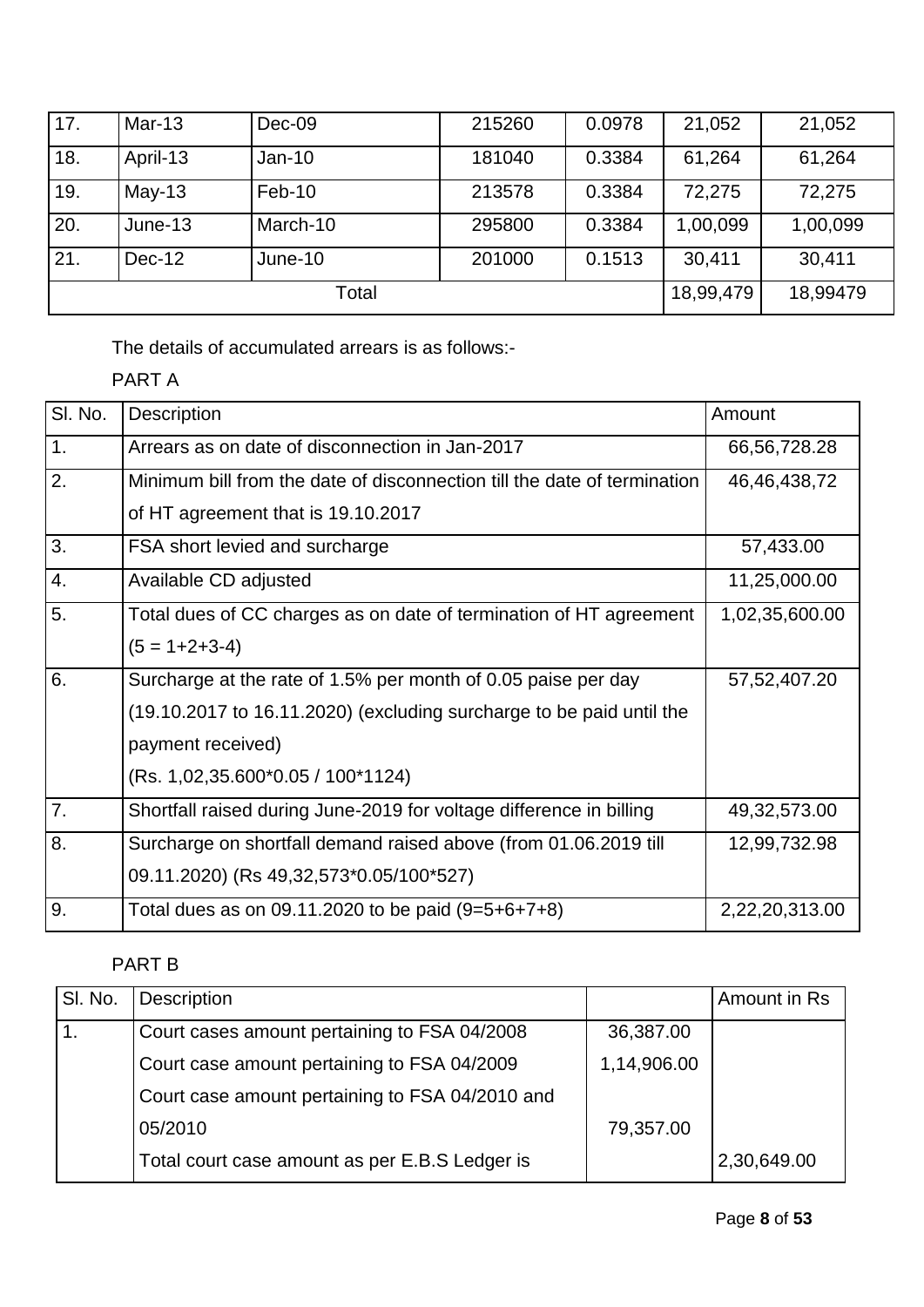| | | | | | | |
|---|---|---|---|---|---|---|
| 17. | Mar-13 | Dec-09 | 215260 | 0.0978 | 21,052 | 21,052 |
| 18. | April-13 | Jan-10 | 181040 | 0.3384 | 61,264 | 61,264 |
| 19. | May-13 | Feb-10 | 213578 | 0.3384 | 72,275 | 72,275 |
| 20. | June-13 | March-10 | 295800 | 0.3384 | 1,00,099 | 1,00,099 |
| 21. | Dec-12 | June-10 | 201000 | 0.1513 | 30,411 | 30,411 |
| Total | | | | | 18,99,479 | 18,99479 |

The details of accumulated arrears is as follows:-

PART A

| Sl. No. | Description | Amount |
|---|---|---|
| 1. | Arrears as on date of disconnection in Jan-2017 | 66,56,728.28 |
| 2. | Minimum bill from the date of disconnection till the date of termination of HT agreement that is 19.10.2017 | 46,46,438,72 |
| 3. | FSA short levied and surcharge | 57,433.00 |
| 4. | Available CD adjusted | 11,25,000.00 |
| 5. | Total dues of CC charges as on date of termination of HT agreement (5 = 1+2+3-4) | 1,02,35,600.00 |
| 6. | Surcharge at the rate of 1.5% per month of 0.05 paise per day (19.10.2017 to 16.11.2020) (excluding surcharge to be paid until the payment received) (Rs. 1,02,35.600*0.05 / 100*1124) | 57,52,407.20 |
| 7. | Shortfall raised during June-2019 for voltage difference in billing | 49,32,573.00 |
| 8. | Surcharge on shortfall demand raised above (from 01.06.2019 till 09.11.2020) (Rs 49,32,573*0.05/100*527) | 12,99,732.98 |
| 9. | Total dues as on 09.11.2020 to be paid (9=5+6+7+8) | 2,22,20,313.00 |

PART B

| Sl. No. | Description | | Amount in Rs |
|---|---|---|---|
| 1. | Court cases amount pertaining to FSA 04/2008 | 36,387.00 | |
| | Court case amount pertaining to FSA 04/2009 | 1,14,906.00 | |
| | Court case amount pertaining to FSA 04/2010 and 05/2010 | 79,357.00 | |
| | Total court case amount as per E.B.S Ledger is | | 2,30,649.00 |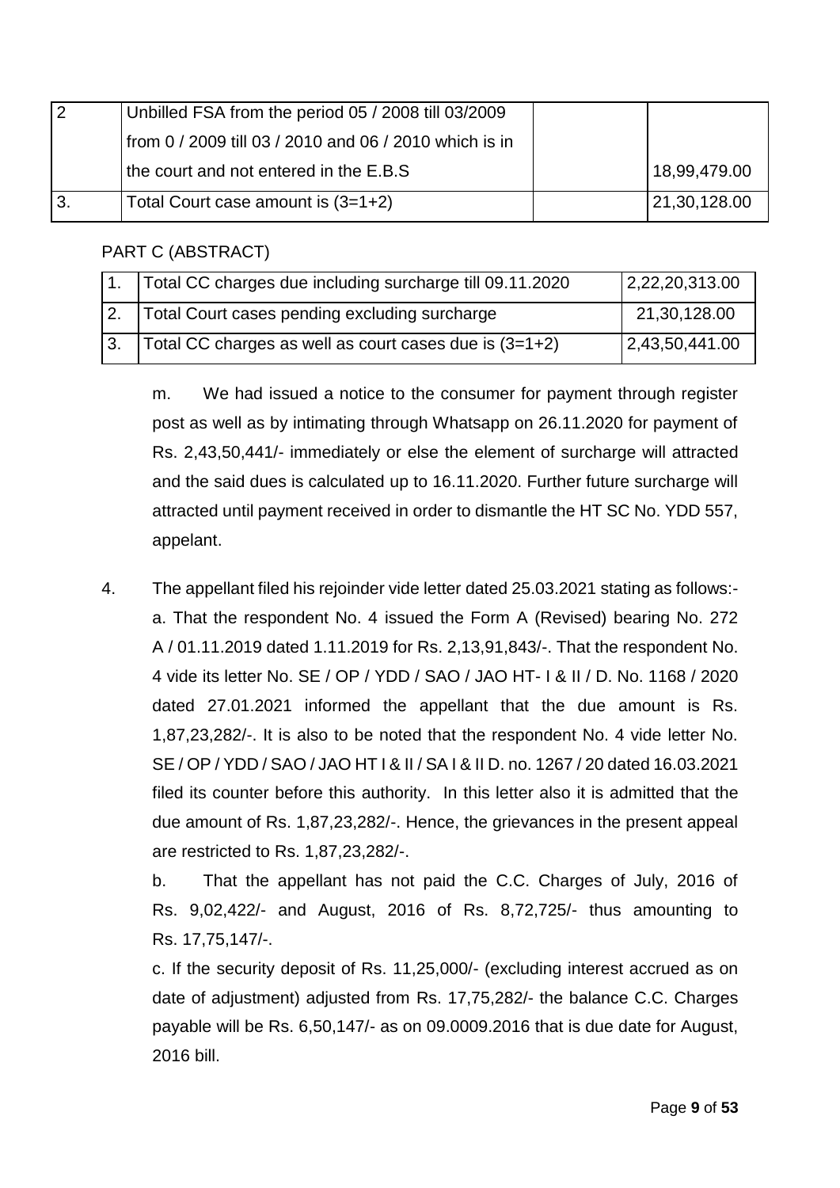| | | | |
|---|---|---|---|
| 2 | Unbilled FSA from the period 05 / 2008 till 03/2009 from 0 / 2009 till 03 / 2010 and 06 / 2010 which is in the court and not entered in the E.B.S | | 18,99,479.00 |
| 3. | Total Court case amount is (3=1+2) | | 21,30,128.00 |

PART C (ABSTRACT)

| | | |
|---|---|---|
| 1. | Total CC charges due including surcharge till 09.11.2020 | 2,22,20,313.00 |
| 2. | Total Court cases pending excluding surcharge | 21,30,128.00 |
| 3. | Total CC charges as well as court cases due is (3=1+2) | 2,43,50,441.00 |

m. We had issued a notice to the consumer for payment through register post as well as by intimating through Whatsapp on 26.11.2020 for payment of Rs. 2,43,50,441/- immediately or else the element of surcharge will attracted and the said dues is calculated up to 16.11.2020. Further future surcharge will attracted until payment received in order to dismantle the HT SC No. YDD 557, appelant.

4. The appellant filed his rejoinder vide letter dated 25.03.2021 stating as follows:-

a. That the respondent No. 4 issued the Form A (Revised) bearing No. 272 A / 01.11.2019 dated 1.11.2019 for Rs. 2,13,91,843/-. That the respondent No. 4 vide its letter No. SE / OP / YDD / SAO / JAO HT- I & II / D. No. 1168 / 2020 dated 27.01.2021 informed the appellant that the due amount is Rs. 1,87,23,282/-. It is also to be noted that the respondent No. 4 vide letter No. SE / OP / YDD / SAO / JAO HT I & II / SA I & II D. no. 1267 / 20 dated 16.03.2021 filed its counter before this authority. In this letter also it is admitted that the due amount of Rs. 1,87,23,282/-. Hence, the grievances in the present appeal are restricted to Rs. 1,87,23,282/-.

b. That the appellant has not paid the C.C. Charges of July, 2016 of Rs. 9,02,422/- and August, 2016 of Rs. 8,72,725/- thus amounting to Rs. 17,75,147/-.

c. If the security deposit of Rs. 11,25,000/- (excluding interest accrued as on date of adjustment) adjusted from Rs. 17,75,282/- the balance C.C. Charges payable will be Rs. 6,50,147/- as on 09.0009.2016 that is due date for August, 2016 bill.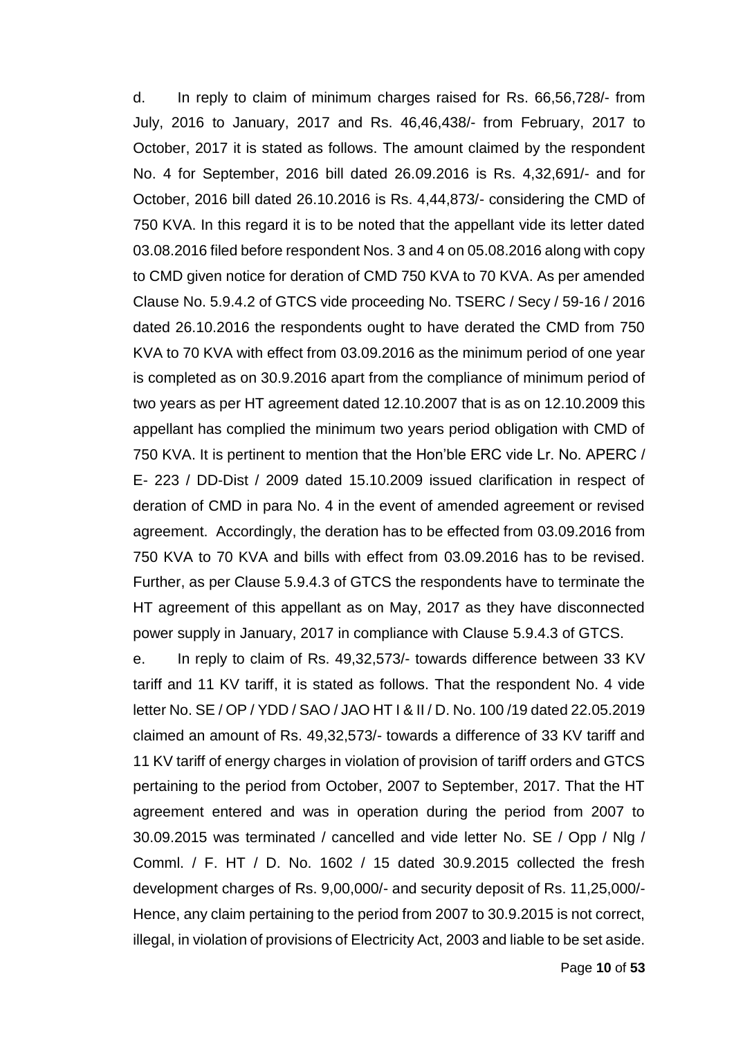d. In reply to claim of minimum charges raised for Rs. 66,56,728/- from July, 2016 to January, 2017 and Rs. 46,46,438/- from February, 2017 to October, 2017 it is stated as follows. The amount claimed by the respondent No. 4 for September, 2016 bill dated 26.09.2016 is Rs. 4,32,691/- and for October, 2016 bill dated 26.10.2016 is Rs. 4,44,873/- considering the CMD of 750 KVA. In this regard it is to be noted that the appellant vide its letter dated 03.08.2016 filed before respondent Nos. 3 and 4 on 05.08.2016 along with copy to CMD given notice for deration of CMD 750 KVA to 70 KVA. As per amended Clause No. 5.9.4.2 of GTCS vide proceeding No. TSERC / Secy / 59-16 / 2016 dated 26.10.2016 the respondents ought to have derated the CMD from 750 KVA to 70 KVA with effect from 03.09.2016 as the minimum period of one year is completed as on 30.9.2016 apart from the compliance of minimum period of two years as per HT agreement dated 12.10.2007 that is as on 12.10.2009 this appellant has complied the minimum two years period obligation with CMD of 750 KVA. It is pertinent to mention that the Hon'ble ERC vide Lr. No. APERC / E- 223 / DD-Dist / 2009 dated 15.10.2009 issued clarification in respect of deration of CMD in para No. 4 in the event of amended agreement or revised agreement. Accordingly, the deration has to be effected from 03.09.2016 from 750 KVA to 70 KVA and bills with effect from 03.09.2016 has to be revised. Further, as per Clause 5.9.4.3 of GTCS the respondents have to terminate the HT agreement of this appellant as on May, 2017 as they have disconnected power supply in January, 2017 in compliance with Clause 5.9.4.3 of GTCS.

e. In reply to claim of Rs. 49,32,573/- towards difference between 33 KV tariff and 11 KV tariff, it is stated as follows. That the respondent No. 4 vide letter No. SE / OP / YDD / SAO / JAO HT I & II / D. No. 100 /19 dated 22.05.2019 claimed an amount of Rs. 49,32,573/- towards a difference of 33 KV tariff and 11 KV tariff of energy charges in violation of provision of tariff orders and GTCS pertaining to the period from October, 2007 to September, 2017. That the HT agreement entered and was in operation during the period from 2007 to 30.09.2015 was terminated / cancelled and vide letter No. SE / Opp / Nlg / Comml. / F. HT / D. No. 1602 / 15 dated 30.9.2015 collected the fresh development charges of Rs. 9,00,000/- and security deposit of Rs. 11,25,000/- Hence, any claim pertaining to the period from 2007 to 30.9.2015 is not correct, illegal, in violation of provisions of Electricity Act, 2003 and liable to be set aside.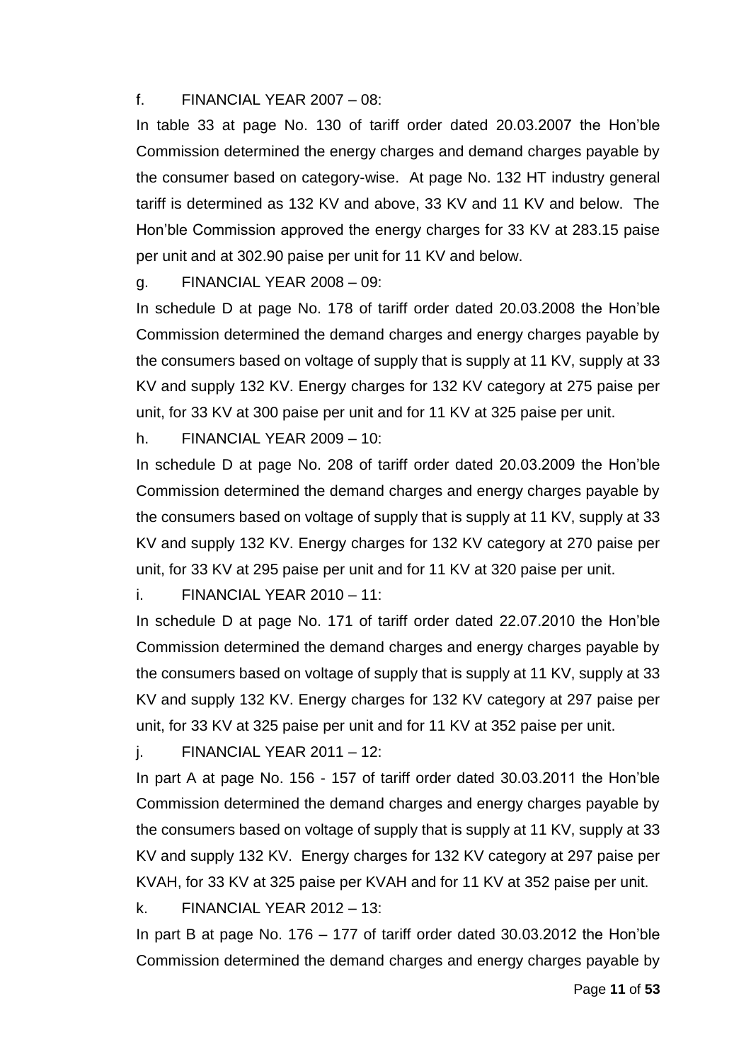f. FINANCIAL YEAR 2007 – 08:

In table 33 at page No. 130 of tariff order dated 20.03.2007 the Hon'ble Commission determined the energy charges and demand charges payable by the consumer based on category-wise. At page No. 132 HT industry general tariff is determined as 132 KV and above, 33 KV and 11 KV and below. The Hon'ble Commission approved the energy charges for 33 KV at 283.15 paise per unit and at 302.90 paise per unit for 11 KV and below.

g. FINANCIAL YEAR 2008 – 09:

In schedule D at page No. 178 of tariff order dated 20.03.2008 the Hon'ble Commission determined the demand charges and energy charges payable by the consumers based on voltage of supply that is supply at 11 KV, supply at 33 KV and supply 132 KV. Energy charges for 132 KV category at 275 paise per unit, for 33 KV at 300 paise per unit and for 11 KV at 325 paise per unit.

h. FINANCIAL YEAR 2009 – 10:

In schedule D at page No. 208 of tariff order dated 20.03.2009 the Hon'ble Commission determined the demand charges and energy charges payable by the consumers based on voltage of supply that is supply at 11 KV, supply at 33 KV and supply 132 KV. Energy charges for 132 KV category at 270 paise per unit, for 33 KV at 295 paise per unit and for 11 KV at 320 paise per unit.

i. FINANCIAL YEAR 2010 – 11:

In schedule D at page No. 171 of tariff order dated 22.07.2010 the Hon'ble Commission determined the demand charges and energy charges payable by the consumers based on voltage of supply that is supply at 11 KV, supply at 33 KV and supply 132 KV. Energy charges for 132 KV category at 297 paise per unit, for 33 KV at 325 paise per unit and for 11 KV at 352 paise per unit.

j. FINANCIAL YEAR 2011 – 12:

In part A at page No. 156 - 157 of tariff order dated 30.03.2011 the Hon'ble Commission determined the demand charges and energy charges payable by the consumers based on voltage of supply that is supply at 11 KV, supply at 33 KV and supply 132 KV. Energy charges for 132 KV category at 297 paise per KVAH, for 33 KV at 325 paise per KVAH and for 11 KV at 352 paise per unit.

k. FINANCIAL YEAR 2012 – 13:

In part B at page No. 176 – 177 of tariff order dated 30.03.2012 the Hon'ble Commission determined the demand charges and energy charges payable by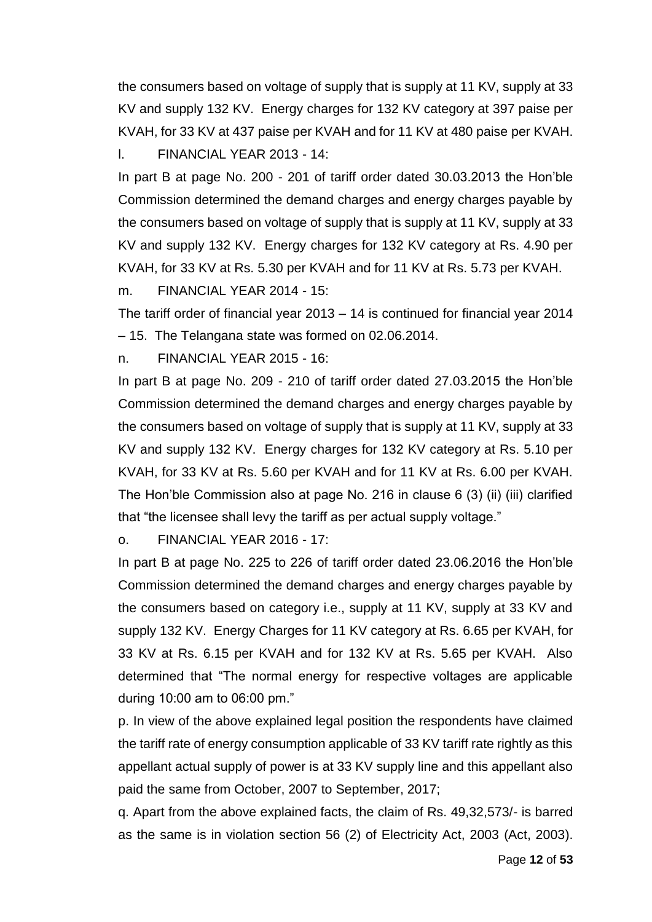the consumers based on voltage of supply that is supply at 11 KV, supply at 33 KV and supply 132 KV. Energy charges for 132 KV category at 397 paise per KVAH, for 33 KV at 437 paise per KVAH and for 11 KV at 480 paise per KVAH.

l. FINANCIAL YEAR 2013 - 14:

In part B at page No. 200 - 201 of tariff order dated 30.03.2013 the Hon'ble Commission determined the demand charges and energy charges payable by the consumers based on voltage of supply that is supply at 11 KV, supply at 33 KV and supply 132 KV. Energy charges for 132 KV category at Rs. 4.90 per KVAH, for 33 KV at Rs. 5.30 per KVAH and for 11 KV at Rs. 5.73 per KVAH.

m. FINANCIAL YEAR 2014 - 15:

The tariff order of financial year 2013 – 14 is continued for financial year 2014 – 15. The Telangana state was formed on 02.06.2014.

n. FINANCIAL YEAR 2015 - 16:

In part B at page No. 209 - 210 of tariff order dated 27.03.2015 the Hon'ble Commission determined the demand charges and energy charges payable by the consumers based on voltage of supply that is supply at 11 KV, supply at 33 KV and supply 132 KV. Energy charges for 132 KV category at Rs. 5.10 per KVAH, for 33 KV at Rs. 5.60 per KVAH and for 11 KV at Rs. 6.00 per KVAH. The Hon'ble Commission also at page No. 216 in clause 6 (3) (ii) (iii) clarified that "the licensee shall levy the tariff as per actual supply voltage."

o. FINANCIAL YEAR 2016 - 17:

In part B at page No. 225 to 226 of tariff order dated 23.06.2016 the Hon'ble Commission determined the demand charges and energy charges payable by the consumers based on category i.e., supply at 11 KV, supply at 33 KV and supply 132 KV. Energy Charges for 11 KV category at Rs. 6.65 per KVAH, for 33 KV at Rs. 6.15 per KVAH and for 132 KV at Rs. 5.65 per KVAH. Also determined that "The normal energy for respective voltages are applicable during 10:00 am to 06:00 pm."

p. In view of the above explained legal position the respondents have claimed the tariff rate of energy consumption applicable of 33 KV tariff rate rightly as this appellant actual supply of power is at 33 KV supply line and this appellant also paid the same from October, 2007 to September, 2017;

q. Apart from the above explained facts, the claim of Rs. 49,32,573/- is barred as the same is in violation section 56 (2) of Electricity Act, 2003 (Act, 2003).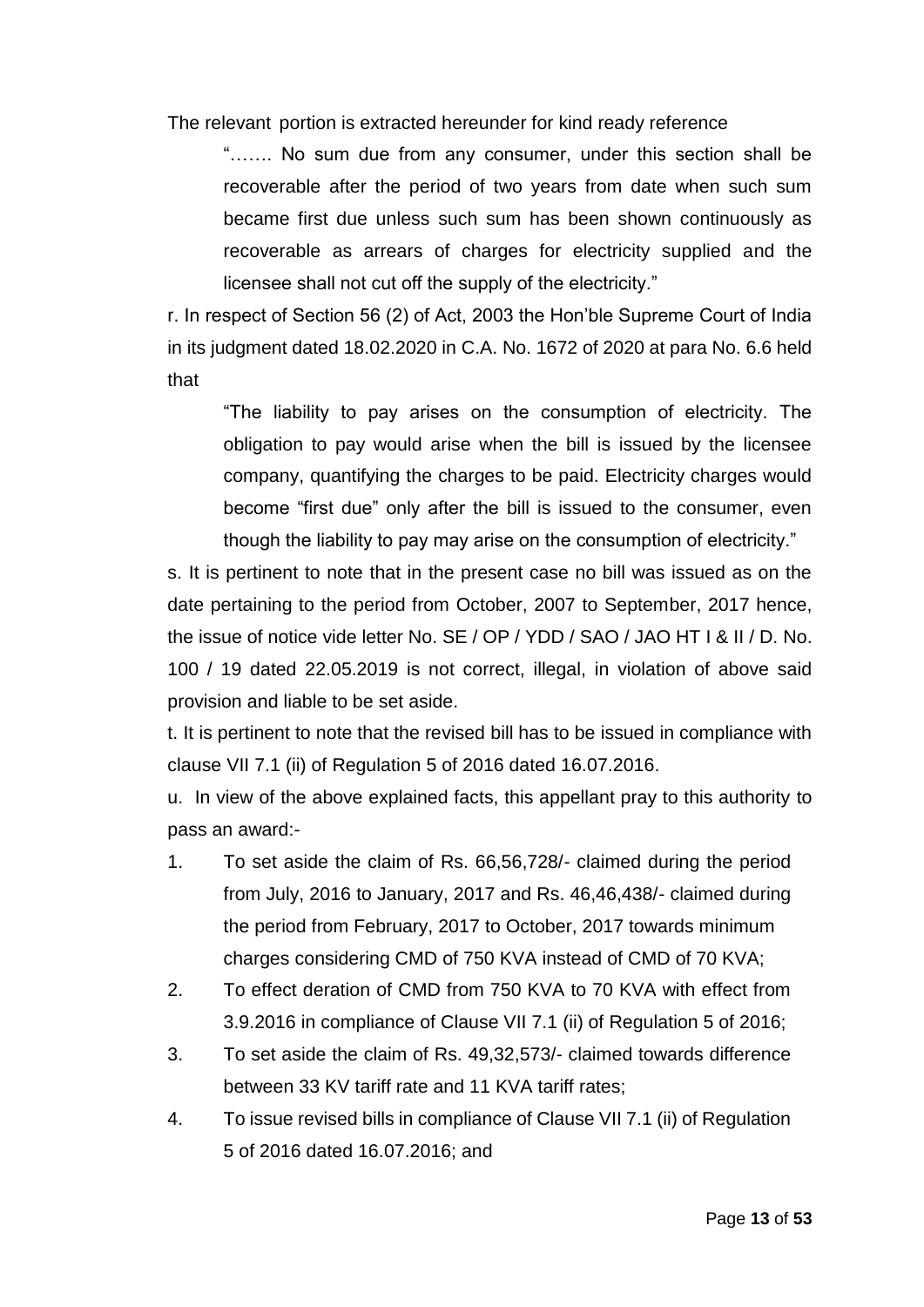The relevant portion is extracted hereunder for kind ready reference

> "……. No sum due from any consumer, under this section shall be recoverable after the period of two years from date when such sum became first due unless such sum has been shown continuously as recoverable as arrears of charges for electricity supplied and the licensee shall not cut off the supply of the electricity."

r. In respect of Section 56 (2) of Act, 2003 the Hon'ble Supreme Court of India in its judgment dated 18.02.2020 in C.A. No. 1672 of 2020 at para No. 6.6 held that

> "The liability to pay arises on the consumption of electricity. The obligation to pay would arise when the bill is issued by the licensee company, quantifying the charges to be paid. Electricity charges would become "first due" only after the bill is issued to the consumer, even though the liability to pay may arise on the consumption of electricity."

s. It is pertinent to note that in the present case no bill was issued as on the date pertaining to the period from October, 2007 to September, 2017 hence, the issue of notice vide letter No. SE / OP / YDD / SAO / JAO HT I & II / D. No. 100 / 19 dated 22.05.2019 is not correct, illegal, in violation of above said provision and liable to be set aside.

t. It is pertinent to note that the revised bill has to be issued in compliance with clause VII 7.1 (ii) of Regulation 5 of 2016 dated 16.07.2016.

u. In view of the above explained facts, this appellant pray to this authority to pass an award:-

1. To set aside the claim of Rs. 66,56,728/- claimed during the period from July, 2016 to January, 2017 and Rs. 46,46,438/- claimed during the period from February, 2017 to October, 2017 towards minimum charges considering CMD of 750 KVA instead of CMD of 70 KVA;
2. To effect deration of CMD from 750 KVA to 70 KVA with effect from 3.9.2016 in compliance of Clause VII 7.1 (ii) of Regulation 5 of 2016;
3. To set aside the claim of Rs. 49,32,573/- claimed towards difference between 33 KV tariff rate and 11 KVA tariff rates;
4. To issue revised bills in compliance of Clause VII 7.1 (ii) of Regulation 5 of 2016 dated 16.07.2016; and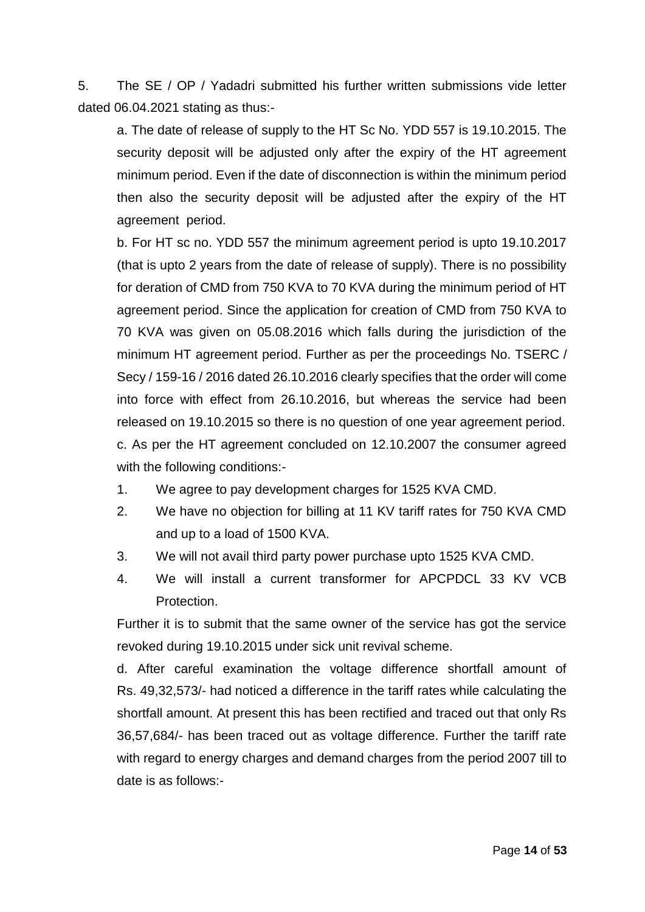5. The SE / OP / Yadadri submitted his further written submissions vide letter dated 06.04.2021 stating as thus:-

a. The date of release of supply to the HT Sc No. YDD 557 is 19.10.2015. The security deposit will be adjusted only after the expiry of the HT agreement minimum period. Even if the date of disconnection is within the minimum period then also the security deposit will be adjusted after the expiry of the HT agreement period.

b. For HT sc no. YDD 557 the minimum agreement period is upto 19.10.2017 (that is upto 2 years from the date of release of supply). There is no possibility for deration of CMD from 750 KVA to 70 KVA during the minimum period of HT agreement period. Since the application for creation of CMD from 750 KVA to 70 KVA was given on 05.08.2016 which falls during the jurisdiction of the minimum HT agreement period. Further as per the proceedings No. TSERC / Secy / 159-16 / 2016 dated 26.10.2016 clearly specifies that the order will come into force with effect from 26.10.2016, but whereas the service had been released on 19.10.2015 so there is no question of one year agreement period.

c. As per the HT agreement concluded on 12.10.2007 the consumer agreed with the following conditions:-

1. We agree to pay development charges for 1525 KVA CMD.
2. We have no objection for billing at 11 KV tariff rates for 750 KVA CMD and up to a load of 1500 KVA.
3. We will not avail third party power purchase upto 1525 KVA CMD.
4. We will install a current transformer for APCPDCL 33 KV VCB Protection.

Further it is to submit that the same owner of the service has got the service revoked during 19.10.2015 under sick unit revival scheme.

d. After careful examination the voltage difference shortfall amount of Rs. 49,32,573/- had noticed a difference in the tariff rates while calculating the shortfall amount. At present this has been rectified and traced out that only Rs 36,57,684/- has been traced out as voltage difference. Further the tariff rate with regard to energy charges and demand charges from the period 2007 till to date is as follows:-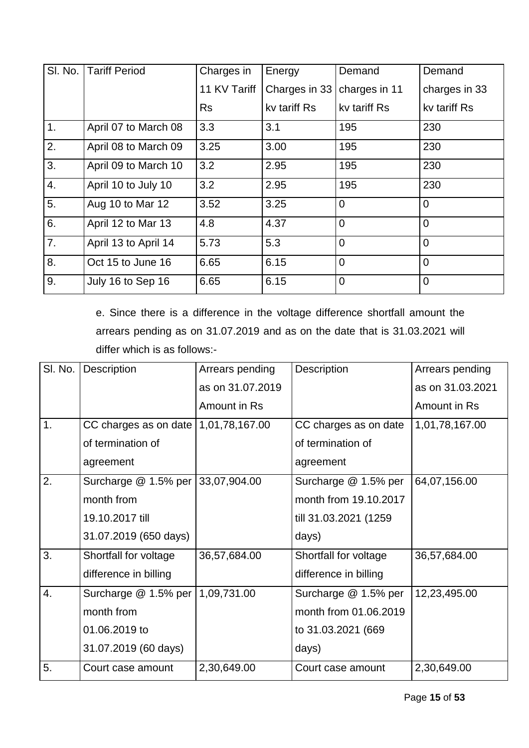| Sl. No. | Tariff Period | Charges in 11 KV Tariff Rs | Energy Charges in 33 kv tariff Rs | Demand charges in 11 kv tariff Rs | Demand charges in 33 kv tariff Rs |
|---|---|---|---|---|---|
| 1. | April 07 to March 08 | 3.3 | 3.1 | 195 | 230 |
| 2. | April 08 to March 09 | 3.25 | 3.00 | 195 | 230 |
| 3. | April 09 to March 10 | 3.2 | 2.95 | 195 | 230 |
| 4. | April 10 to July 10 | 3.2 | 2.95 | 195 | 230 |
| 5. | Aug 10 to Mar 12 | 3.52 | 3.25 | 0 | 0 |
| 6. | April 12 to Mar 13 | 4.8 | 4.37 | 0 | 0 |
| 7. | April 13 to April 14 | 5.73 | 5.3 | 0 | 0 |
| 8. | Oct 15 to June 16 | 6.65 | 6.15 | 0 | 0 |
| 9. | July 16 to Sep 16 | 6.65 | 6.15 | 0 | 0 |

e. Since there is a difference in the voltage difference shortfall amount the arrears pending as on 31.07.2019 and as on the date that is 31.03.2021 will differ which is as follows:-

| Sl. No. | Description | Arrears pending as on 31.07.2019 Amount in Rs | Description | Arrears pending as on 31.03.2021 Amount in Rs |
|---|---|---|---|---|
| 1. | CC charges as on date of termination of agreement | 1,01,78,167.00 | CC charges as on date of termination of agreement | 1,01,78,167.00 |
| 2. | Surcharge @ 1.5% per month from 19.10.2017 till 31.07.2019 (650 days) | 33,07,904.00 | Surcharge @ 1.5% per month from 19.10.2017 till 31.03.2021 (1259 days) | 64,07,156.00 |
| 3. | Shortfall for voltage difference in billing | 36,57,684.00 | Shortfall for voltage difference in billing | 36,57,684.00 |
| 4. | Surcharge @ 1.5% per month from 01.06.2019 to 31.07.2019 (60 days) | 1,09,731.00 | Surcharge @ 1.5% per month from 01.06.2019 to 31.03.2021 (669 days) | 12,23,495.00 |
| 5. | Court case amount | 2,30,649.00 | Court case amount | 2,30,649.00 |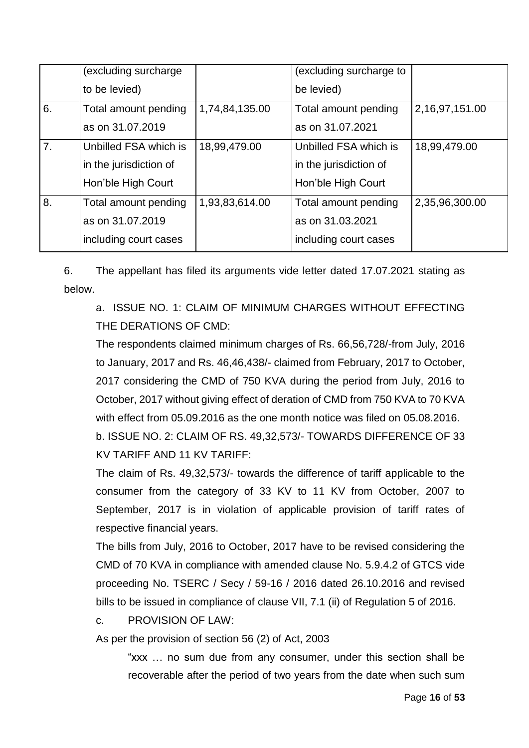| | | | | |
|---|---|---|---|---|
| | (excluding surcharge to be levied) | | (excluding surcharge to be levied) | |
| 6. | Total amount pending as on 31.07.2019 | 1,74,84,135.00 | Total amount pending as on 31.07.2021 | 2,16,97,151.00 |
| 7. | Unbilled FSA which is in the jurisdiction of Hon'ble High Court | 18,99,479.00 | Unbilled FSA which is in the jurisdiction of Hon'ble High Court | 18,99,479.00 |
| 8. | Total amount pending as on 31.07.2019 including court cases | 1,93,83,614.00 | Total amount pending as on 31.03.2021 including court cases | 2,35,96,300.00 |

6. The appellant has filed its arguments vide letter dated 17.07.2021 stating as below.

a. ISSUE NO. 1: CLAIM OF MINIMUM CHARGES WITHOUT EFFECTING THE DERATIONS OF CMD:

The respondents claimed minimum charges of Rs. 66,56,728/-from July, 2016 to January, 2017 and Rs. 46,46,438/- claimed from February, 2017 to October, 2017 considering the CMD of 750 KVA during the period from July, 2016 to October, 2017 without giving effect of deration of CMD from 750 KVA to 70 KVA with effect from 05.09.2016 as the one month notice was filed on 05.08.2016.

b. ISSUE NO. 2: CLAIM OF RS. 49,32,573/- TOWARDS DIFFERENCE OF 33 KV TARIFF AND 11 KV TARIFF:

The claim of Rs. 49,32,573/- towards the difference of tariff applicable to the consumer from the category of 33 KV to 11 KV from October, 2007 to September, 2017 is in violation of applicable provision of tariff rates of respective financial years.

The bills from July, 2016 to October, 2017 have to be revised considering the CMD of 70 KVA in compliance with amended clause No. 5.9.4.2 of GTCS vide proceeding No. TSERC / Secy / 59-16 / 2016 dated 26.10.2016 and revised bills to be issued in compliance of clause VII, 7.1 (ii) of Regulation 5 of 2016.

c. PROVISION OF LAW:

As per the provision of section 56 (2) of Act, 2003

> "xxx … no sum due from any consumer, under this section shall be recoverable after the period of two years from the date when such sum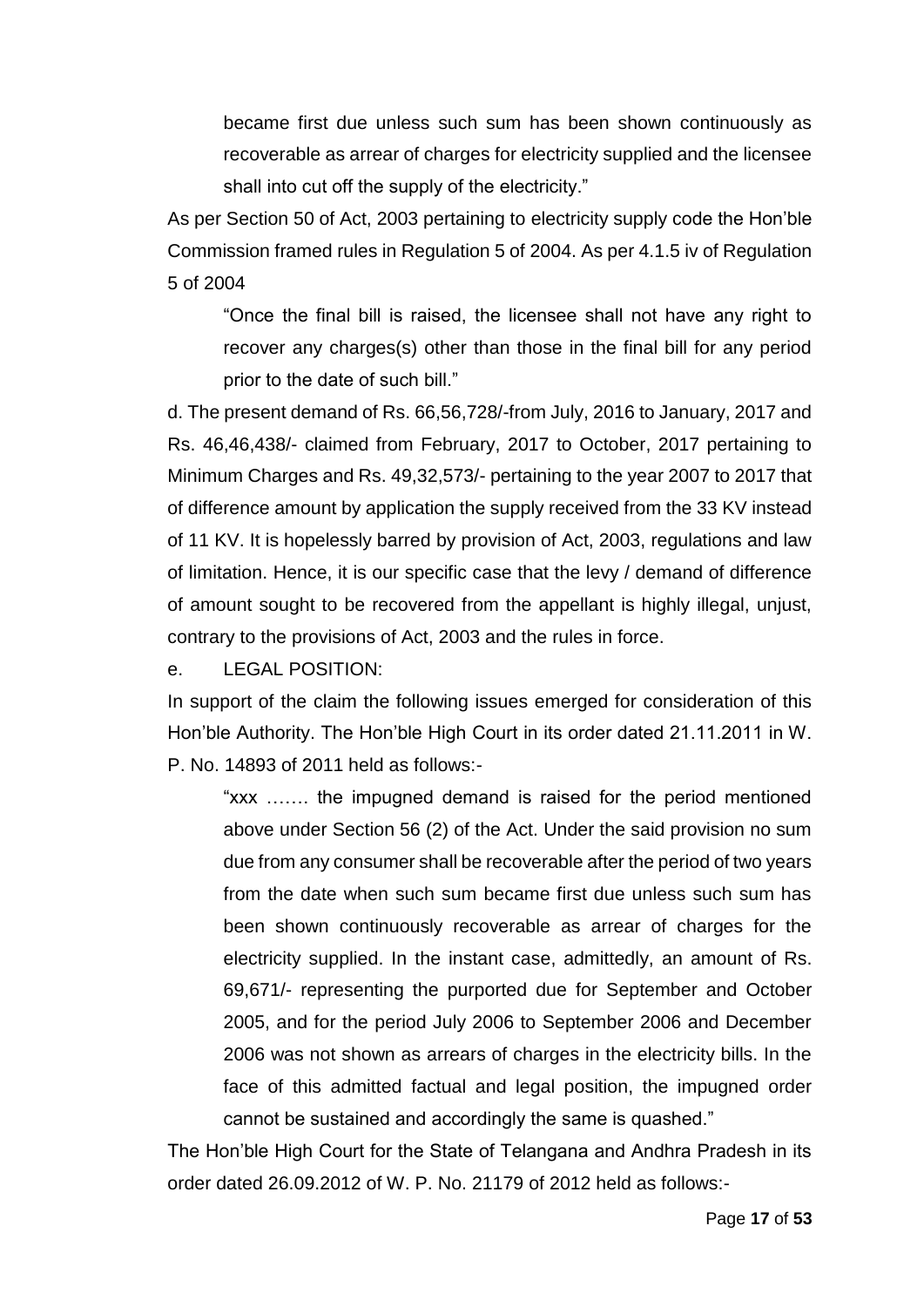became first due unless such sum has been shown continuously as recoverable as arrear of charges for electricity supplied and the licensee shall into cut off the supply of the electricity."

As per Section 50 of Act, 2003 pertaining to electricity supply code the Hon'ble Commission framed rules in Regulation 5 of 2004. As per 4.1.5 iv of Regulation 5 of 2004

> "Once the final bill is raised, the licensee shall not have any right to recover any charges(s) other than those in the final bill for any period prior to the date of such bill."

d. The present demand of Rs. 66,56,728/-from July, 2016 to January, 2017 and Rs. 46,46,438/- claimed from February, 2017 to October, 2017 pertaining to Minimum Charges and Rs. 49,32,573/- pertaining to the year 2007 to 2017 that of difference amount by application the supply received from the 33 KV instead of 11 KV. It is hopelessly barred by provision of Act, 2003, regulations and law of limitation. Hence, it is our specific case that the levy / demand of difference of amount sought to be recovered from the appellant is highly illegal, unjust, contrary to the provisions of Act, 2003 and the rules in force.

e. LEGAL POSITION:

In support of the claim the following issues emerged for consideration of this Hon'ble Authority. The Hon'ble High Court in its order dated 21.11.2011 in W. P. No. 14893 of 2011 held as follows:-

> "xxx ……. the impugned demand is raised for the period mentioned above under Section 56 (2) of the Act. Under the said provision no sum due from any consumer shall be recoverable after the period of two years from the date when such sum became first due unless such sum has been shown continuously recoverable as arrear of charges for the electricity supplied. In the instant case, admittedly, an amount of Rs. 69,671/- representing the purported due for September and October 2005, and for the period July 2006 to September 2006 and December 2006 was not shown as arrears of charges in the electricity bills. In the face of this admitted factual and legal position, the impugned order cannot be sustained and accordingly the same is quashed."

The Hon'ble High Court for the State of Telangana and Andhra Pradesh in its order dated 26.09.2012 of W. P. No. 21179 of 2012 held as follows:-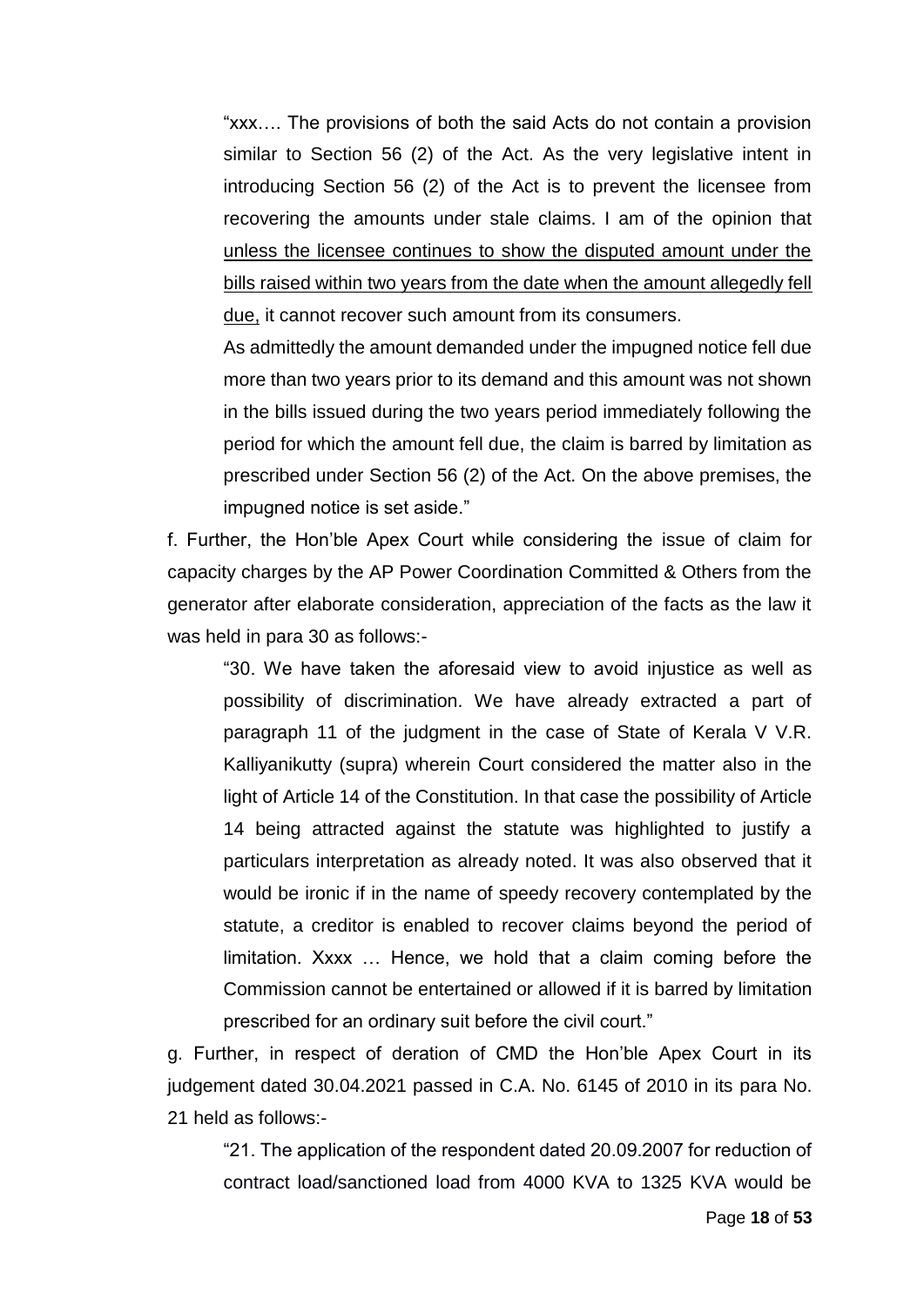> "xxx…. The provisions of both the said Acts do not contain a provision similar to Section 56 (2) of the Act. As the very legislative intent in introducing Section 56 (2) of the Act is to prevent the licensee from recovering the amounts under stale claims. I am of the opinion that <u>unless the licensee continues to show the disputed amount under the bills raised within two years from the date when the amount allegedly fell due,</u> it cannot recover such amount from its consumers.
>
> As admittedly the amount demanded under the impugned notice fell due more than two years prior to its demand and this amount was not shown in the bills issued during the two years period immediately following the period for which the amount fell due, the claim is barred by limitation as prescribed under Section 56 (2) of the Act. On the above premises, the impugned notice is set aside."

f. Further, the Hon'ble Apex Court while considering the issue of claim for capacity charges by the AP Power Coordination Committed & Others from the generator after elaborate consideration, appreciation of the facts as the law it was held in para 30 as follows:-

> "30. We have taken the aforesaid view to avoid injustice as well as possibility of discrimination. We have already extracted a part of paragraph 11 of the judgment in the case of State of Kerala V V.R. Kalliyanikutty (supra) wherein Court considered the matter also in the light of Article 14 of the Constitution. In that case the possibility of Article 14 being attracted against the statute was highlighted to justify a particulars interpretation as already noted. It was also observed that it would be ironic if in the name of speedy recovery contemplated by the statute, a creditor is enabled to recover claims beyond the period of limitation. Xxxx … Hence, we hold that a claim coming before the Commission cannot be entertained or allowed if it is barred by limitation prescribed for an ordinary suit before the civil court."

g. Further, in respect of deration of CMD the Hon'ble Apex Court in its judgement dated 30.04.2021 passed in C.A. No. 6145 of 2010 in its para No. 21 held as follows:-

> "21. The application of the respondent dated 20.09.2007 for reduction of contract load/sanctioned load from 4000 KVA to 1325 KVA would be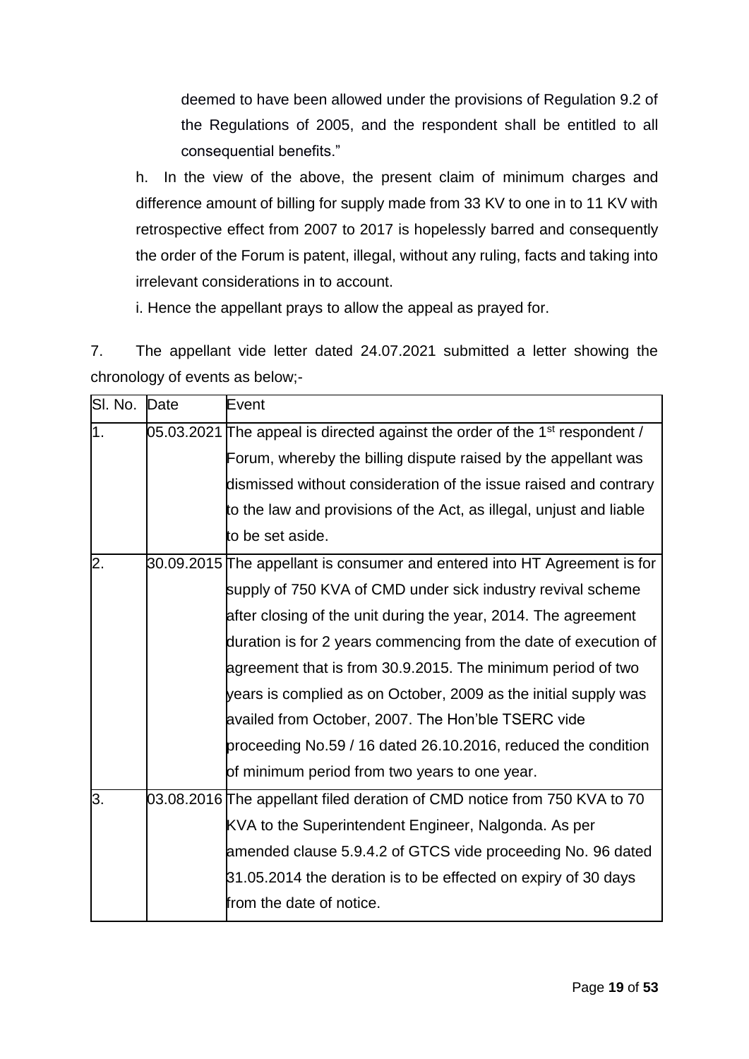deemed to have been allowed under the provisions of Regulation 9.2 of the Regulations of 2005, and the respondent shall be entitled to all consequential benefits."

h. In the view of the above, the present claim of minimum charges and difference amount of billing for supply made from 33 KV to one in to 11 KV with retrospective effect from 2007 to 2017 is hopelessly barred and consequently the order of the Forum is patent, illegal, without any ruling, facts and taking into irrelevant considerations in to account.

i. Hence the appellant prays to allow the appeal as prayed for.

7. The appellant vide letter dated 24.07.2021 submitted a letter showing the chronology of events as below;-

| Sl. No. | Date | Event |
|---|---|---|
| 1. | 05.03.2021 | The appeal is directed against the order of the 1st respondent / Forum, whereby the billing dispute raised by the appellant was dismissed without consideration of the issue raised and contrary to the law and provisions of the Act, as illegal, unjust and liable to be set aside. |
| 2. | 30.09.2015 | The appellant is consumer and entered into HT Agreement is for supply of 750 KVA of CMD under sick industry revival scheme after closing of the unit during the year, 2014. The agreement duration is for 2 years commencing from the date of execution of agreement that is from 30.9.2015. The minimum period of two years is complied as on October, 2009 as the initial supply was availed from October, 2007. The Hon'ble TSERC vide proceeding No.59 / 16 dated 26.10.2016, reduced the condition of minimum period from two years to one year. |
| 3. | 03.08.2016 | The appellant filed deration of CMD notice from 750 KVA to 70 KVA to the Superintendent Engineer, Nalgonda. As per amended clause 5.9.4.2 of GTCS vide proceeding No. 96 dated 31.05.2014 the deration is to be effected on expiry of 30 days from the date of notice. |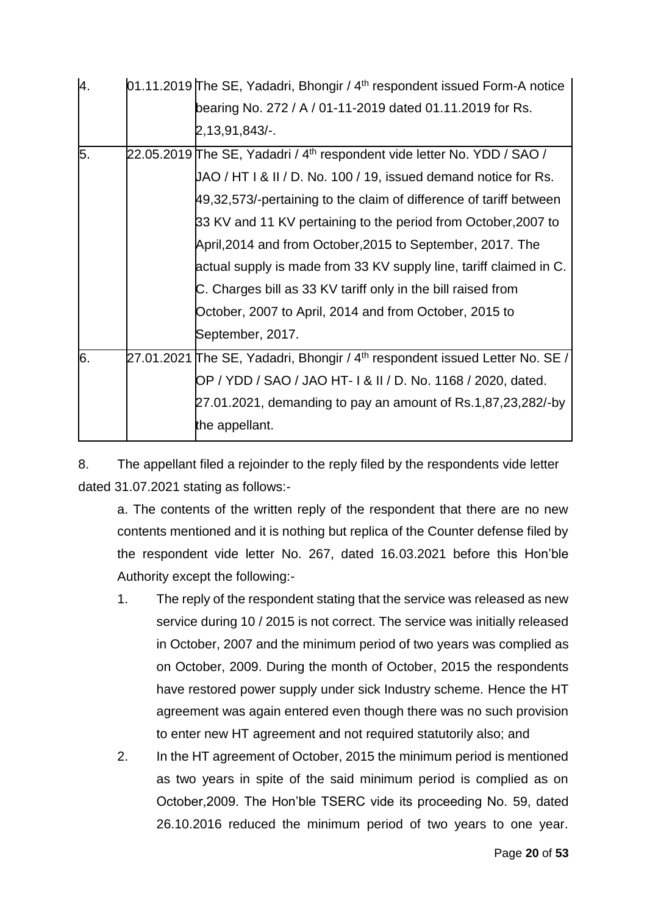| | | |
|---|---|---|
| 4. | 01.11.2019 | The SE, Yadadri, Bhongir / 4th respondent issued Form-A notice bearing No. 272 / A / 01-11-2019 dated 01.11.2019 for Rs. 2,13,91,843/-. |
| 5. | 22.05.2019 | The SE, Yadadri / 4th respondent vide letter No. YDD / SAO / JAO / HT I & II / D. No. 100 / 19, issued demand notice for Rs. 49,32,573/-pertaining to the claim of difference of tariff between 33 KV and 11 KV pertaining to the period from October,2007 to April,2014 and from October,2015 to September, 2017. The actual supply is made from 33 KV supply line, tariff claimed in C. C. Charges bill as 33 KV tariff only in the bill raised from October, 2007 to April, 2014 and from October, 2015 to September, 2017. |
| 6. | 27.01.2021 | The SE, Yadadri, Bhongir / 4th respondent issued Letter No. SE / OP / YDD / SAO / JAO HT- I & II / D. No. 1168 / 2020, dated. 27.01.2021, demanding to pay an amount of Rs.1,87,23,282/-by the appellant. |

8. The appellant filed a rejoinder to the reply filed by the respondents vide letter dated 31.07.2021 stating as follows:-

a. The contents of the written reply of the respondent that there are no new contents mentioned and it is nothing but replica of the Counter defense filed by the respondent vide letter No. 267, dated 16.03.2021 before this Hon'ble Authority except the following:-

1. The reply of the respondent stating that the service was released as new service during 10 / 2015 is not correct. The service was initially released in October, 2007 and the minimum period of two years was complied as on October, 2009. During the month of October, 2015 the respondents have restored power supply under sick Industry scheme. Hence the HT agreement was again entered even though there was no such provision to enter new HT agreement and not required statutorily also; and
2. In the HT agreement of October, 2015 the minimum period is mentioned as two years in spite of the said minimum period is complied as on October,2009. The Hon'ble TSERC vide its proceeding No. 59, dated 26.10.2016 reduced the minimum period of two years to one year.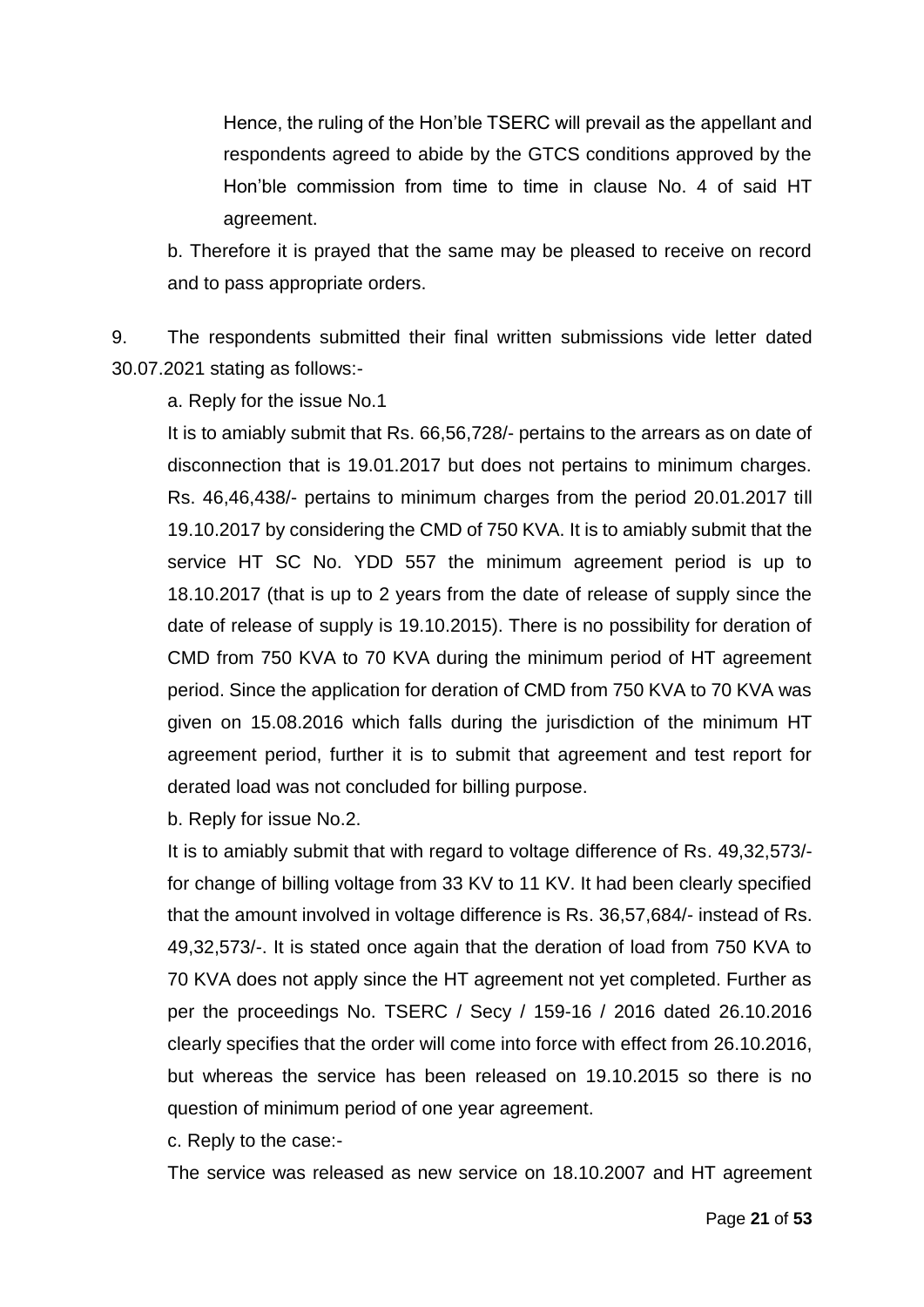Hence, the ruling of the Hon'ble TSERC will prevail as the appellant and respondents agreed to abide by the GTCS conditions approved by the Hon'ble commission from time to time in clause No. 4 of said HT agreement.

b. Therefore it is prayed that the same may be pleased to receive on record and to pass appropriate orders.

9. The respondents submitted their final written submissions vide letter dated 30.07.2021 stating as follows:-

a. Reply for the issue No.1

It is to amiably submit that Rs. 66,56,728/- pertains to the arrears as on date of disconnection that is 19.01.2017 but does not pertains to minimum charges. Rs. 46,46,438/- pertains to minimum charges from the period 20.01.2017 till 19.10.2017 by considering the CMD of 750 KVA. It is to amiably submit that the service HT SC No. YDD 557 the minimum agreement period is up to 18.10.2017 (that is up to 2 years from the date of release of supply since the date of release of supply is 19.10.2015). There is no possibility for deration of CMD from 750 KVA to 70 KVA during the minimum period of HT agreement period. Since the application for deration of CMD from 750 KVA to 70 KVA was given on 15.08.2016 which falls during the jurisdiction of the minimum HT agreement period, further it is to submit that agreement and test report for derated load was not concluded for billing purpose.

b. Reply for issue No.2.

It is to amiably submit that with regard to voltage difference of Rs. 49,32,573/- for change of billing voltage from 33 KV to 11 KV. It had been clearly specified that the amount involved in voltage difference is Rs. 36,57,684/- instead of Rs. 49,32,573/-. It is stated once again that the deration of load from 750 KVA to 70 KVA does not apply since the HT agreement not yet completed. Further as per the proceedings No. TSERC / Secy / 159-16 / 2016 dated 26.10.2016 clearly specifies that the order will come into force with effect from 26.10.2016, but whereas the service has been released on 19.10.2015 so there is no question of minimum period of one year agreement.

c. Reply to the case:-

The service was released as new service on 18.10.2007 and HT agreement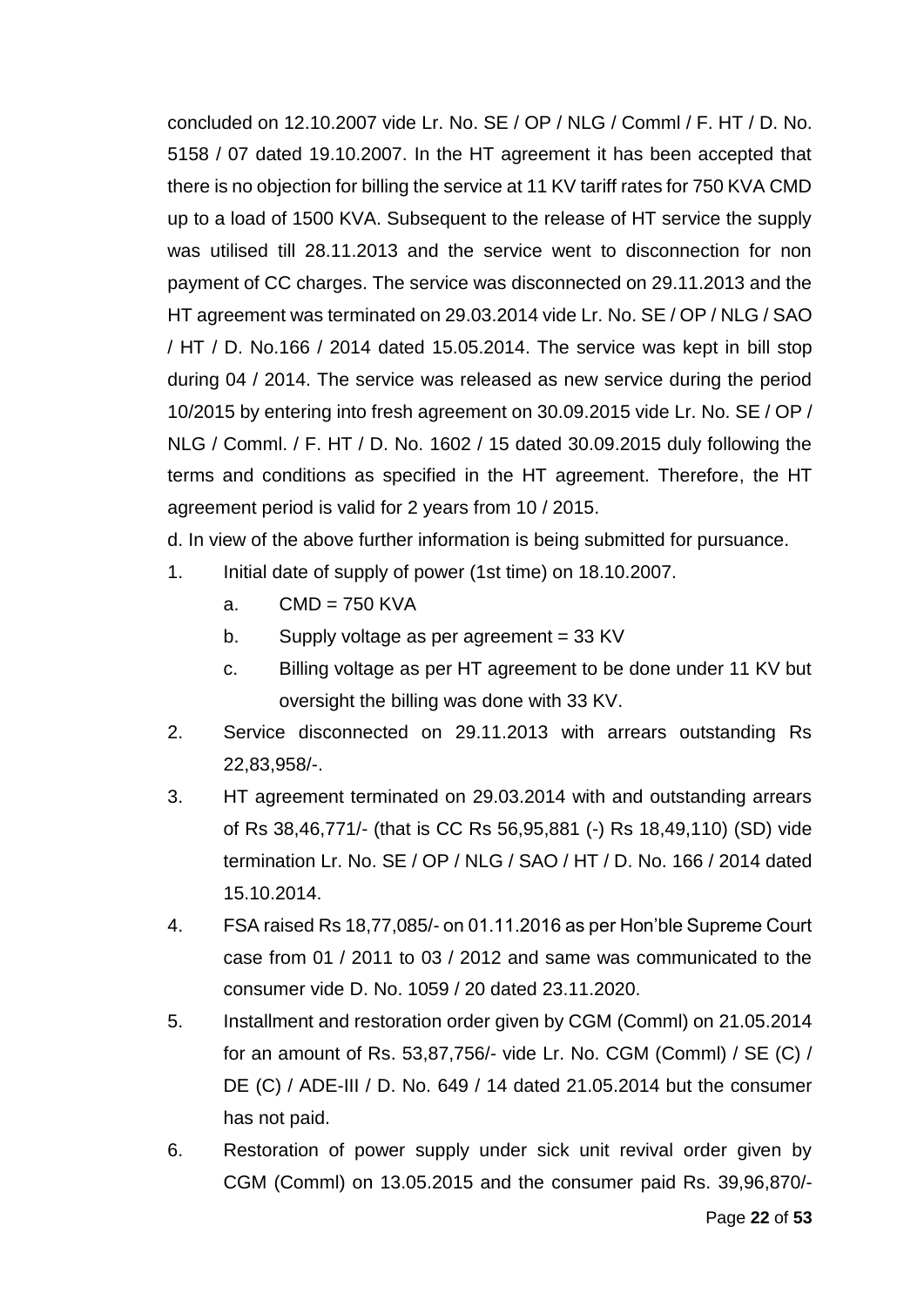concluded on 12.10.2007 vide Lr. No. SE / OP / NLG / Comml / F. HT / D. No. 5158 / 07 dated 19.10.2007. In the HT agreement it has been accepted that there is no objection for billing the service at 11 KV tariff rates for 750 KVA CMD up to a load of 1500 KVA. Subsequent to the release of HT service the supply was utilised till 28.11.2013 and the service went to disconnection for non payment of CC charges. The service was disconnected on 29.11.2013 and the HT agreement was terminated on 29.03.2014 vide Lr. No. SE / OP / NLG / SAO / HT / D. No.166 / 2014 dated 15.05.2014. The service was kept in bill stop during 04 / 2014. The service was released as new service during the period 10/2015 by entering into fresh agreement on 30.09.2015 vide Lr. No. SE / OP / NLG / Comml. / F. HT / D. No. 1602 / 15 dated 30.09.2015 duly following the terms and conditions as specified in the HT agreement. Therefore, the HT agreement period is valid for 2 years from 10 / 2015.

d. In view of the above further information is being submitted for pursuance.

1. Initial date of supply of power (1st time) on 18.10.2007.
   a. CMD = 750 KVA
   b. Supply voltage as per agreement = 33 KV
   c. Billing voltage as per HT agreement to be done under 11 KV but oversight the billing was done with 33 KV.
2. Service disconnected on 29.11.2013 with arrears outstanding Rs 22,83,958/-.
3. HT agreement terminated on 29.03.2014 with and outstanding arrears of Rs 38,46,771/- (that is CC Rs 56,95,881 (-) Rs 18,49,110) (SD) vide termination Lr. No. SE / OP / NLG / SAO / HT / D. No. 166 / 2014 dated 15.10.2014.
4. FSA raised Rs 18,77,085/- on 01.11.2016 as per Hon'ble Supreme Court case from 01 / 2011 to 03 / 2012 and same was communicated to the consumer vide D. No. 1059 / 20 dated 23.11.2020.
5. Installment and restoration order given by CGM (Comml) on 21.05.2014 for an amount of Rs. 53,87,756/- vide Lr. No. CGM (Comml) / SE (C) / DE (C) / ADE-III / D. No. 649 / 14 dated 21.05.2014 but the consumer has not paid.
6. Restoration of power supply under sick unit revival order given by CGM (Comml) on 13.05.2015 and the consumer paid Rs. 39,96,870/-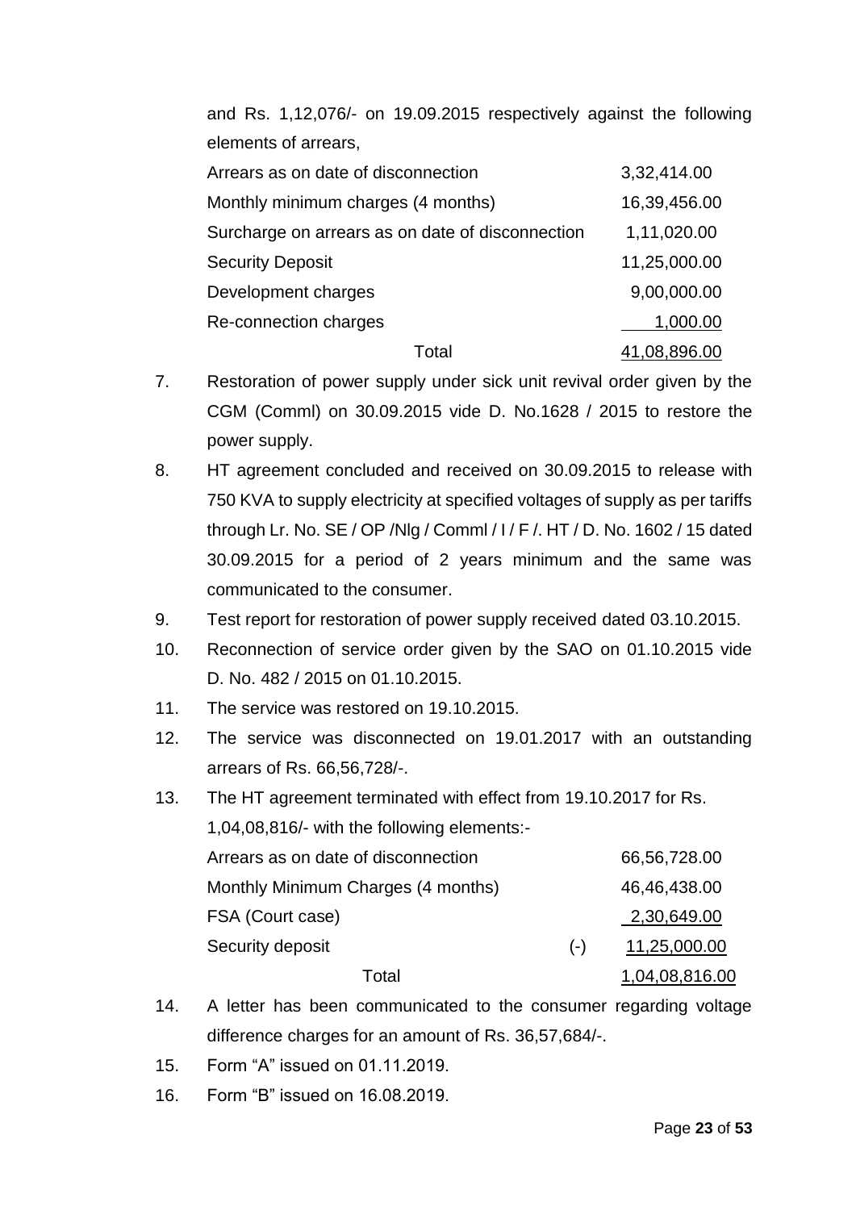and Rs. 1,12,076/- on 19.09.2015 respectively against the following elements of arrears,

| | |
|---|---|
| Arrears as on date of disconnection | 3,32,414.00 |
| Monthly minimum charges (4 months) | 16,39,456.00 |
| Surcharge on arrears as on date of disconnection | 1,11,020.00 |
| Security Deposit | 11,25,000.00 |
| Development charges | 9,00,000.00 |
| Re-connection charges | 1,000.00 |
| Total | 41,08,896.00 |

7. Restoration of power supply under sick unit revival order given by the CGM (Comml) on 30.09.2015 vide D. No.1628 / 2015 to restore the power supply.
8. HT agreement concluded and received on 30.09.2015 to release with 750 KVA to supply electricity at specified voltages of supply as per tariffs through Lr. No. SE / OP /Nlg / Comml / I / F /. HT / D. No. 1602 / 15 dated 30.09.2015 for a period of 2 years minimum and the same was communicated to the consumer.
9. Test report for restoration of power supply received dated 03.10.2015.
10. Reconnection of service order given by the SAO on 01.10.2015 vide D. No. 482 / 2015 on 01.10.2015.
11. The service was restored on 19.10.2015.
12. The service was disconnected on 19.01.2017 with an outstanding arrears of Rs. 66,56,728/-.
13. The HT agreement terminated with effect from 19.10.2017 for Rs. 1,04,08,816/- with the following elements:-

| | | |
|---|---|---|
| Arrears as on date of disconnection | | 66,56,728.00 |
| Monthly Minimum Charges (4 months) | | 46,46,438.00 |
| FSA (Court case) | | 2,30,649.00 |
| Security deposit | (-) | 11,25,000.00 |
| Total | | 1,04,08,816.00 |

14. A letter has been communicated to the consumer regarding voltage difference charges for an amount of Rs. 36,57,684/-.
15. Form "A" issued on 01.11.2019.
16. Form "B" issued on 16.08.2019.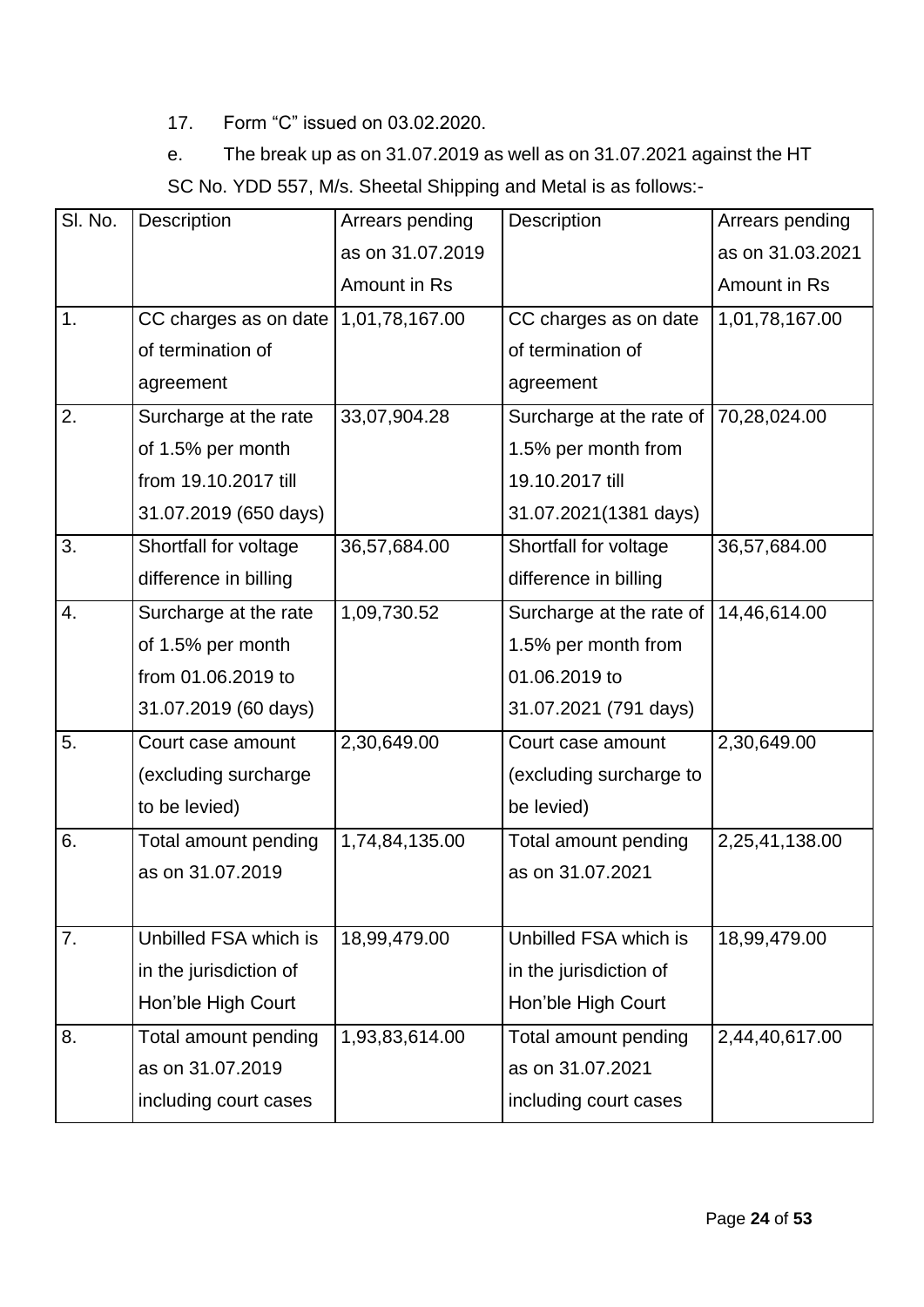17. Form "C" issued on 03.02.2020.

e. The break up as on 31.07.2019 as well as on 31.07.2021 against the HT SC No. YDD 557, M/s. Sheetal Shipping and Metal is as follows:-

| Sl. No. | Description | Arrears pending as on 31.07.2019 Amount in Rs | Description | Arrears pending as on 31.03.2021 Amount in Rs |
|---|---|---|---|---|
| 1. | CC charges as on date of termination of agreement | 1,01,78,167.00 | CC charges as on date of termination of agreement | 1,01,78,167.00 |
| 2. | Surcharge at the rate of 1.5% per month from 19.10.2017 till 31.07.2019 (650 days) | 33,07,904.28 | Surcharge at the rate of 1.5% per month from 19.10.2017 till 31.07.2021(1381 days) | 70,28,024.00 |
| 3. | Shortfall for voltage difference in billing | 36,57,684.00 | Shortfall for voltage difference in billing | 36,57,684.00 |
| 4. | Surcharge at the rate of 1.5% per month from 01.06.2019 to 31.07.2019 (60 days) | 1,09,730.52 | Surcharge at the rate of 1.5% per month from 01.06.2019 to 31.07.2021 (791 days) | 14,46,614.00 |
| 5. | Court case amount (excluding surcharge to be levied) | 2,30,649.00 | Court case amount (excluding surcharge to be levied) | 2,30,649.00 |
| 6. | Total amount pending as on 31.07.2019 | 1,74,84,135.00 | Total amount pending as on 31.07.2021 | 2,25,41,138.00 |
| 7. | Unbilled FSA which is in the jurisdiction of Hon'ble High Court | 18,99,479.00 | Unbilled FSA which is in the jurisdiction of Hon'ble High Court | 18,99,479.00 |
| 8. | Total amount pending as on 31.07.2019 including court cases | 1,93,83,614.00 | Total amount pending as on 31.07.2021 including court cases | 2,44,40,617.00 |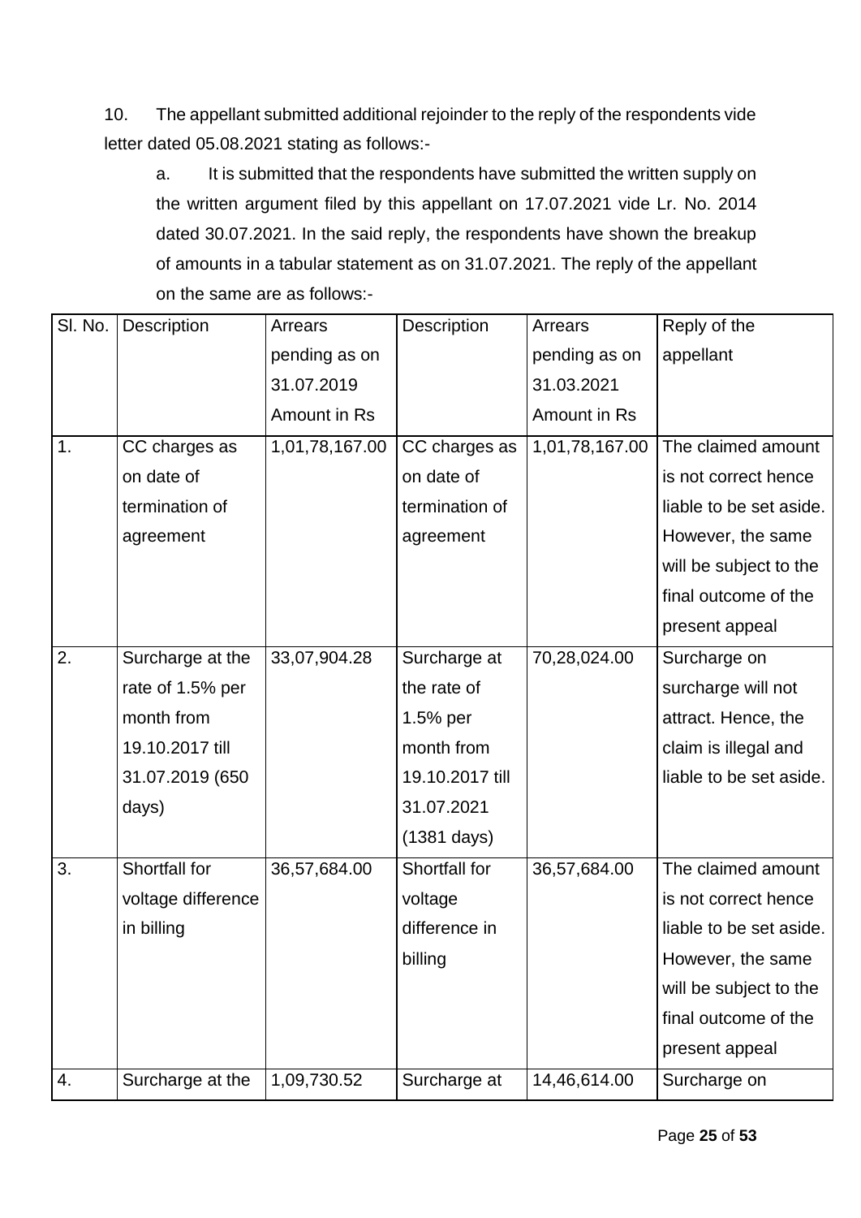10. The appellant submitted additional rejoinder to the reply of the respondents vide letter dated 05.08.2021 stating as follows:-

a. It is submitted that the respondents have submitted the written supply on the written argument filed by this appellant on 17.07.2021 vide Lr. No. 2014 dated 30.07.2021. In the said reply, the respondents have shown the breakup of amounts in a tabular statement as on 31.07.2021. The reply of the appellant on the same are as follows:-

| Sl. No. | Description | Arrears pending as on 31.07.2019 Amount in Rs | Description | Arrears pending as on 31.03.2021 Amount in Rs | Reply of the appellant |
|---|---|---|---|---|---|
| 1. | CC charges as on date of termination of agreement | 1,01,78,167.00 | CC charges as on date of termination of agreement | 1,01,78,167.00 | The claimed amount is not correct hence liable to be set aside. However, the same will be subject to the final outcome of the present appeal |
| 2. | Surcharge at the rate of 1.5% per month from 19.10.2017 till 31.07.2019 (650 days) | 33,07,904.28 | Surcharge at the rate of 1.5% per month from 19.10.2017 till 31.07.2021 (1381 days) | 70,28,024.00 | Surcharge on surcharge will not attract. Hence, the claim is illegal and liable to be set aside. |
| 3. | Shortfall for voltage difference in billing | 36,57,684.00 | Shortfall for voltage difference in billing | 36,57,684.00 | The claimed amount is not correct hence liable to be set aside. However, the same will be subject to the final outcome of the present appeal |
| 4. | Surcharge at the | 1,09,730.52 | Surcharge at | 14,46,614.00 | Surcharge on |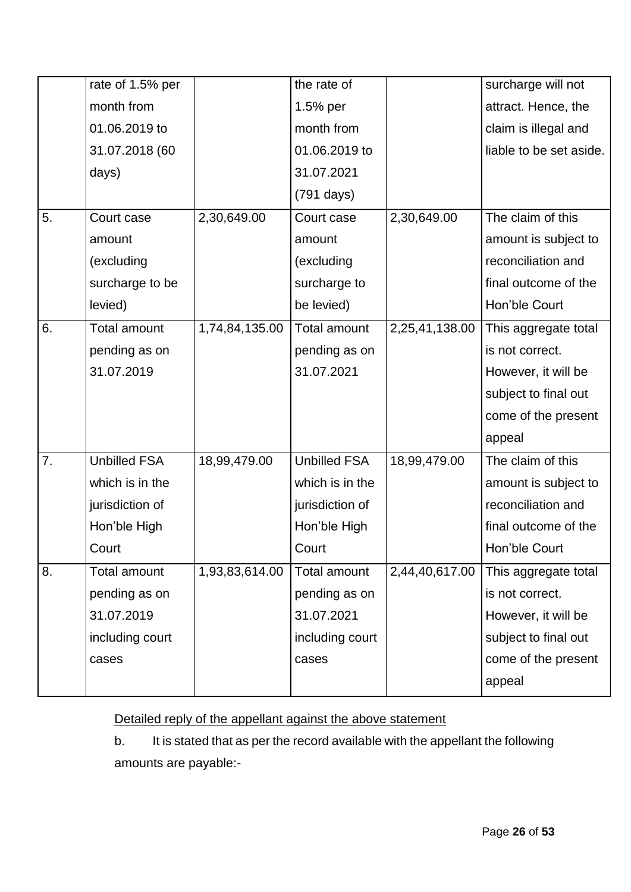| | | | | | |
|---|---|---|---|---|---|
| | rate of 1.5% per month from 01.06.2019 to 31.07.2018 (60 days) | | the rate of 1.5% per month from 01.06.2019 to 31.07.2021 (791 days) | | surcharge will not attract. Hence, the claim is illegal and liable to be set aside. |
| 5. | Court case amount (excluding surcharge to be levied) | 2,30,649.00 | Court case amount (excluding surcharge to be levied) | 2,30,649.00 | The claim of this amount is subject to reconciliation and final outcome of the Hon'ble Court |
| 6. | Total amount pending as on 31.07.2019 | 1,74,84,135.00 | Total amount pending as on 31.07.2021 | 2,25,41,138.00 | This aggregate total is not correct. However, it will be subject to final out come of the present appeal |
| 7. | Unbilled FSA which is in the jurisdiction of Hon'ble High Court | 18,99,479.00 | Unbilled FSA which is in the jurisdiction of Hon'ble High Court | 18,99,479.00 | The claim of this amount is subject to reconciliation and final outcome of the Hon'ble Court |
| 8. | Total amount pending as on 31.07.2019 including court cases | 1,93,83,614.00 | Total amount pending as on 31.07.2021 including court cases | 2,44,40,617.00 | This aggregate total is not correct. However, it will be subject to final out come of the present appeal |

<u>Detailed reply of the appellant against the above statement</u>

b. It is stated that as per the record available with the appellant the following amounts are payable:-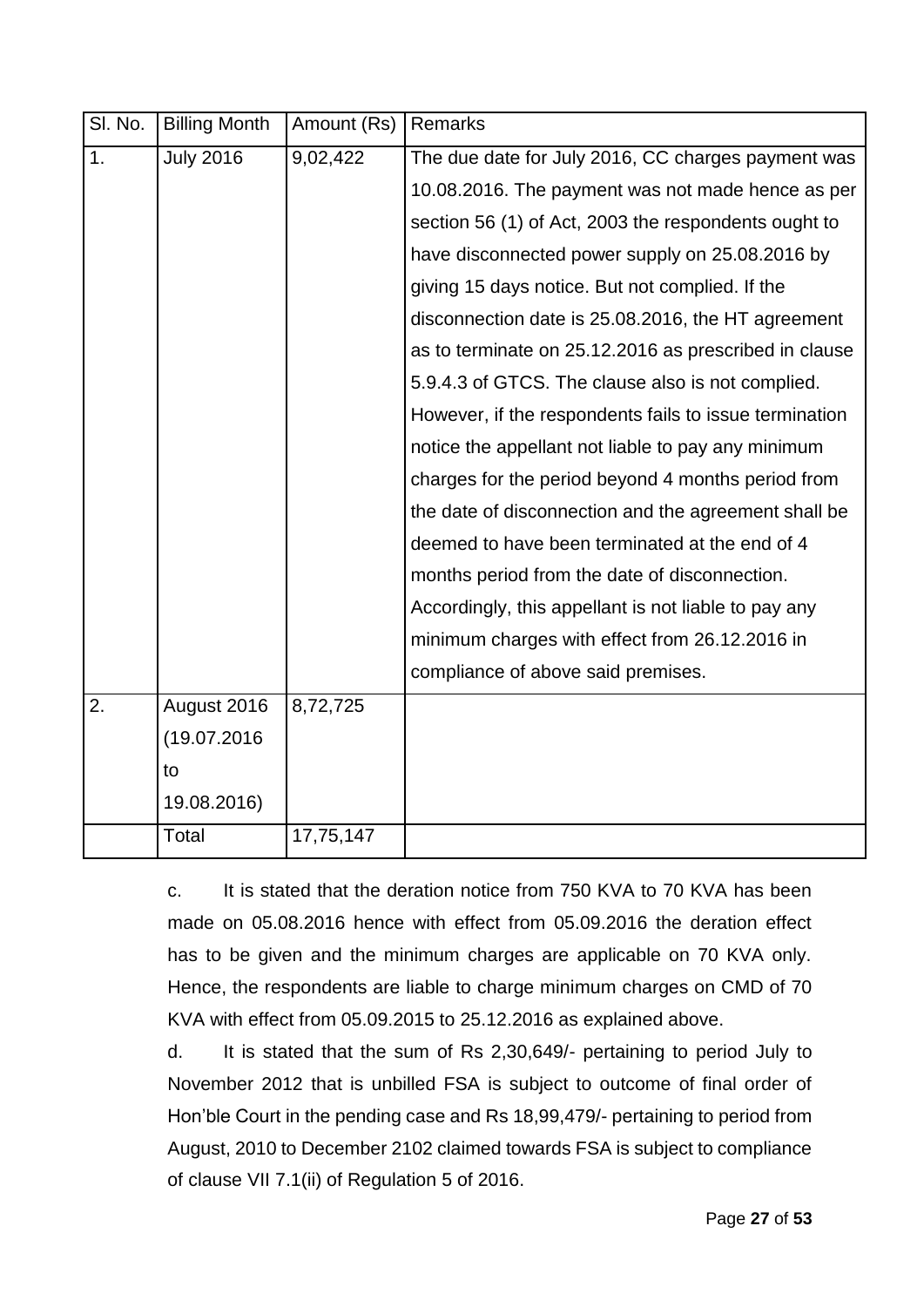| Sl. No. | Billing Month | Amount (Rs) | Remarks |
|---|---|---|---|
| 1. | July 2016 | 9,02,422 | The due date for July 2016, CC charges payment was 10.08.2016. The payment was not made hence as per section 56 (1) of Act, 2003 the respondents ought to have disconnected power supply on 25.08.2016 by giving 15 days notice. But not complied. If the disconnection date is 25.08.2016, the HT agreement as to terminate on 25.12.2016 as prescribed in clause 5.9.4.3 of GTCS. The clause also is not complied. However, if the respondents fails to issue termination notice the appellant not liable to pay any minimum charges for the period beyond 4 months period from the date of disconnection and the agreement shall be deemed to have been terminated at the end of 4 months period from the date of disconnection. Accordingly, this appellant is not liable to pay any minimum charges with effect from 26.12.2016 in compliance of above said premises. |
| 2. | August 2016 (19.07.2016 to 19.08.2016) | 8,72,725 | |
| | Total | 17,75,147 | |

c. It is stated that the deration notice from 750 KVA to 70 KVA has been made on 05.08.2016 hence with effect from 05.09.2016 the deration effect has to be given and the minimum charges are applicable on 70 KVA only. Hence, the respondents are liable to charge minimum charges on CMD of 70 KVA with effect from 05.09.2015 to 25.12.2016 as explained above.

d. It is stated that the sum of Rs 2,30,649/- pertaining to period July to November 2012 that is unbilled FSA is subject to outcome of final order of Hon'ble Court in the pending case and Rs 18,99,479/- pertaining to period from August, 2010 to December 2102 claimed towards FSA is subject to compliance of clause VII 7.1(ii) of Regulation 5 of 2016.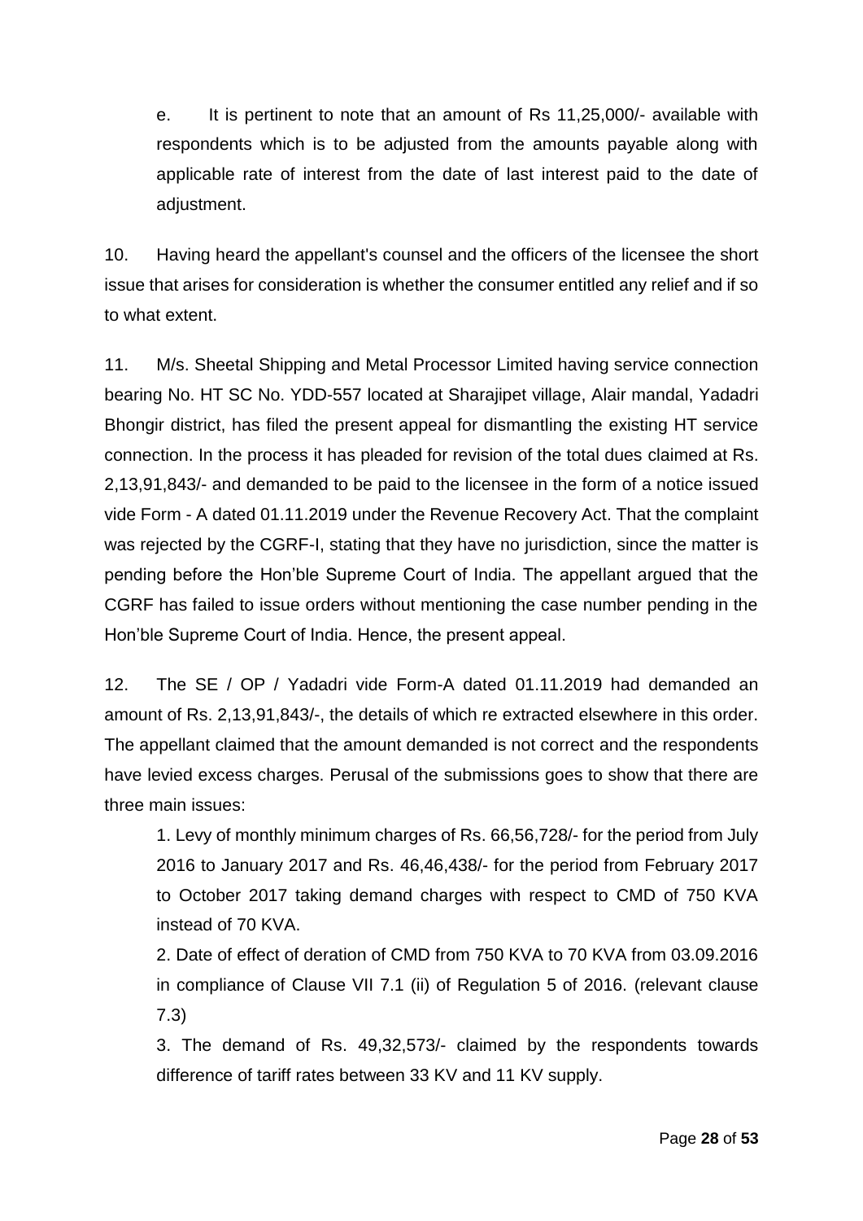e. It is pertinent to note that an amount of Rs 11,25,000/- available with respondents which is to be adjusted from the amounts payable along with applicable rate of interest from the date of last interest paid to the date of adjustment.

10. Having heard the appellant's counsel and the officers of the licensee the short issue that arises for consideration is whether the consumer entitled any relief and if so to what extent.

11. M/s. Sheetal Shipping and Metal Processor Limited having service connection bearing No. HT SC No. YDD-557 located at Sharajipet village, Alair mandal, Yadadri Bhongir district, has filed the present appeal for dismantling the existing HT service connection. In the process it has pleaded for revision of the total dues claimed at Rs. 2,13,91,843/- and demanded to be paid to the licensee in the form of a notice issued vide Form - A dated 01.11.2019 under the Revenue Recovery Act. That the complaint was rejected by the CGRF-I, stating that they have no jurisdiction, since the matter is pending before the Hon'ble Supreme Court of India. The appellant argued that the CGRF has failed to issue orders without mentioning the case number pending in the Hon'ble Supreme Court of India. Hence, the present appeal.

12. The SE / OP / Yadadri vide Form-A dated 01.11.2019 had demanded an amount of Rs. 2,13,91,843/-, the details of which re extracted elsewhere in this order. The appellant claimed that the amount demanded is not correct and the respondents have levied excess charges. Perusal of the submissions goes to show that there are three main issues:

1. Levy of monthly minimum charges of Rs. 66,56,728/- for the period from July 2016 to January 2017 and Rs. 46,46,438/- for the period from February 2017 to October 2017 taking demand charges with respect to CMD of 750 KVA instead of 70 KVA.
2. Date of effect of deration of CMD from 750 KVA to 70 KVA from 03.09.2016 in compliance of Clause VII 7.1 (ii) of Regulation 5 of 2016. (relevant clause 7.3)
3. The demand of Rs. 49,32,573/- claimed by the respondents towards difference of tariff rates between 33 KV and 11 KV supply.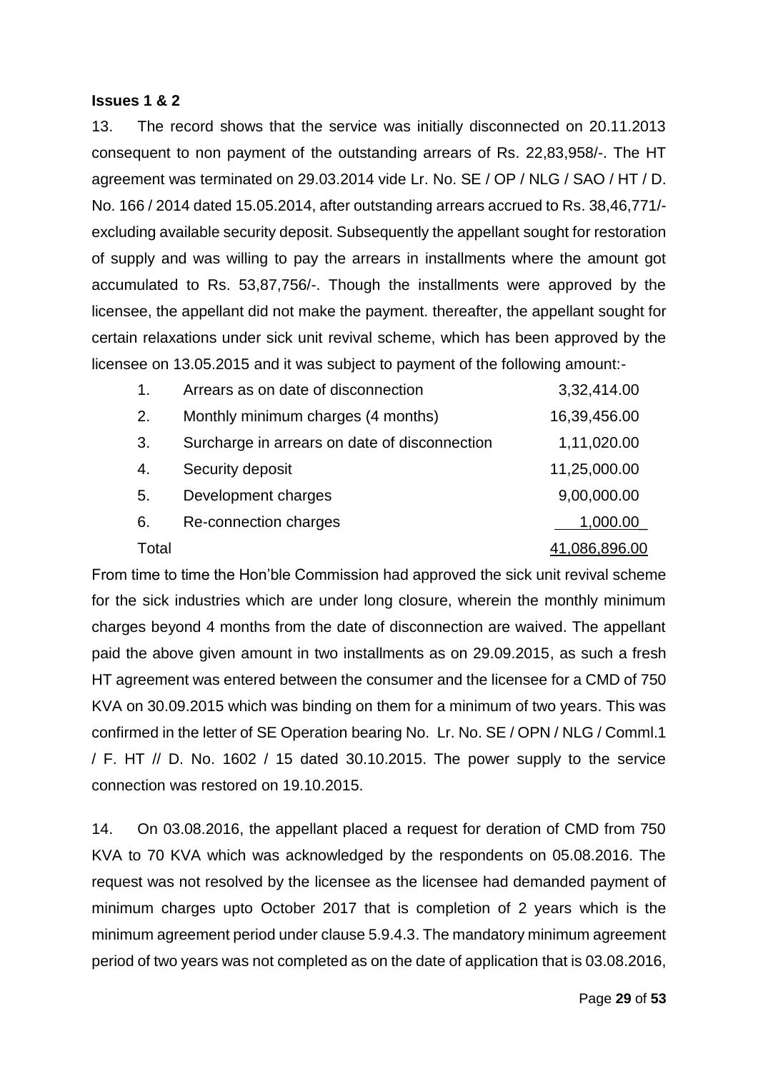**Issues 1 & 2**

13. The record shows that the service was initially disconnected on 20.11.2013 consequent to non payment of the outstanding arrears of Rs. 22,83,958/-. The HT agreement was terminated on 29.03.2014 vide Lr. No. SE / OP / NLG / SAO / HT / D. No. 166 / 2014 dated 15.05.2014, after outstanding arrears accrued to Rs. 38,46,771/- excluding available security deposit. Subsequently the appellant sought for restoration of supply and was willing to pay the arrears in installments where the amount got accumulated to Rs. 53,87,756/-. Though the installments were approved by the licensee, the appellant did not make the payment. thereafter, the appellant sought for certain relaxations under sick unit revival scheme, which has been approved by the licensee on 13.05.2015 and it was subject to payment of the following amount:-

| | | |
|---|---|---|
| 1. | Arrears as on date of disconnection | 3,32,414.00 |
| 2. | Monthly minimum charges (4 months) | 16,39,456.00 |
| 3. | Surcharge in arrears on date of disconnection | 1,11,020.00 |
| 4. | Security deposit | 11,25,000.00 |
| 5. | Development charges | 9,00,000.00 |
| 6. | Re-connection charges | 1,000.00 |
| Total | | 41,086,896.00 |

From time to time the Hon'ble Commission had approved the sick unit revival scheme for the sick industries which are under long closure, wherein the monthly minimum charges beyond 4 months from the date of disconnection are waived. The appellant paid the above given amount in two installments as on 29.09.2015, as such a fresh HT agreement was entered between the consumer and the licensee for a CMD of 750 KVA on 30.09.2015 which was binding on them for a minimum of two years. This was confirmed in the letter of SE Operation bearing No. Lr. No. SE / OPN / NLG / Comml.1 / F. HT // D. No. 1602 / 15 dated 30.10.2015. The power supply to the service connection was restored on 19.10.2015.

14. On 03.08.2016, the appellant placed a request for deration of CMD from 750 KVA to 70 KVA which was acknowledged by the respondents on 05.08.2016. The request was not resolved by the licensee as the licensee had demanded payment of minimum charges upto October 2017 that is completion of 2 years which is the minimum agreement period under clause 5.9.4.3. The mandatory minimum agreement period of two years was not completed as on the date of application that is 03.08.2016,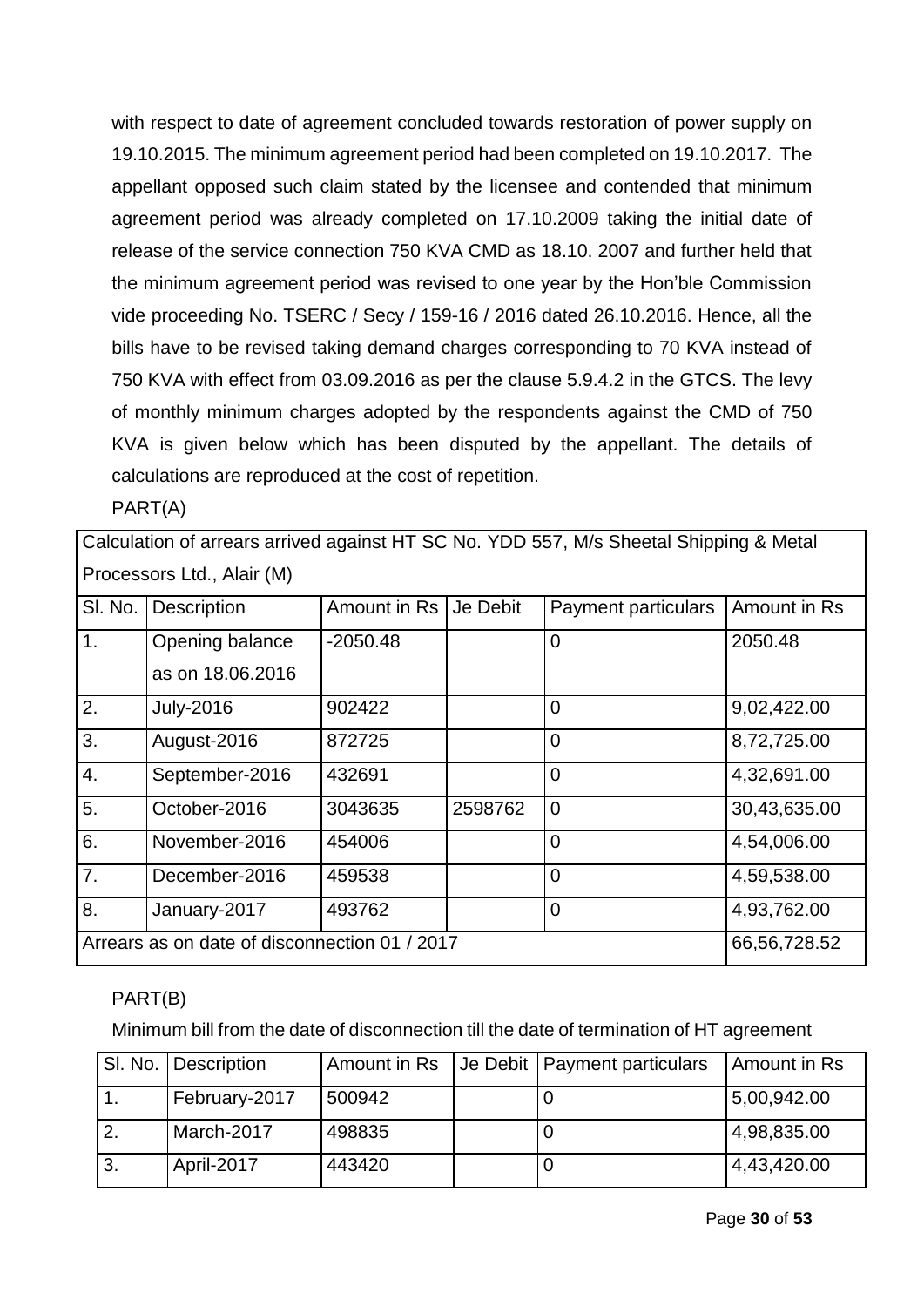with respect to date of agreement concluded towards restoration of power supply on 19.10.2015. The minimum agreement period had been completed on 19.10.2017. The appellant opposed such claim stated by the licensee and contended that minimum agreement period was already completed on 17.10.2009 taking the initial date of release of the service connection 750 KVA CMD as 18.10. 2007 and further held that the minimum agreement period was revised to one year by the Hon'ble Commission vide proceeding No. TSERC / Secy / 159-16 / 2016 dated 26.10.2016. Hence, all the bills have to be revised taking demand charges corresponding to 70 KVA instead of 750 KVA with effect from 03.09.2016 as per the clause 5.9.4.2 in the GTCS. The levy of monthly minimum charges adopted by the respondents against the CMD of 750 KVA is given below which has been disputed by the appellant. The details of calculations are reproduced at the cost of repetition.

PART(A)

| Calculation of arrears arrived against HT SC No. YDD 557, M/s Sheetal Shipping & Metal Processors Ltd., Alair (M) | | | | | |
|---|---|---|---|---|---|
| Sl. No. | Description | Amount in Rs | Je Debit | Payment particulars | Amount in Rs |
| 1. | Opening balance as on 18.06.2016 | -2050.48 | | 0 | 2050.48 |
| 2. | July-2016 | 902422 | | 0 | 9,02,422.00 |
| 3. | August-2016 | 872725 | | 0 | 8,72,725.00 |
| 4. | September-2016 | 432691 | | 0 | 4,32,691.00 |
| 5. | October-2016 | 3043635 | 2598762 | 0 | 30,43,635.00 |
| 6. | November-2016 | 454006 | | 0 | 4,54,006.00 |
| 7. | December-2016 | 459538 | | 0 | 4,59,538.00 |
| 8. | January-2017 | 493762 | | 0 | 4,93,762.00 |
| Arrears as on date of disconnection 01 / 2017 | | | | | 66,56,728.52 |

PART(B)

Minimum bill from the date of disconnection till the date of termination of HT agreement

| Sl. No. | Description | Amount in Rs | Je Debit | Payment particulars | Amount in Rs |
|---|---|---|---|---|---|
| 1. | February-2017 | 500942 | | 0 | 5,00,942.00 |
| 2. | March-2017 | 498835 | | 0 | 4,98,835.00 |
| 3. | April-2017 | 443420 | | 0 | 4,43,420.00 |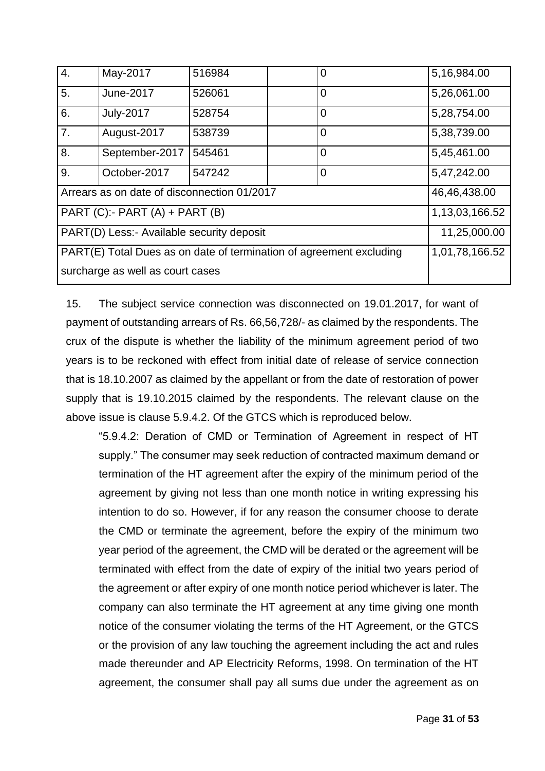| | | | | | |
|---|---|---|---|---|---|
| 4. | May-2017 | 516984 | | 0 | 5,16,984.00 |
| 5. | June-2017 | 526061 | | 0 | 5,26,061.00 |
| 6. | July-2017 | 528754 | | 0 | 5,28,754.00 |
| 7. | August-2017 | 538739 | | 0 | 5,38,739.00 |
| 8. | September-2017 | 545461 | | 0 | 5,45,461.00 |
| 9. | October-2017 | 547242 | | 0 | 5,47,242.00 |
| Arrears as on date of disconnection 01/2017 | | | | | 46,46,438.00 |
| PART (C):- PART (A) + PART (B) | | | | | 1,13,03,166.52 |
| PART(D) Less:- Available security deposit | | | | | 11,25,000.00 |
| PART(E) Total Dues as on date of termination of agreement excluding surcharge as well as court cases | | | | | 1,01,78,166.52 |

15. The subject service connection was disconnected on 19.01.2017, for want of payment of outstanding arrears of Rs. 66,56,728/- as claimed by the respondents. The crux of the dispute is whether the liability of the minimum agreement period of two years is to be reckoned with effect from initial date of release of service connection that is 18.10.2007 as claimed by the appellant or from the date of restoration of power supply that is 19.10.2015 claimed by the respondents. The relevant clause on the above issue is clause 5.9.4.2. Of the GTCS which is reproduced below.

> "5.9.4.2: Deration of CMD or Termination of Agreement in respect of HT supply." The consumer may seek reduction of contracted maximum demand or termination of the HT agreement after the expiry of the minimum period of the agreement by giving not less than one month notice in writing expressing his intention to do so. However, if for any reason the consumer choose to derate the CMD or terminate the agreement, before the expiry of the minimum two year period of the agreement, the CMD will be derated or the agreement will be terminated with effect from the date of expiry of the initial two years period of the agreement or after expiry of one month notice period whichever is later. The company can also terminate the HT agreement at any time giving one month notice of the consumer violating the terms of the HT Agreement, or the GTCS or the provision of any law touching the agreement including the act and rules made thereunder and AP Electricity Reforms, 1998. On termination of the HT agreement, the consumer shall pay all sums due under the agreement as on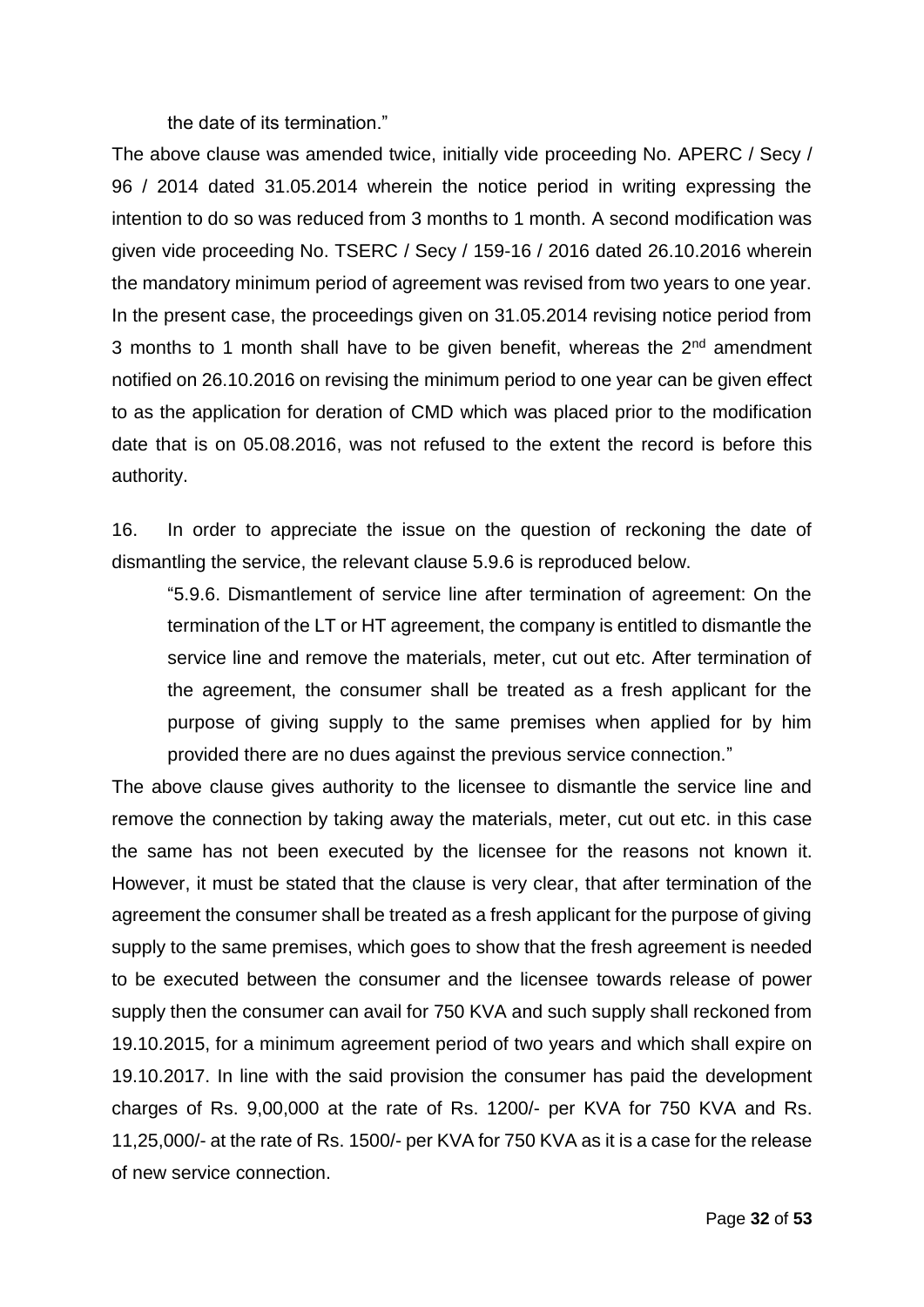the date of its termination."

The above clause was amended twice, initially vide proceeding No. APERC / Secy / 96 / 2014 dated 31.05.2014 wherein the notice period in writing expressing the intention to do so was reduced from 3 months to 1 month. A second modification was given vide proceeding No. TSERC / Secy / 159-16 / 2016 dated 26.10.2016 wherein the mandatory minimum period of agreement was revised from two years to one year. In the present case, the proceedings given on 31.05.2014 revising notice period from 3 months to 1 month shall have to be given benefit, whereas the 2nd amendment notified on 26.10.2016 on revising the minimum period to one year can be given effect to as the application for deration of CMD which was placed prior to the modification date that is on 05.08.2016, was not refused to the extent the record is before this authority.

16. In order to appreciate the issue on the question of reckoning the date of dismantling the service, the relevant clause 5.9.6 is reproduced below.

> "5.9.6. Dismantlement of service line after termination of agreement: On the termination of the LT or HT agreement, the company is entitled to dismantle the service line and remove the materials, meter, cut out etc. After termination of the agreement, the consumer shall be treated as a fresh applicant for the purpose of giving supply to the same premises when applied for by him provided there are no dues against the previous service connection."

The above clause gives authority to the licensee to dismantle the service line and remove the connection by taking away the materials, meter, cut out etc. in this case the same has not been executed by the licensee for the reasons not known it. However, it must be stated that the clause is very clear, that after termination of the agreement the consumer shall be treated as a fresh applicant for the purpose of giving supply to the same premises, which goes to show that the fresh agreement is needed to be executed between the consumer and the licensee towards release of power supply then the consumer can avail for 750 KVA and such supply shall reckoned from 19.10.2015, for a minimum agreement period of two years and which shall expire on 19.10.2017. In line with the said provision the consumer has paid the development charges of Rs. 9,00,000 at the rate of Rs. 1200/- per KVA for 750 KVA and Rs. 11,25,000/- at the rate of Rs. 1500/- per KVA for 750 KVA as it is a case for the release of new service connection.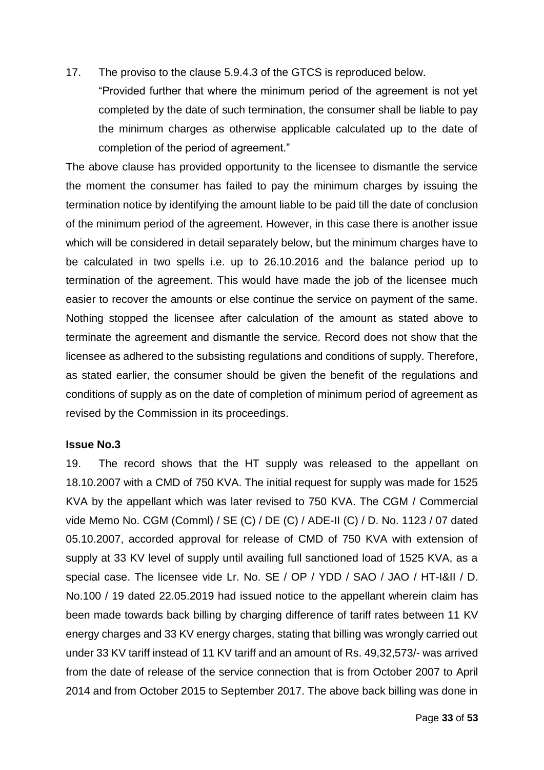17. The proviso to the clause 5.9.4.3 of the GTCS is reproduced below.

    "Provided further that where the minimum period of the agreement is not yet completed by the date of such termination, the consumer shall be liable to pay the minimum charges as otherwise applicable calculated up to the date of completion of the period of agreement."

The above clause has provided opportunity to the licensee to dismantle the service the moment the consumer has failed to pay the minimum charges by issuing the termination notice by identifying the amount liable to be paid till the date of conclusion of the minimum period of the agreement. However, in this case there is another issue which will be considered in detail separately below, but the minimum charges have to be calculated in two spells i.e. up to 26.10.2016 and the balance period up to termination of the agreement. This would have made the job of the licensee much easier to recover the amounts or else continue the service on payment of the same. Nothing stopped the licensee after calculation of the amount as stated above to terminate the agreement and dismantle the service. Record does not show that the licensee as adhered to the subsisting regulations and conditions of supply. Therefore, as stated earlier, the consumer should be given the benefit of the regulations and conditions of supply as on the date of completion of minimum period of agreement as revised by the Commission in its proceedings.

**Issue No.3**

19. The record shows that the HT supply was released to the appellant on 18.10.2007 with a CMD of 750 KVA. The initial request for supply was made for 1525 KVA by the appellant which was later revised to 750 KVA. The CGM / Commercial vide Memo No. CGM (Comml) / SE (C) / DE (C) / ADE-II (C) / D. No. 1123 / 07 dated 05.10.2007, accorded approval for release of CMD of 750 KVA with extension of supply at 33 KV level of supply until availing full sanctioned load of 1525 KVA, as a special case. The licensee vide Lr. No. SE / OP / YDD / SAO / JAO / HT-I&II / D. No.100 / 19 dated 22.05.2019 had issued notice to the appellant wherein claim has been made towards back billing by charging difference of tariff rates between 11 KV energy charges and 33 KV energy charges, stating that billing was wrongly carried out under 33 KV tariff instead of 11 KV tariff and an amount of Rs. 49,32,573/- was arrived from the date of release of the service connection that is from October 2007 to April 2014 and from October 2015 to September 2017. The above back billing was done in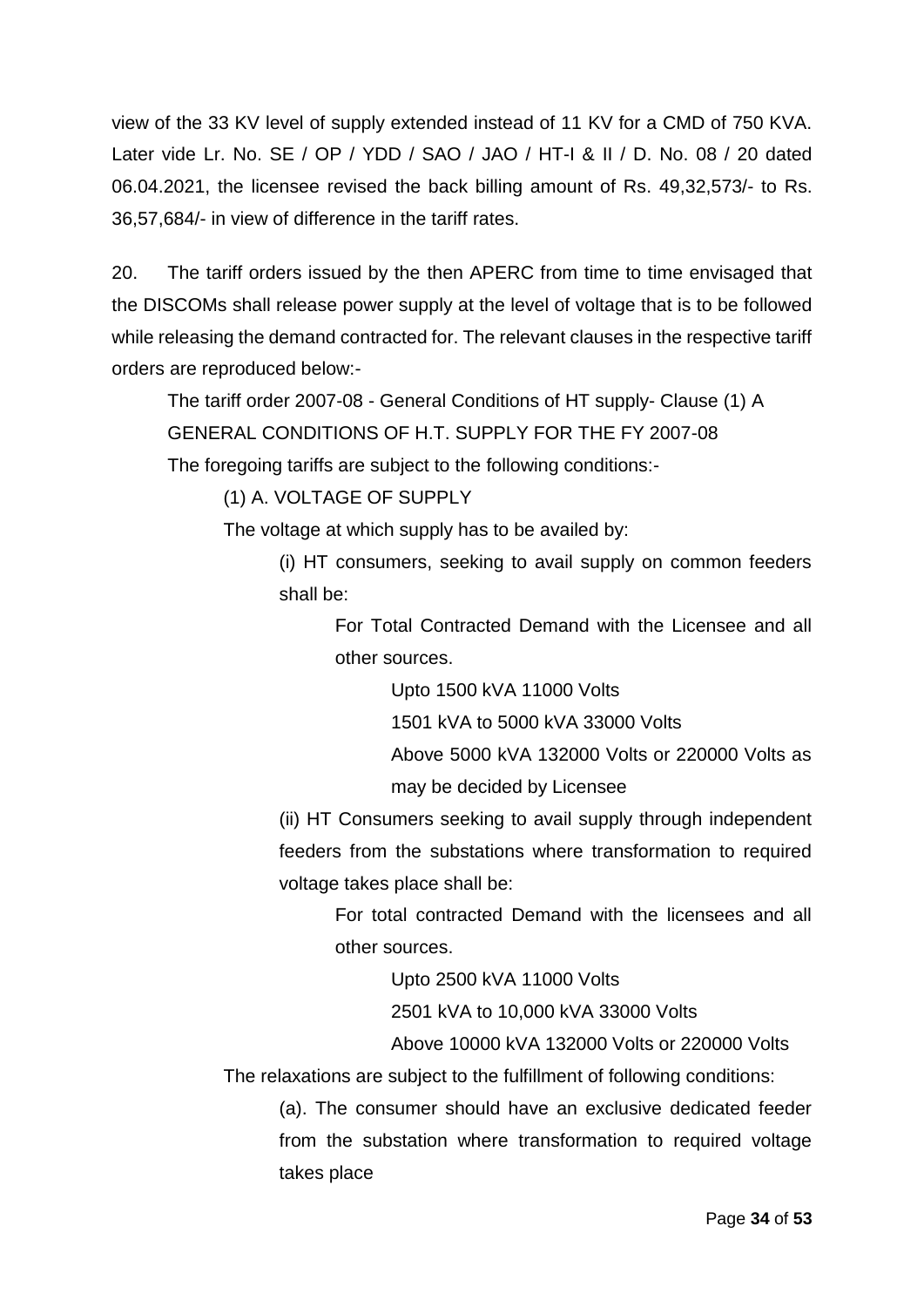view of the 33 KV level of supply extended instead of 11 KV for a CMD of 750 KVA. Later vide Lr. No. SE / OP / YDD / SAO / JAO / HT-I & II / D. No. 08 / 20 dated 06.04.2021, the licensee revised the back billing amount of Rs. 49,32,573/- to Rs. 36,57,684/- in view of difference in the tariff rates.

20. The tariff orders issued by the then APERC from time to time envisaged that the DISCOMs shall release power supply at the level of voltage that is to be followed while releasing the demand contracted for. The relevant clauses in the respective tariff orders are reproduced below:-

> The tariff order 2007-08 - General Conditions of HT supply- Clause (1) A
>
> GENERAL CONDITIONS OF H.T. SUPPLY FOR THE FY 2007-08
>
> The foregoing tariffs are subject to the following conditions:-
>
> (1) A. VOLTAGE OF SUPPLY
>
> The voltage at which supply has to be availed by:
>
> (i) HT consumers, seeking to avail supply on common feeders shall be:
>
> For Total Contracted Demand with the Licensee and all other sources.
>
> Upto 1500 kVA 11000 Volts
>
> 1501 kVA to 5000 kVA 33000 Volts
>
> Above 5000 kVA 132000 Volts or 220000 Volts as may be decided by Licensee
>
> (ii) HT Consumers seeking to avail supply through independent feeders from the substations where transformation to required voltage takes place shall be:
>
> For total contracted Demand with the licensees and all other sources.
>
> Upto 2500 kVA 11000 Volts
>
> 2501 kVA to 10,000 kVA 33000 Volts
>
> Above 10000 kVA 132000 Volts or 220000 Volts
>
> The relaxations are subject to the fulfillment of following conditions:
>
> (a). The consumer should have an exclusive dedicated feeder from the substation where transformation to required voltage takes place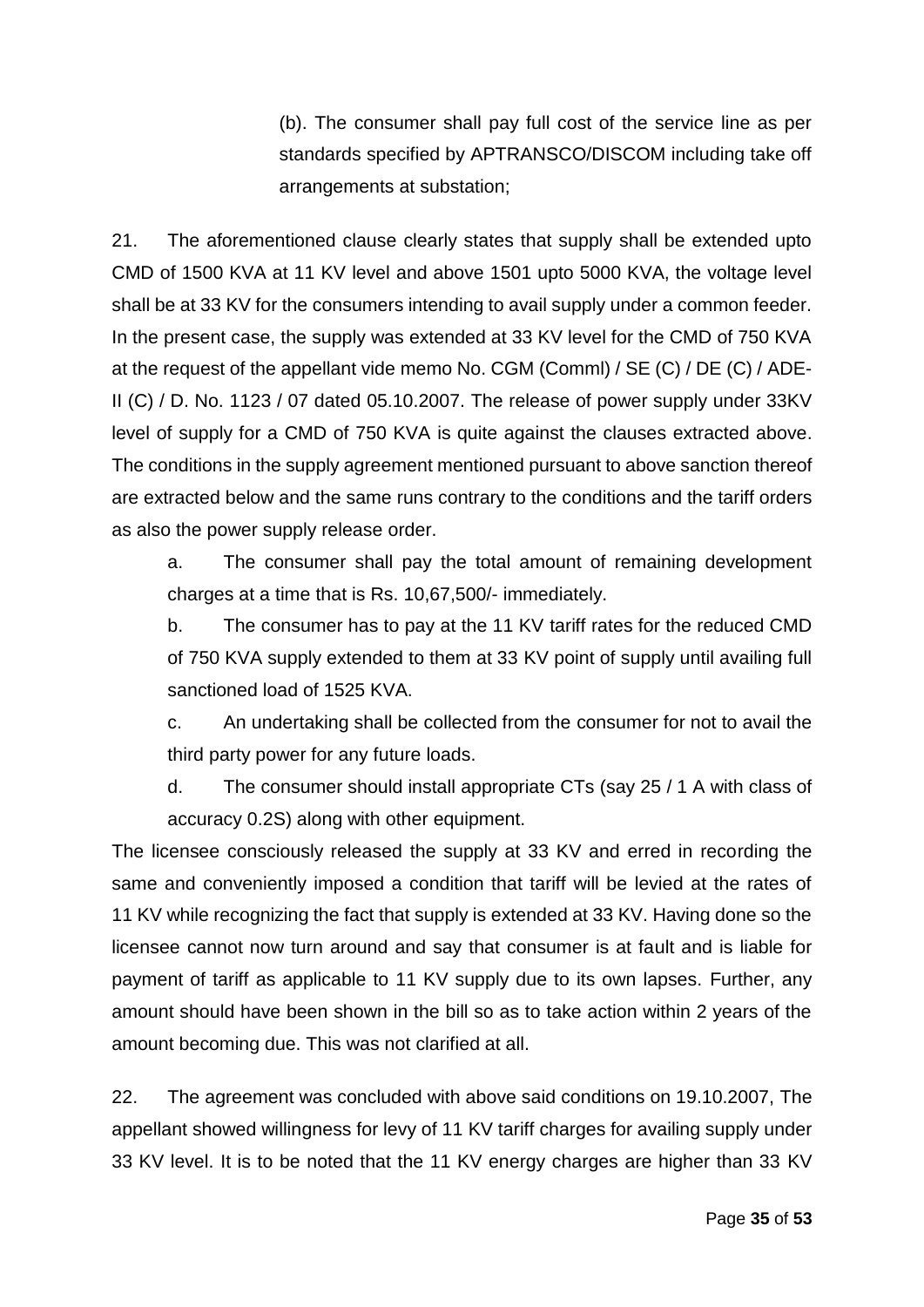(b). The consumer shall pay full cost of the service line as per standards specified by APTRANSCO/DISCOM including take off arrangements at substation;

21. The aforementioned clause clearly states that supply shall be extended upto CMD of 1500 KVA at 11 KV level and above 1501 upto 5000 KVA, the voltage level shall be at 33 KV for the consumers intending to avail supply under a common feeder. In the present case, the supply was extended at 33 KV level for the CMD of 750 KVA at the request of the appellant vide memo No. CGM (Comml) / SE (C) / DE (C) / ADE-II (C) / D. No. 1123 / 07 dated 05.10.2007. The release of power supply under 33KV level of supply for a CMD of 750 KVA is quite against the clauses extracted above. The conditions in the supply agreement mentioned pursuant to above sanction thereof are extracted below and the same runs contrary to the conditions and the tariff orders as also the power supply release order.

a. The consumer shall pay the total amount of remaining development charges at a time that is Rs. 10,67,500/- immediately.

b. The consumer has to pay at the 11 KV tariff rates for the reduced CMD of 750 KVA supply extended to them at 33 KV point of supply until availing full sanctioned load of 1525 KVA.

c. An undertaking shall be collected from the consumer for not to avail the third party power for any future loads.

d. The consumer should install appropriate CTs (say 25 / 1 A with class of accuracy 0.2S) along with other equipment.

The licensee consciously released the supply at 33 KV and erred in recording the same and conveniently imposed a condition that tariff will be levied at the rates of 11 KV while recognizing the fact that supply is extended at 33 KV. Having done so the licensee cannot now turn around and say that consumer is at fault and is liable for payment of tariff as applicable to 11 KV supply due to its own lapses. Further, any amount should have been shown in the bill so as to take action within 2 years of the amount becoming due. This was not clarified at all.

22. The agreement was concluded with above said conditions on 19.10.2007, The appellant showed willingness for levy of 11 KV tariff charges for availing supply under 33 KV level. It is to be noted that the 11 KV energy charges are higher than 33 KV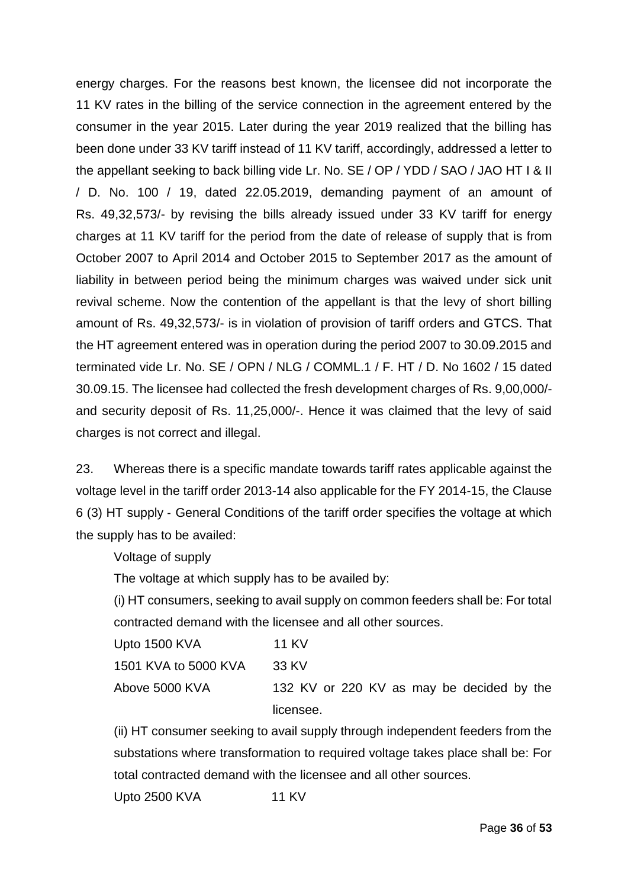energy charges. For the reasons best known, the licensee did not incorporate the 11 KV rates in the billing of the service connection in the agreement entered by the consumer in the year 2015. Later during the year 2019 realized that the billing has been done under 33 KV tariff instead of 11 KV tariff, accordingly, addressed a letter to the appellant seeking to back billing vide Lr. No. SE / OP / YDD / SAO / JAO HT I & II / D. No. 100 / 19, dated 22.05.2019, demanding payment of an amount of Rs. 49,32,573/- by revising the bills already issued under 33 KV tariff for energy charges at 11 KV tariff for the period from the date of release of supply that is from October 2007 to April 2014 and October 2015 to September 2017 as the amount of liability in between period being the minimum charges was waived under sick unit revival scheme. Now the contention of the appellant is that the levy of short billing amount of Rs. 49,32,573/- is in violation of provision of tariff orders and GTCS. That the HT agreement entered was in operation during the period 2007 to 30.09.2015 and terminated vide Lr. No. SE / OPN / NLG / COMML.1 / F. HT / D. No 1602 / 15 dated 30.09.15. The licensee had collected the fresh development charges of Rs. 9,00,000/- and security deposit of Rs. 11,25,000/-. Hence it was claimed that the levy of said charges is not correct and illegal.

23. Whereas there is a specific mandate towards tariff rates applicable against the voltage level in the tariff order 2013-14 also applicable for the FY 2014-15, the Clause 6 (3) HT supply - General Conditions of the tariff order specifies the voltage at which the supply has to be availed:

Voltage of supply

The voltage at which supply has to be availed by:

(i) HT consumers, seeking to avail supply on common feeders shall be: For total contracted demand with the licensee and all other sources.

| | |
|---|---|
| Upto 1500 KVA | 11 KV |
| 1501 KVA to 5000 KVA | 33 KV |
| Above 5000 KVA | 132 KV or 220 KV as may be decided by the licensee. |

(ii) HT consumer seeking to avail supply through independent feeders from the substations where transformation to required voltage takes place shall be: For total contracted demand with the licensee and all other sources.

| | |
|---|---|
| Upto 2500 KVA | 11 KV |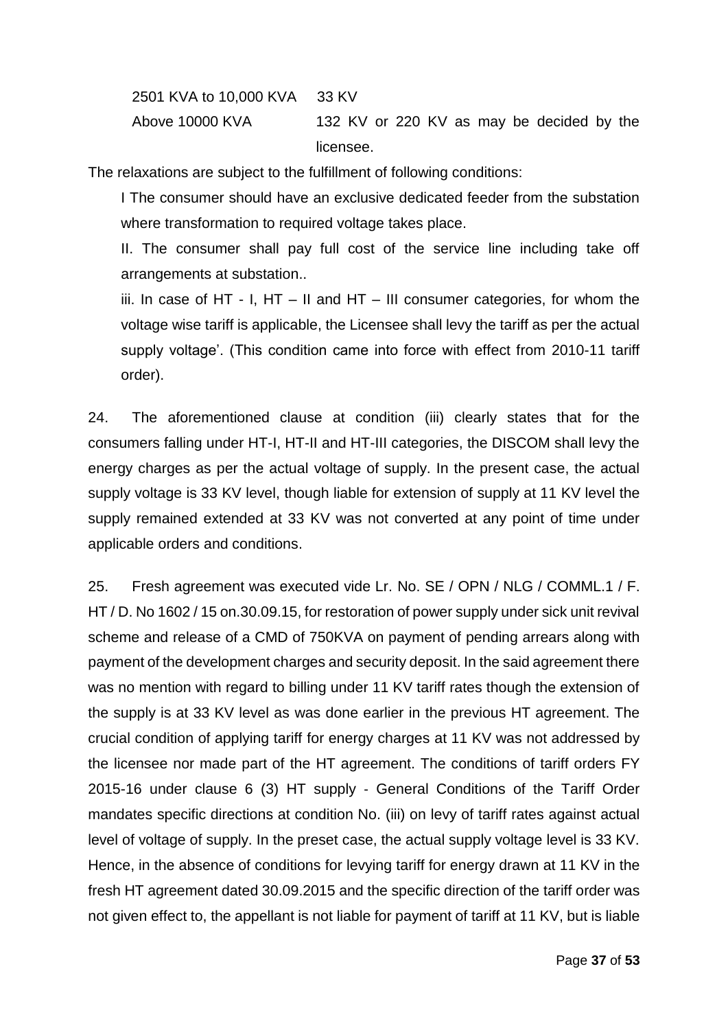| | |
|---|---|
| 2501 KVA to 10,000 KVA | 33 KV |
| Above 10000 KVA | 132 KV or 220 KV as may be decided by the licensee. |

The relaxations are subject to the fulfillment of following conditions:

I The consumer should have an exclusive dedicated feeder from the substation where transformation to required voltage takes place.

II. The consumer shall pay full cost of the service line including take off arrangements at substation..

iii. In case of HT - I, HT – II and HT – III consumer categories, for whom the voltage wise tariff is applicable, the Licensee shall levy the tariff as per the actual supply voltage'. (This condition came into force with effect from 2010-11 tariff order).

24. The aforementioned clause at condition (iii) clearly states that for the consumers falling under HT-I, HT-II and HT-III categories, the DISCOM shall levy the energy charges as per the actual voltage of supply. In the present case, the actual supply voltage is 33 KV level, though liable for extension of supply at 11 KV level the supply remained extended at 33 KV was not converted at any point of time under applicable orders and conditions.

25. Fresh agreement was executed vide Lr. No. SE / OPN / NLG / COMML.1 / F. HT / D. No 1602 / 15 on.30.09.15, for restoration of power supply under sick unit revival scheme and release of a CMD of 750KVA on payment of pending arrears along with payment of the development charges and security deposit. In the said agreement there was no mention with regard to billing under 11 KV tariff rates though the extension of the supply is at 33 KV level as was done earlier in the previous HT agreement. The crucial condition of applying tariff for energy charges at 11 KV was not addressed by the licensee nor made part of the HT agreement. The conditions of tariff orders FY 2015-16 under clause 6 (3) HT supply - General Conditions of the Tariff Order mandates specific directions at condition No. (iii) on levy of tariff rates against actual level of voltage of supply. In the preset case, the actual supply voltage level is 33 KV. Hence, in the absence of conditions for levying tariff for energy drawn at 11 KV in the fresh HT agreement dated 30.09.2015 and the specific direction of the tariff order was not given effect to, the appellant is not liable for payment of tariff at 11 KV, but is liable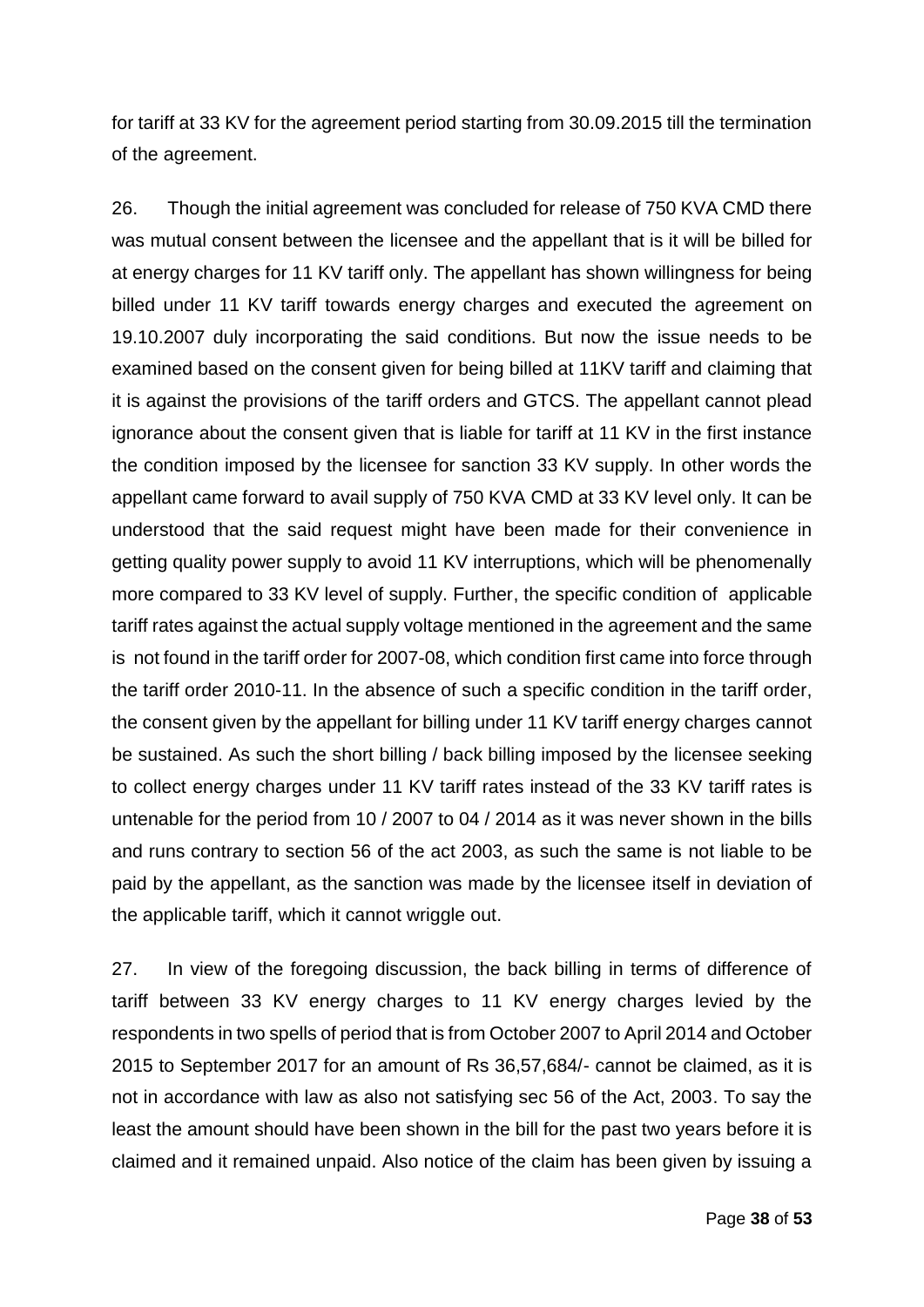for tariff at 33 KV for the agreement period starting from 30.09.2015 till the termination of the agreement.

26. Though the initial agreement was concluded for release of 750 KVA CMD there was mutual consent between the licensee and the appellant that is it will be billed for at energy charges for 11 KV tariff only. The appellant has shown willingness for being billed under 11 KV tariff towards energy charges and executed the agreement on 19.10.2007 duly incorporating the said conditions. But now the issue needs to be examined based on the consent given for being billed at 11KV tariff and claiming that it is against the provisions of the tariff orders and GTCS. The appellant cannot plead ignorance about the consent given that is liable for tariff at 11 KV in the first instance the condition imposed by the licensee for sanction 33 KV supply. In other words the appellant came forward to avail supply of 750 KVA CMD at 33 KV level only. It can be understood that the said request might have been made for their convenience in getting quality power supply to avoid 11 KV interruptions, which will be phenomenally more compared to 33 KV level of supply. Further, the specific condition of applicable tariff rates against the actual supply voltage mentioned in the agreement and the same is not found in the tariff order for 2007-08, which condition first came into force through the tariff order 2010-11. In the absence of such a specific condition in the tariff order, the consent given by the appellant for billing under 11 KV tariff energy charges cannot be sustained. As such the short billing / back billing imposed by the licensee seeking to collect energy charges under 11 KV tariff rates instead of the 33 KV tariff rates is untenable for the period from 10 / 2007 to 04 / 2014 as it was never shown in the bills and runs contrary to section 56 of the act 2003, as such the same is not liable to be paid by the appellant, as the sanction was made by the licensee itself in deviation of the applicable tariff, which it cannot wriggle out.

27. In view of the foregoing discussion, the back billing in terms of difference of tariff between 33 KV energy charges to 11 KV energy charges levied by the respondents in two spells of period that is from October 2007 to April 2014 and October 2015 to September 2017 for an amount of Rs 36,57,684/- cannot be claimed, as it is not in accordance with law as also not satisfying sec 56 of the Act, 2003. To say the least the amount should have been shown in the bill for the past two years before it is claimed and it remained unpaid. Also notice of the claim has been given by issuing a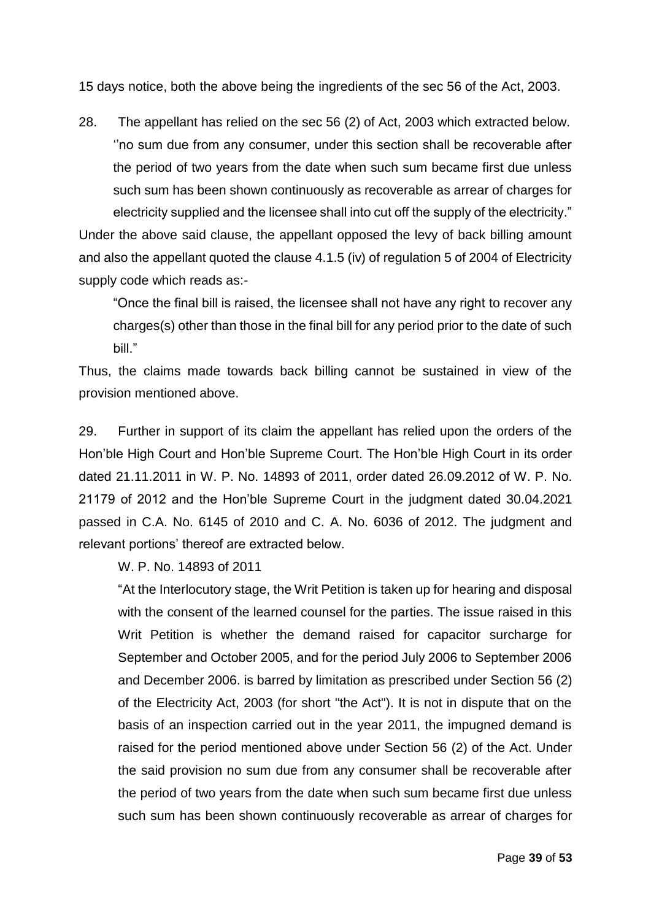15 days notice, both the above being the ingredients of the sec 56 of the Act, 2003.

28. The appellant has relied on the sec 56 (2) of Act, 2003 which extracted below.

> ''no sum due from any consumer, under this section shall be recoverable after the period of two years from the date when such sum became first due unless such sum has been shown continuously as recoverable as arrear of charges for electricity supplied and the licensee shall into cut off the supply of the electricity."

Under the above said clause, the appellant opposed the levy of back billing amount and also the appellant quoted the clause 4.1.5 (iv) of regulation 5 of 2004 of Electricity supply code which reads as:-

> "Once the final bill is raised, the licensee shall not have any right to recover any charges(s) other than those in the final bill for any period prior to the date of such bill."

Thus, the claims made towards back billing cannot be sustained in view of the provision mentioned above.

29. Further in support of its claim the appellant has relied upon the orders of the Hon'ble High Court and Hon'ble Supreme Court. The Hon'ble High Court in its order dated 21.11.2011 in W. P. No. 14893 of 2011, order dated 26.09.2012 of W. P. No. 21179 of 2012 and the Hon'ble Supreme Court in the judgment dated 30.04.2021 passed in C.A. No. 6145 of 2010 and C. A. No. 6036 of 2012. The judgment and relevant portions' thereof are extracted below.

W. P. No. 14893 of 2011

> "At the Interlocutory stage, the Writ Petition is taken up for hearing and disposal with the consent of the learned counsel for the parties. The issue raised in this Writ Petition is whether the demand raised for capacitor surcharge for September and October 2005, and for the period July 2006 to September 2006 and December 2006. is barred by limitation as prescribed under Section 56 (2) of the Electricity Act, 2003 (for short "the Act"). It is not in dispute that on the basis of an inspection carried out in the year 2011, the impugned demand is raised for the period mentioned above under Section 56 (2) of the Act. Under the said provision no sum due from any consumer shall be recoverable after the period of two years from the date when such sum became first due unless such sum has been shown continuously recoverable as arrear of charges for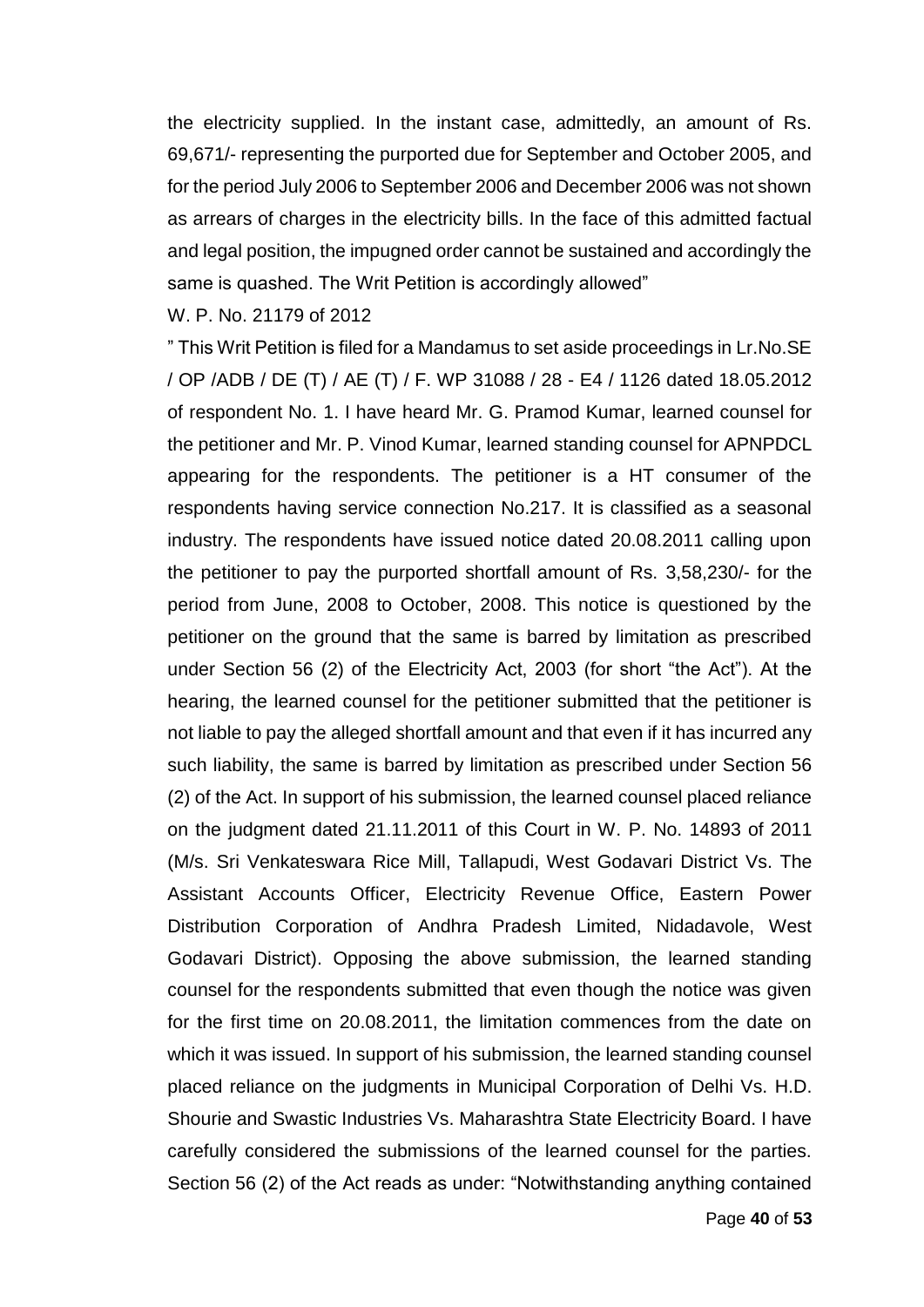the electricity supplied. In the instant case, admittedly, an amount of Rs. 69,671/- representing the purported due for September and October 2005, and for the period July 2006 to September 2006 and December 2006 was not shown as arrears of charges in the electricity bills. In the face of this admitted factual and legal position, the impugned order cannot be sustained and accordingly the same is quashed. The Writ Petition is accordingly allowed"

W. P. No. 21179 of 2012

" This Writ Petition is filed for a Mandamus to set aside proceedings in Lr.No.SE / OP /ADB / DE (T) / AE (T) / F. WP 31088 / 28 - E4 / 1126 dated 18.05.2012 of respondent No. 1. I have heard Mr. G. Pramod Kumar, learned counsel for the petitioner and Mr. P. Vinod Kumar, learned standing counsel for APNPDCL appearing for the respondents. The petitioner is a HT consumer of the respondents having service connection No.217. It is classified as a seasonal industry. The respondents have issued notice dated 20.08.2011 calling upon the petitioner to pay the purported shortfall amount of Rs. 3,58,230/- for the period from June, 2008 to October, 2008. This notice is questioned by the petitioner on the ground that the same is barred by limitation as prescribed under Section 56 (2) of the Electricity Act, 2003 (for short "the Act"). At the hearing, the learned counsel for the petitioner submitted that the petitioner is not liable to pay the alleged shortfall amount and that even if it has incurred any such liability, the same is barred by limitation as prescribed under Section 56 (2) of the Act. In support of his submission, the learned counsel placed reliance on the judgment dated 21.11.2011 of this Court in W. P. No. 14893 of 2011 (M/s. Sri Venkateswara Rice Mill, Tallapudi, West Godavari District Vs. The Assistant Accounts Officer, Electricity Revenue Office, Eastern Power Distribution Corporation of Andhra Pradesh Limited, Nidadavole, West Godavari District). Opposing the above submission, the learned standing counsel for the respondents submitted that even though the notice was given for the first time on 20.08.2011, the limitation commences from the date on which it was issued. In support of his submission, the learned standing counsel placed reliance on the judgments in Municipal Corporation of Delhi Vs. H.D. Shourie and Swastic Industries Vs. Maharashtra State Electricity Board. I have carefully considered the submissions of the learned counsel for the parties. Section 56 (2) of the Act reads as under: "Notwithstanding anything contained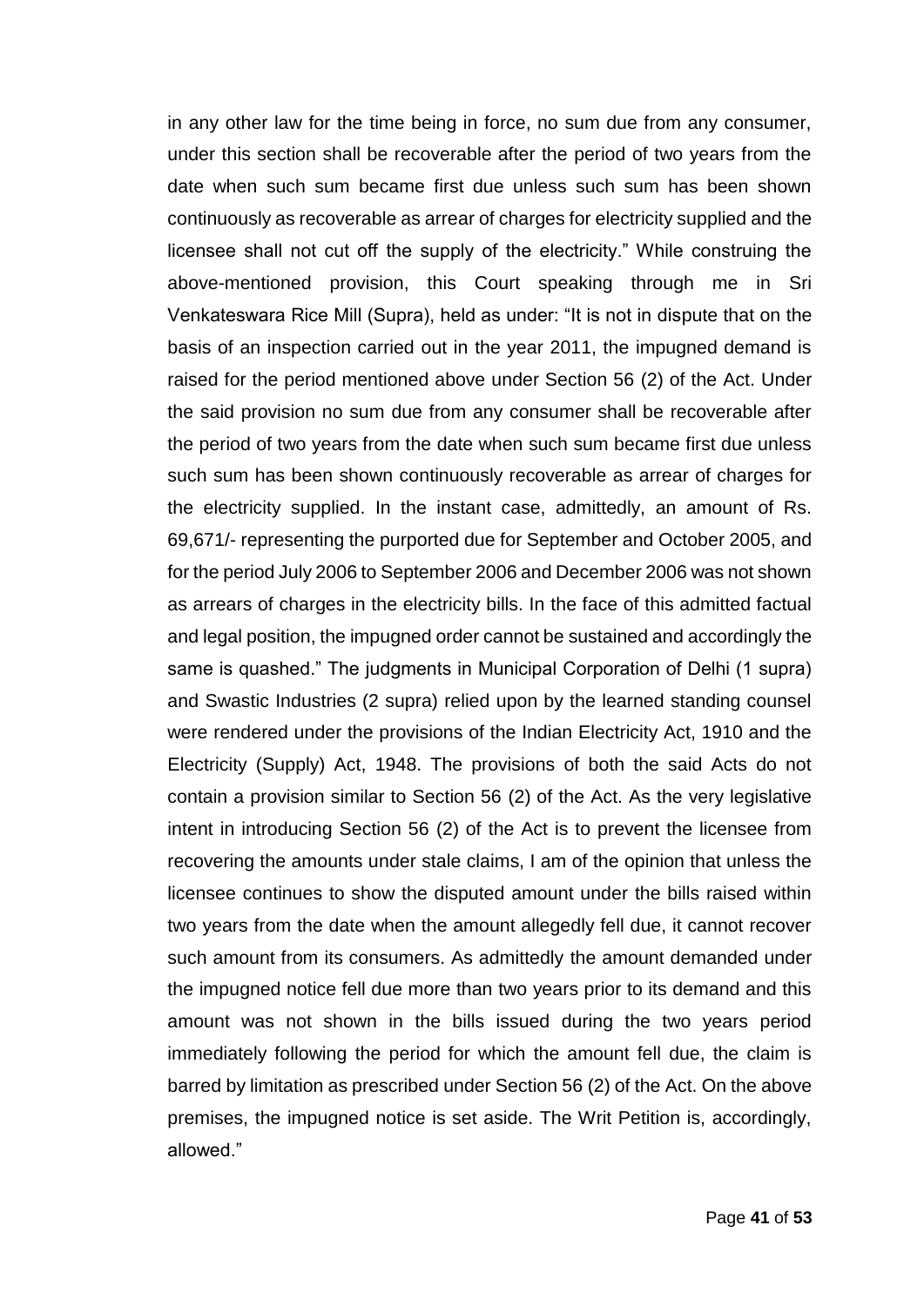in any other law for the time being in force, no sum due from any consumer, under this section shall be recoverable after the period of two years from the date when such sum became first due unless such sum has been shown continuously as recoverable as arrear of charges for electricity supplied and the licensee shall not cut off the supply of the electricity." While construing the above-mentioned provision, this Court speaking through me in Sri Venkateswara Rice Mill (Supra), held as under: "It is not in dispute that on the basis of an inspection carried out in the year 2011, the impugned demand is raised for the period mentioned above under Section 56 (2) of the Act. Under the said provision no sum due from any consumer shall be recoverable after the period of two years from the date when such sum became first due unless such sum has been shown continuously recoverable as arrear of charges for the electricity supplied. In the instant case, admittedly, an amount of Rs. 69,671/- representing the purported due for September and October 2005, and for the period July 2006 to September 2006 and December 2006 was not shown as arrears of charges in the electricity bills. In the face of this admitted factual and legal position, the impugned order cannot be sustained and accordingly the same is quashed." The judgments in Municipal Corporation of Delhi (1 supra) and Swastic Industries (2 supra) relied upon by the learned standing counsel were rendered under the provisions of the Indian Electricity Act, 1910 and the Electricity (Supply) Act, 1948. The provisions of both the said Acts do not contain a provision similar to Section 56 (2) of the Act. As the very legislative intent in introducing Section 56 (2) of the Act is to prevent the licensee from recovering the amounts under stale claims, I am of the opinion that unless the licensee continues to show the disputed amount under the bills raised within two years from the date when the amount allegedly fell due, it cannot recover such amount from its consumers. As admittedly the amount demanded under the impugned notice fell due more than two years prior to its demand and this amount was not shown in the bills issued during the two years period immediately following the period for which the amount fell due, the claim is barred by limitation as prescribed under Section 56 (2) of the Act. On the above premises, the impugned notice is set aside. The Writ Petition is, accordingly, allowed."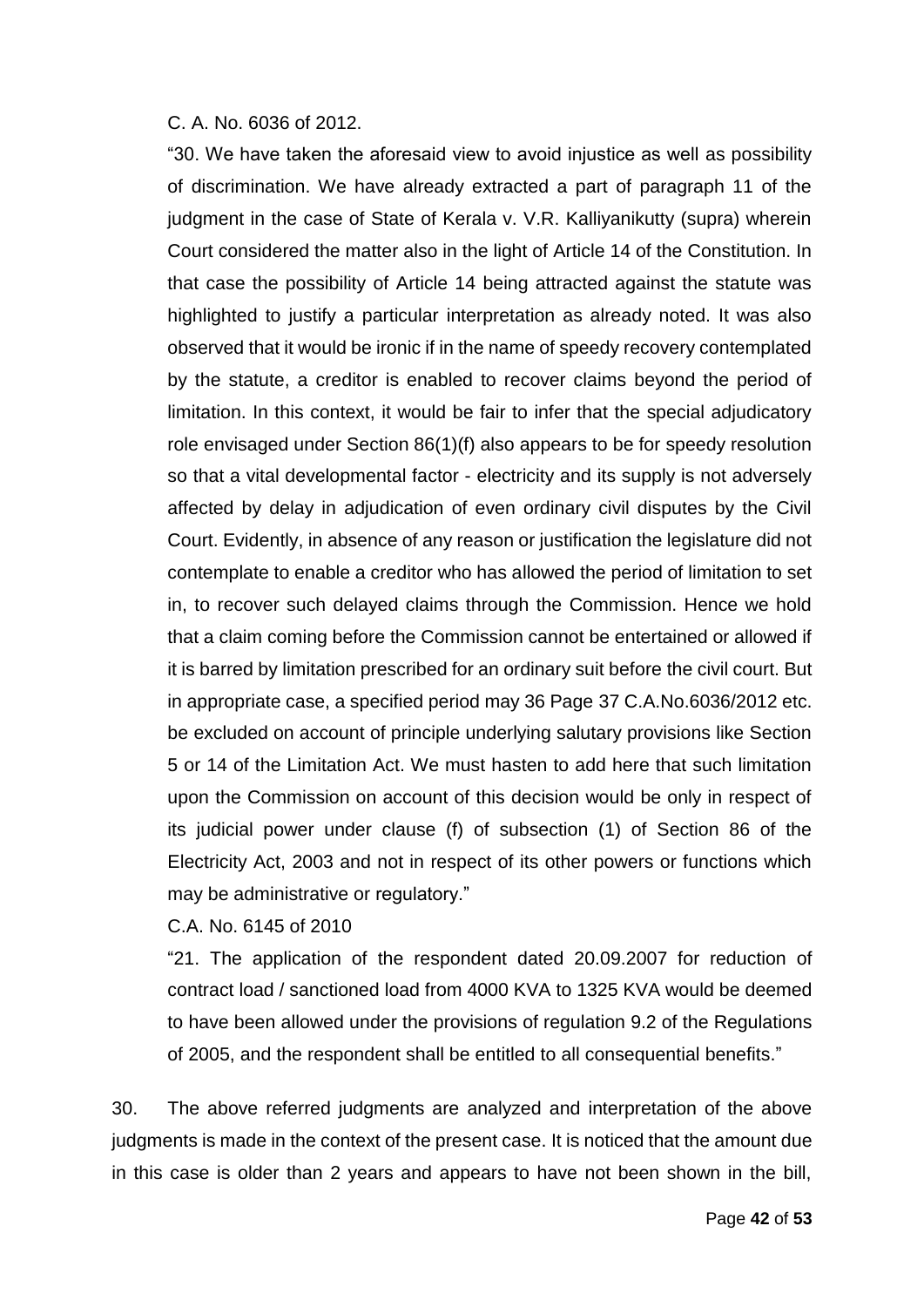C. A. No. 6036 of 2012.

"30. We have taken the aforesaid view to avoid injustice as well as possibility of discrimination. We have already extracted a part of paragraph 11 of the judgment in the case of State of Kerala v. V.R. Kalliyanikutty (supra) wherein Court considered the matter also in the light of Article 14 of the Constitution. In that case the possibility of Article 14 being attracted against the statute was highlighted to justify a particular interpretation as already noted. It was also observed that it would be ironic if in the name of speedy recovery contemplated by the statute, a creditor is enabled to recover claims beyond the period of limitation. In this context, it would be fair to infer that the special adjudicatory role envisaged under Section 86(1)(f) also appears to be for speedy resolution so that a vital developmental factor - electricity and its supply is not adversely affected by delay in adjudication of even ordinary civil disputes by the Civil Court. Evidently, in absence of any reason or justification the legislature did not contemplate to enable a creditor who has allowed the period of limitation to set in, to recover such delayed claims through the Commission. Hence we hold that a claim coming before the Commission cannot be entertained or allowed if it is barred by limitation prescribed for an ordinary suit before the civil court. But in appropriate case, a specified period may 36 Page 37 C.A.No.6036/2012 etc. be excluded on account of principle underlying salutary provisions like Section 5 or 14 of the Limitation Act. We must hasten to add here that such limitation upon the Commission on account of this decision would be only in respect of its judicial power under clause (f) of subsection (1) of Section 86 of the Electricity Act, 2003 and not in respect of its other powers or functions which may be administrative or regulatory."

C.A. No. 6145 of 2010

"21. The application of the respondent dated 20.09.2007 for reduction of contract load / sanctioned load from 4000 KVA to 1325 KVA would be deemed to have been allowed under the provisions of regulation 9.2 of the Regulations of 2005, and the respondent shall be entitled to all consequential benefits."

30. The above referred judgments are analyzed and interpretation of the above judgments is made in the context of the present case. It is noticed that the amount due in this case is older than 2 years and appears to have not been shown in the bill,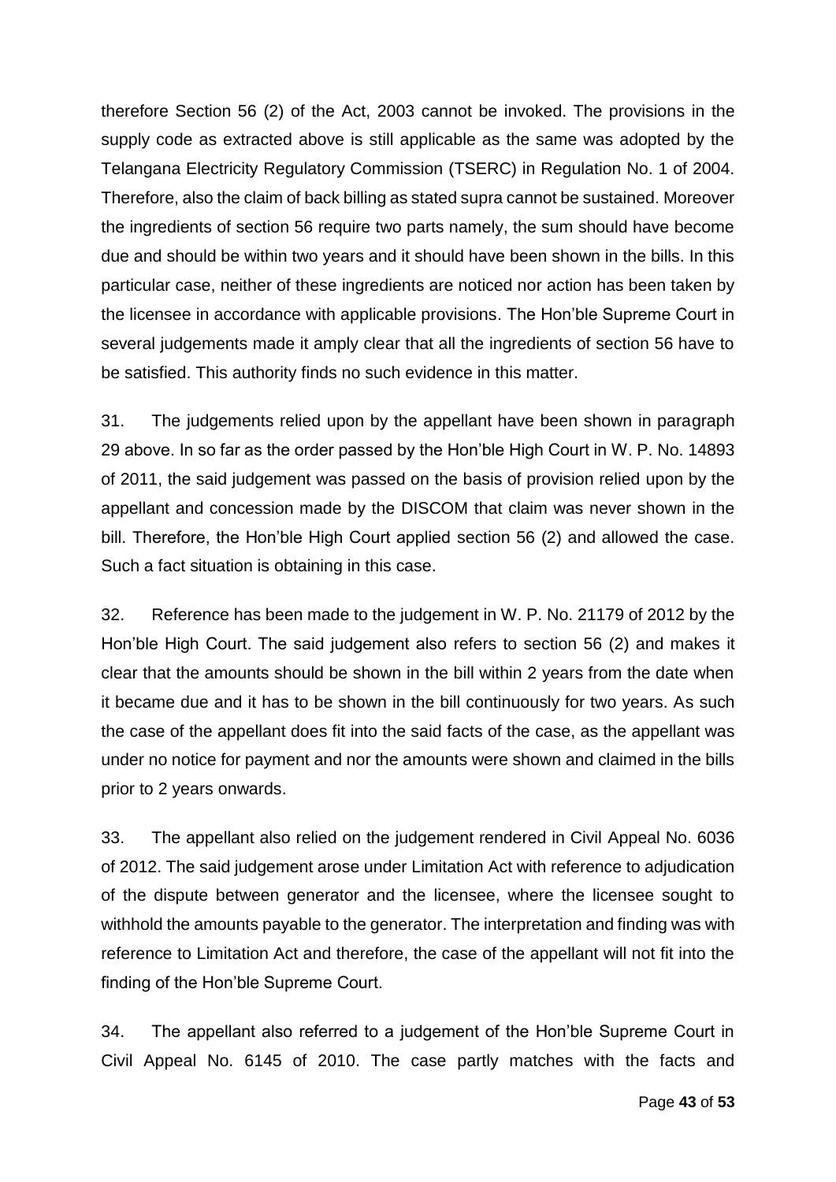therefore Section 56 (2) of the Act, 2003 cannot be invoked. The provisions in the supply code as extracted above is still applicable as the same was adopted by the Telangana Electricity Regulatory Commission (TSERC) in Regulation No. 1 of 2004. Therefore, also the claim of back billing as stated supra cannot be sustained. Moreover the ingredients of section 56 require two parts namely, the sum should have become due and should be within two years and it should have been shown in the bills. In this particular case, neither of these ingredients are noticed nor action has been taken by the licensee in accordance with applicable provisions. The Hon'ble Supreme Court in several judgements made it amply clear that all the ingredients of section 56 have to be satisfied. This authority finds no such evidence in this matter.

31. The judgements relied upon by the appellant have been shown in paragraph 29 above. In so far as the order passed by the Hon'ble High Court in W. P. No. 14893 of 2011, the said judgement was passed on the basis of provision relied upon by the appellant and concession made by the DISCOM that claim was never shown in the bill. Therefore, the Hon'ble High Court applied section 56 (2) and allowed the case. Such a fact situation is obtaining in this case.

32. Reference has been made to the judgement in W. P. No. 21179 of 2012 by the Hon'ble High Court. The said judgement also refers to section 56 (2) and makes it clear that the amounts should be shown in the bill within 2 years from the date when it became due and it has to be shown in the bill continuously for two years. As such the case of the appellant does fit into the said facts of the case, as the appellant was under no notice for payment and nor the amounts were shown and claimed in the bills prior to 2 years onwards.

33. The appellant also relied on the judgement rendered in Civil Appeal No. 6036 of 2012. The said judgement arose under Limitation Act with reference to adjudication of the dispute between generator and the licensee, where the licensee sought to withhold the amounts payable to the generator. The interpretation and finding was with reference to Limitation Act and therefore, the case of the appellant will not fit into the finding of the Hon'ble Supreme Court.

34. The appellant also referred to a judgement of the Hon'ble Supreme Court in Civil Appeal No. 6145 of 2010. The case partly matches with the facts and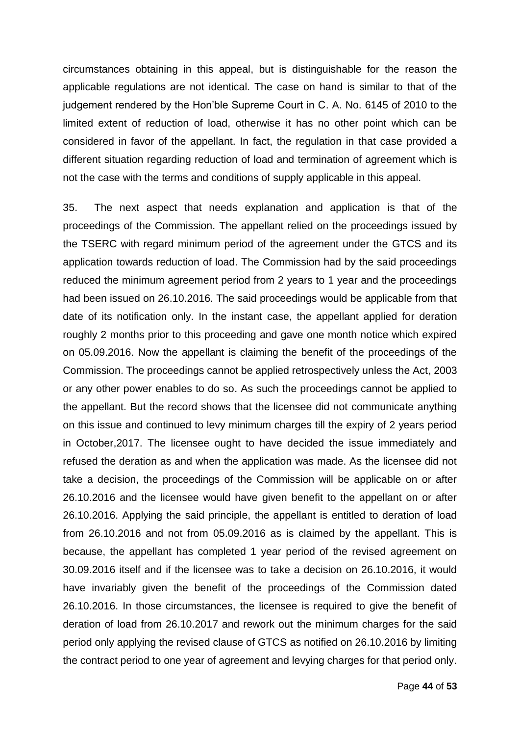circumstances obtaining in this appeal, but is distinguishable for the reason the applicable regulations are not identical. The case on hand is similar to that of the judgement rendered by the Hon'ble Supreme Court in C. A. No. 6145 of 2010 to the limited extent of reduction of load, otherwise it has no other point which can be considered in favor of the appellant. In fact, the regulation in that case provided a different situation regarding reduction of load and termination of agreement which is not the case with the terms and conditions of supply applicable in this appeal.

35. The next aspect that needs explanation and application is that of the proceedings of the Commission. The appellant relied on the proceedings issued by the TSERC with regard minimum period of the agreement under the GTCS and its application towards reduction of load. The Commission had by the said proceedings reduced the minimum agreement period from 2 years to 1 year and the proceedings had been issued on 26.10.2016. The said proceedings would be applicable from that date of its notification only. In the instant case, the appellant applied for deration roughly 2 months prior to this proceeding and gave one month notice which expired on 05.09.2016. Now the appellant is claiming the benefit of the proceedings of the Commission. The proceedings cannot be applied retrospectively unless the Act, 2003 or any other power enables to do so. As such the proceedings cannot be applied to the appellant. But the record shows that the licensee did not communicate anything on this issue and continued to levy minimum charges till the expiry of 2 years period in October,2017. The licensee ought to have decided the issue immediately and refused the deration as and when the application was made. As the licensee did not take a decision, the proceedings of the Commission will be applicable on or after 26.10.2016 and the licensee would have given benefit to the appellant on or after 26.10.2016. Applying the said principle, the appellant is entitled to deration of load from 26.10.2016 and not from 05.09.2016 as is claimed by the appellant. This is because, the appellant has completed 1 year period of the revised agreement on 30.09.2016 itself and if the licensee was to take a decision on 26.10.2016, it would have invariably given the benefit of the proceedings of the Commission dated 26.10.2016. In those circumstances, the licensee is required to give the benefit of deration of load from 26.10.2017 and rework out the minimum charges for the said period only applying the revised clause of GTCS as notified on 26.10.2016 by limiting the contract period to one year of agreement and levying charges for that period only.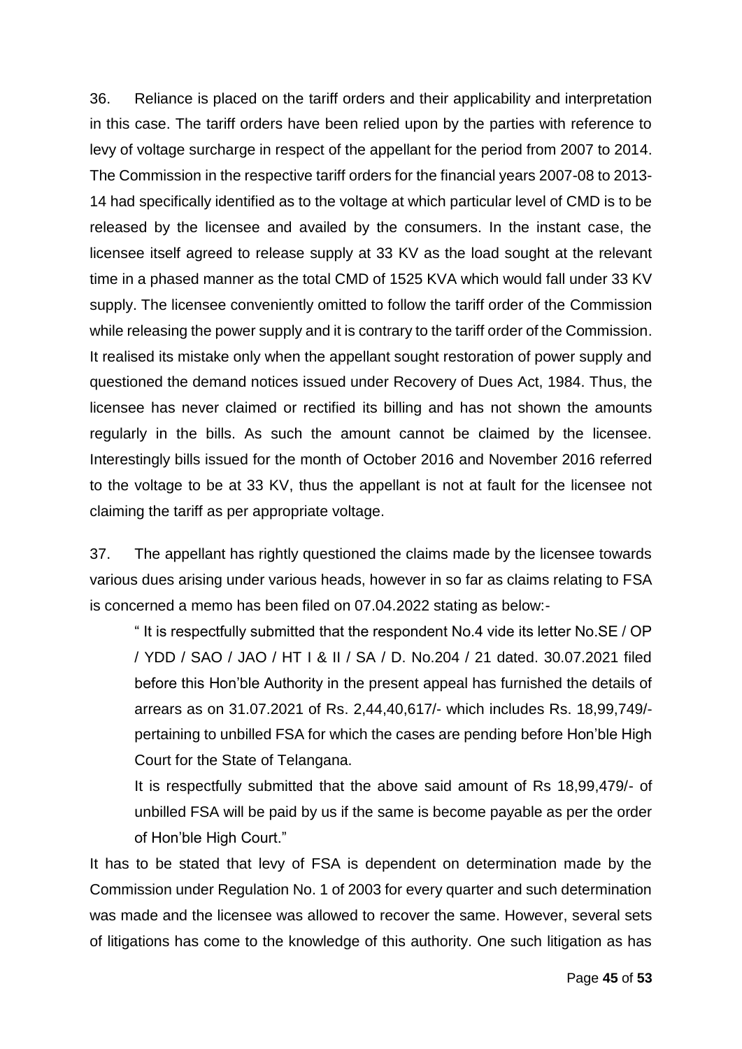36. Reliance is placed on the tariff orders and their applicability and interpretation in this case. The tariff orders have been relied upon by the parties with reference to levy of voltage surcharge in respect of the appellant for the period from 2007 to 2014. The Commission in the respective tariff orders for the financial years 2007-08 to 2013-14 had specifically identified as to the voltage at which particular level of CMD is to be released by the licensee and availed by the consumers. In the instant case, the licensee itself agreed to release supply at 33 KV as the load sought at the relevant time in a phased manner as the total CMD of 1525 KVA which would fall under 33 KV supply. The licensee conveniently omitted to follow the tariff order of the Commission while releasing the power supply and it is contrary to the tariff order of the Commission. It realised its mistake only when the appellant sought restoration of power supply and questioned the demand notices issued under Recovery of Dues Act, 1984. Thus, the licensee has never claimed or rectified its billing and has not shown the amounts regularly in the bills. As such the amount cannot be claimed by the licensee. Interestingly bills issued for the month of October 2016 and November 2016 referred to the voltage to be at 33 KV, thus the appellant is not at fault for the licensee not claiming the tariff as per appropriate voltage.

37. The appellant has rightly questioned the claims made by the licensee towards various dues arising under various heads, however in so far as claims relating to FSA is concerned a memo has been filed on 07.04.2022 stating as below:-

> " It is respectfully submitted that the respondent No.4 vide its letter No.SE / OP / YDD / SAO / JAO / HT I & II / SA / D. No.204 / 21 dated. 30.07.2021 filed before this Hon'ble Authority in the present appeal has furnished the details of arrears as on 31.07.2021 of Rs. 2,44,40,617/- which includes Rs. 18,99,749/- pertaining to unbilled FSA for which the cases are pending before Hon'ble High Court for the State of Telangana.
>
> It is respectfully submitted that the above said amount of Rs 18,99,479/- of unbilled FSA will be paid by us if the same is become payable as per the order of Hon'ble High Court."

It has to be stated that levy of FSA is dependent on determination made by the Commission under Regulation No. 1 of 2003 for every quarter and such determination was made and the licensee was allowed to recover the same. However, several sets of litigations has come to the knowledge of this authority. One such litigation as has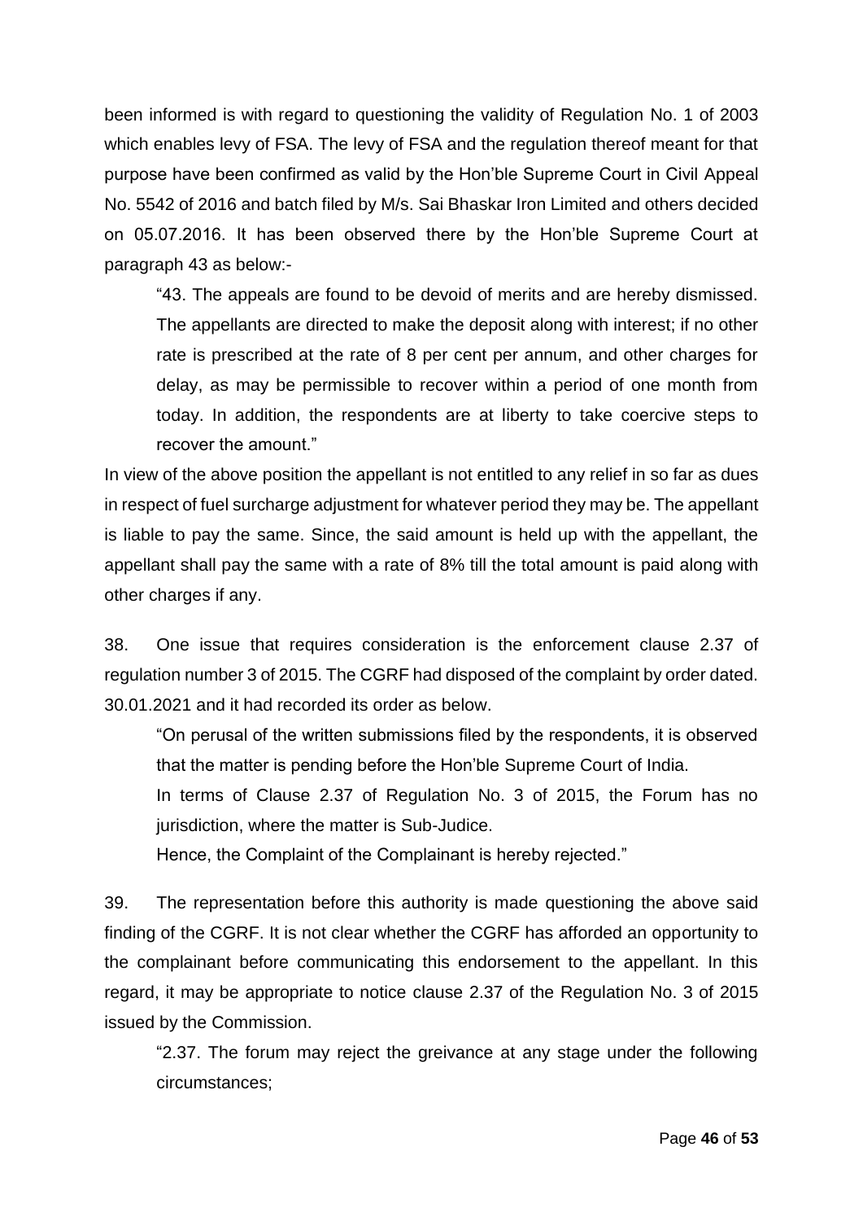been informed is with regard to questioning the validity of Regulation No. 1 of 2003 which enables levy of FSA. The levy of FSA and the regulation thereof meant for that purpose have been confirmed as valid by the Hon'ble Supreme Court in Civil Appeal No. 5542 of 2016 and batch filed by M/s. Sai Bhaskar Iron Limited and others decided on 05.07.2016. It has been observed there by the Hon'ble Supreme Court at paragraph 43 as below:-

> "43. The appeals are found to be devoid of merits and are hereby dismissed. The appellants are directed to make the deposit along with interest; if no other rate is prescribed at the rate of 8 per cent per annum, and other charges for delay, as may be permissible to recover within a period of one month from today. In addition, the respondents are at liberty to take coercive steps to recover the amount."

In view of the above position the appellant is not entitled to any relief in so far as dues in respect of fuel surcharge adjustment for whatever period they may be. The appellant is liable to pay the same. Since, the said amount is held up with the appellant, the appellant shall pay the same with a rate of 8% till the total amount is paid along with other charges if any.

38. One issue that requires consideration is the enforcement clause 2.37 of regulation number 3 of 2015. The CGRF had disposed of the complaint by order dated. 30.01.2021 and it had recorded its order as below.

> "On perusal of the written submissions filed by the respondents, it is observed that the matter is pending before the Hon'ble Supreme Court of India.
>
> In terms of Clause 2.37 of Regulation No. 3 of 2015, the Forum has no jurisdiction, where the matter is Sub-Judice.
>
> Hence, the Complaint of the Complainant is hereby rejected."

39. The representation before this authority is made questioning the above said finding of the CGRF. It is not clear whether the CGRF has afforded an opportunity to the complainant before communicating this endorsement to the appellant. In this regard, it may be appropriate to notice clause 2.37 of the Regulation No. 3 of 2015 issued by the Commission.

> "2.37. The forum may reject the greivance at any stage under the following circumstances;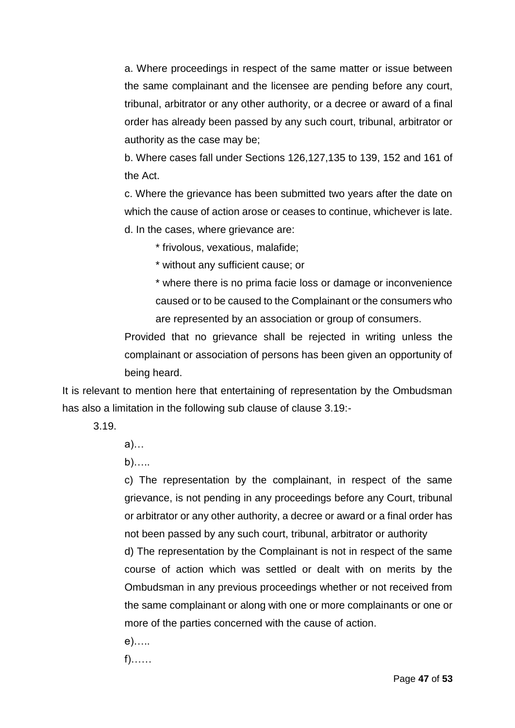a. Where proceedings in respect of the same matter or issue between the same complainant and the licensee are pending before any court, tribunal, arbitrator or any other authority, or a decree or award of a final order has already been passed by any such court, tribunal, arbitrator or authority as the case may be;

b. Where cases fall under Sections 126,127,135 to 139, 152 and 161 of the Act.

c. Where the grievance has been submitted two years after the date on which the cause of action arose or ceases to continue, whichever is late.

d. In the cases, where grievance are:

- \* frivolous, vexatious, malafide;
- \* without any sufficient cause; or
- \* where there is no prima facie loss or damage or inconvenience caused or to be caused to the Complainant or the consumers who are represented by an association or group of consumers.

Provided that no grievance shall be rejected in writing unless the complainant or association of persons has been given an opportunity of being heard.

It is relevant to mention here that entertaining of representation by the Ombudsman has also a limitation in the following sub clause of clause 3.19:-

3.19.

a)…

b)…..

c) The representation by the complainant, in respect of the same grievance, is not pending in any proceedings before any Court, tribunal or arbitrator or any other authority, a decree or award or a final order has not been passed by any such court, tribunal, arbitrator or authority

d) The representation by the Complainant is not in respect of the same course of action which was settled or dealt with on merits by the Ombudsman in any previous proceedings whether or not received from the same complainant or along with one or more complainants or one or more of the parties concerned with the cause of action.

e)…..

f)……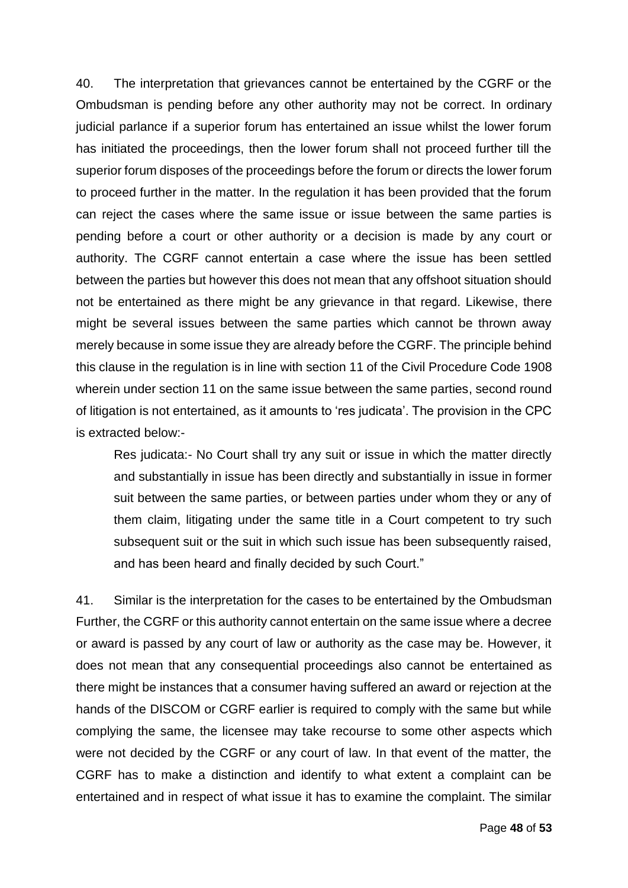40. The interpretation that grievances cannot be entertained by the CGRF or the Ombudsman is pending before any other authority may not be correct. In ordinary judicial parlance if a superior forum has entertained an issue whilst the lower forum has initiated the proceedings, then the lower forum shall not proceed further till the superior forum disposes of the proceedings before the forum or directs the lower forum to proceed further in the matter. In the regulation it has been provided that the forum can reject the cases where the same issue or issue between the same parties is pending before a court or other authority or a decision is made by any court or authority. The CGRF cannot entertain a case where the issue has been settled between the parties but however this does not mean that any offshoot situation should not be entertained as there might be any grievance in that regard. Likewise, there might be several issues between the same parties which cannot be thrown away merely because in some issue they are already before the CGRF. The principle behind this clause in the regulation is in line with section 11 of the Civil Procedure Code 1908 wherein under section 11 on the same issue between the same parties, second round of litigation is not entertained, as it amounts to 'res judicata'. The provision in the CPC is extracted below:-

> Res judicata:- No Court shall try any suit or issue in which the matter directly and substantially in issue has been directly and substantially in issue in former suit between the same parties, or between parties under whom they or any of them claim, litigating under the same title in a Court competent to try such subsequent suit or the suit in which such issue has been subsequently raised, and has been heard and finally decided by such Court."

41. Similar is the interpretation for the cases to be entertained by the Ombudsman Further, the CGRF or this authority cannot entertain on the same issue where a decree or award is passed by any court of law or authority as the case may be. However, it does not mean that any consequential proceedings also cannot be entertained as there might be instances that a consumer having suffered an award or rejection at the hands of the DISCOM or CGRF earlier is required to comply with the same but while complying the same, the licensee may take recourse to some other aspects which were not decided by the CGRF or any court of law. In that event of the matter, the CGRF has to make a distinction and identify to what extent a complaint can be entertained and in respect of what issue it has to examine the complaint. The similar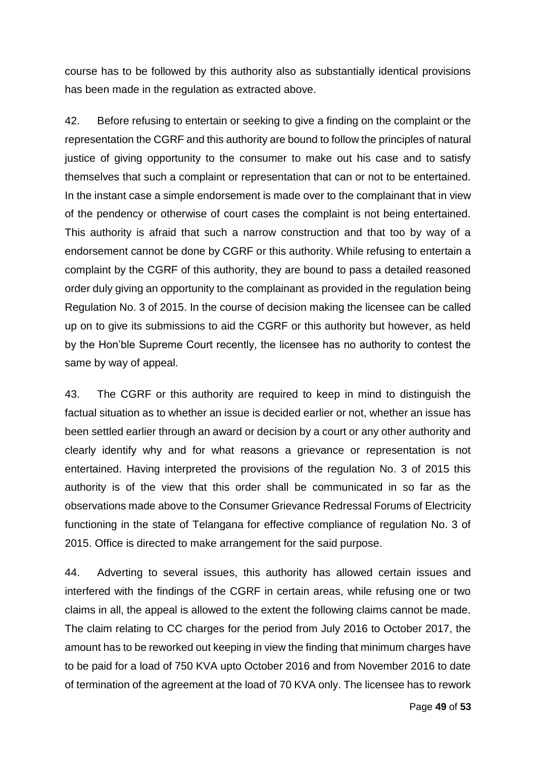course has to be followed by this authority also as substantially identical provisions has been made in the regulation as extracted above.

42. Before refusing to entertain or seeking to give a finding on the complaint or the representation the CGRF and this authority are bound to follow the principles of natural justice of giving opportunity to the consumer to make out his case and to satisfy themselves that such a complaint or representation that can or not to be entertained. In the instant case a simple endorsement is made over to the complainant that in view of the pendency or otherwise of court cases the complaint is not being entertained. This authority is afraid that such a narrow construction and that too by way of a endorsement cannot be done by CGRF or this authority. While refusing to entertain a complaint by the CGRF of this authority, they are bound to pass a detailed reasoned order duly giving an opportunity to the complainant as provided in the regulation being Regulation No. 3 of 2015. In the course of decision making the licensee can be called up on to give its submissions to aid the CGRF or this authority but however, as held by the Hon'ble Supreme Court recently, the licensee has no authority to contest the same by way of appeal.

43. The CGRF or this authority are required to keep in mind to distinguish the factual situation as to whether an issue is decided earlier or not, whether an issue has been settled earlier through an award or decision by a court or any other authority and clearly identify why and for what reasons a grievance or representation is not entertained. Having interpreted the provisions of the regulation No. 3 of 2015 this authority is of the view that this order shall be communicated in so far as the observations made above to the Consumer Grievance Redressal Forums of Electricity functioning in the state of Telangana for effective compliance of regulation No. 3 of 2015. Office is directed to make arrangement for the said purpose.

44. Adverting to several issues, this authority has allowed certain issues and interfered with the findings of the CGRF in certain areas, while refusing one or two claims in all, the appeal is allowed to the extent the following claims cannot be made. The claim relating to CC charges for the period from July 2016 to October 2017, the amount has to be reworked out keeping in view the finding that minimum charges have to be paid for a load of 750 KVA upto October 2016 and from November 2016 to date of termination of the agreement at the load of 70 KVA only. The licensee has to rework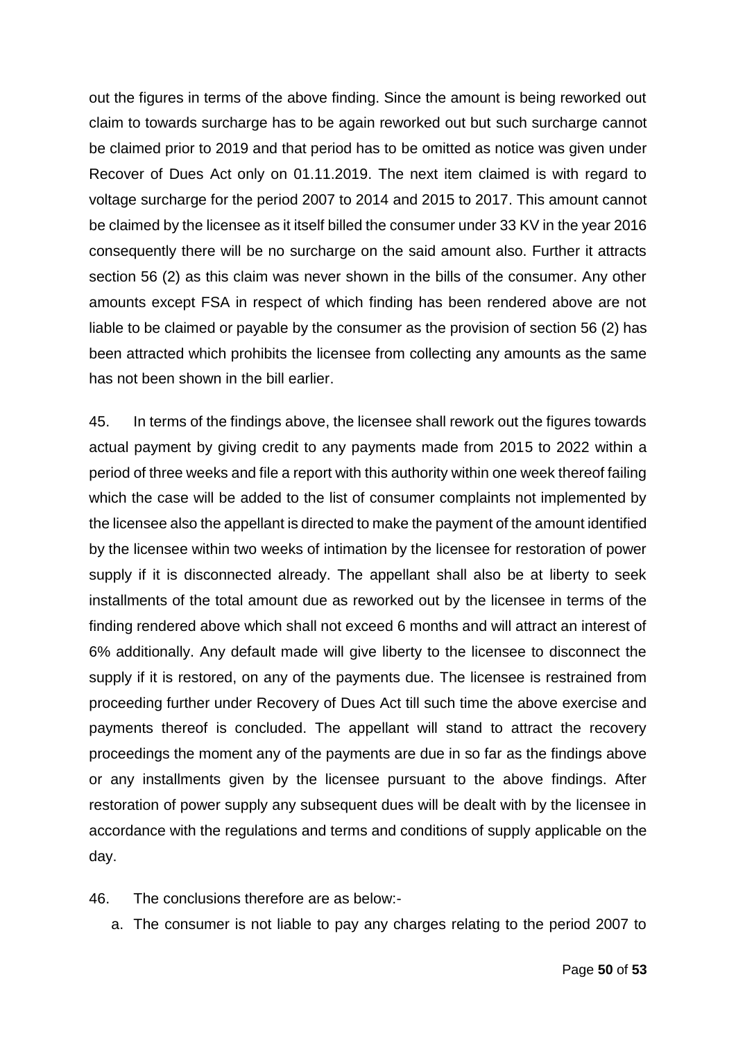out the figures in terms of the above finding. Since the amount is being reworked out claim to towards surcharge has to be again reworked out but such surcharge cannot be claimed prior to 2019 and that period has to be omitted as notice was given under Recover of Dues Act only on 01.11.2019. The next item claimed is with regard to voltage surcharge for the period 2007 to 2014 and 2015 to 2017. This amount cannot be claimed by the licensee as it itself billed the consumer under 33 KV in the year 2016 consequently there will be no surcharge on the said amount also. Further it attracts section 56 (2) as this claim was never shown in the bills of the consumer. Any other amounts except FSA in respect of which finding has been rendered above are not liable to be claimed or payable by the consumer as the provision of section 56 (2) has been attracted which prohibits the licensee from collecting any amounts as the same has not been shown in the bill earlier.

45. In terms of the findings above, the licensee shall rework out the figures towards actual payment by giving credit to any payments made from 2015 to 2022 within a period of three weeks and file a report with this authority within one week thereof failing which the case will be added to the list of consumer complaints not implemented by the licensee also the appellant is directed to make the payment of the amount identified by the licensee within two weeks of intimation by the licensee for restoration of power supply if it is disconnected already. The appellant shall also be at liberty to seek installments of the total amount due as reworked out by the licensee in terms of the finding rendered above which shall not exceed 6 months and will attract an interest of 6% additionally. Any default made will give liberty to the licensee to disconnect the supply if it is restored, on any of the payments due. The licensee is restrained from proceeding further under Recovery of Dues Act till such time the above exercise and payments thereof is concluded. The appellant will stand to attract the recovery proceedings the moment any of the payments are due in so far as the findings above or any installments given by the licensee pursuant to the above findings. After restoration of power supply any subsequent dues will be dealt with by the licensee in accordance with the regulations and terms and conditions of supply applicable on the day.

46. The conclusions therefore are as below:-

a. The consumer is not liable to pay any charges relating to the period 2007 to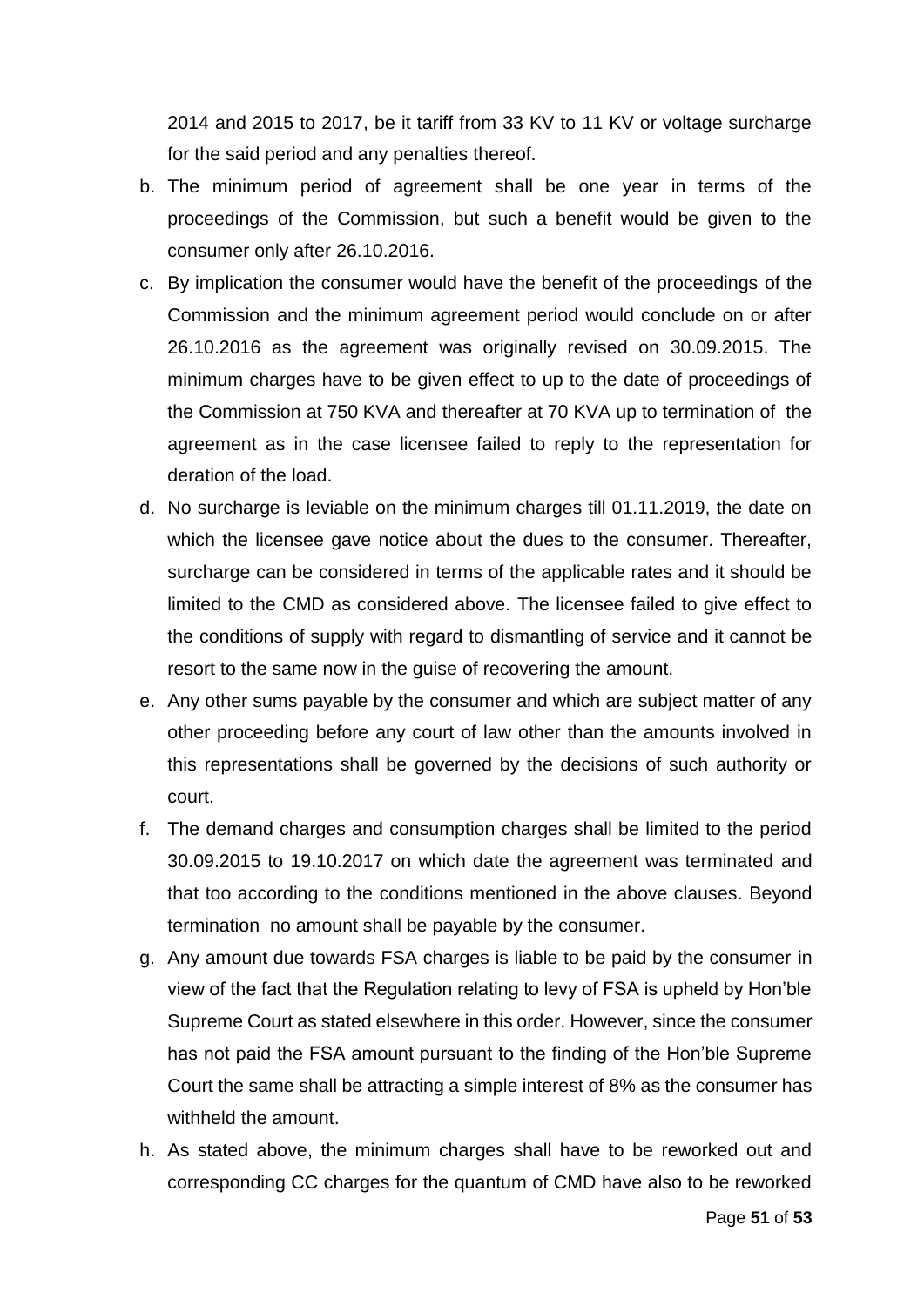2014 and 2015 to 2017, be it tariff from 33 KV to 11 KV or voltage surcharge for the said period and any penalties thereof.

b. The minimum period of agreement shall be one year in terms of the proceedings of the Commission, but such a benefit would be given to the consumer only after 26.10.2016.

c. By implication the consumer would have the benefit of the proceedings of the Commission and the minimum agreement period would conclude on or after 26.10.2016 as the agreement was originally revised on 30.09.2015. The minimum charges have to be given effect to up to the date of proceedings of the Commission at 750 KVA and thereafter at 70 KVA up to termination of the agreement as in the case licensee failed to reply to the representation for deration of the load.

d. No surcharge is leviable on the minimum charges till 01.11.2019, the date on which the licensee gave notice about the dues to the consumer. Thereafter, surcharge can be considered in terms of the applicable rates and it should be limited to the CMD as considered above. The licensee failed to give effect to the conditions of supply with regard to dismantling of service and it cannot be resort to the same now in the guise of recovering the amount.

e. Any other sums payable by the consumer and which are subject matter of any other proceeding before any court of law other than the amounts involved in this representations shall be governed by the decisions of such authority or court.

f. The demand charges and consumption charges shall be limited to the period 30.09.2015 to 19.10.2017 on which date the agreement was terminated and that too according to the conditions mentioned in the above clauses. Beyond termination no amount shall be payable by the consumer.

g. Any amount due towards FSA charges is liable to be paid by the consumer in view of the fact that the Regulation relating to levy of FSA is upheld by Hon'ble Supreme Court as stated elsewhere in this order. However, since the consumer has not paid the FSA amount pursuant to the finding of the Hon'ble Supreme Court the same shall be attracting a simple interest of 8% as the consumer has withheld the amount.

h. As stated above, the minimum charges shall have to be reworked out and corresponding CC charges for the quantum of CMD have also to be reworked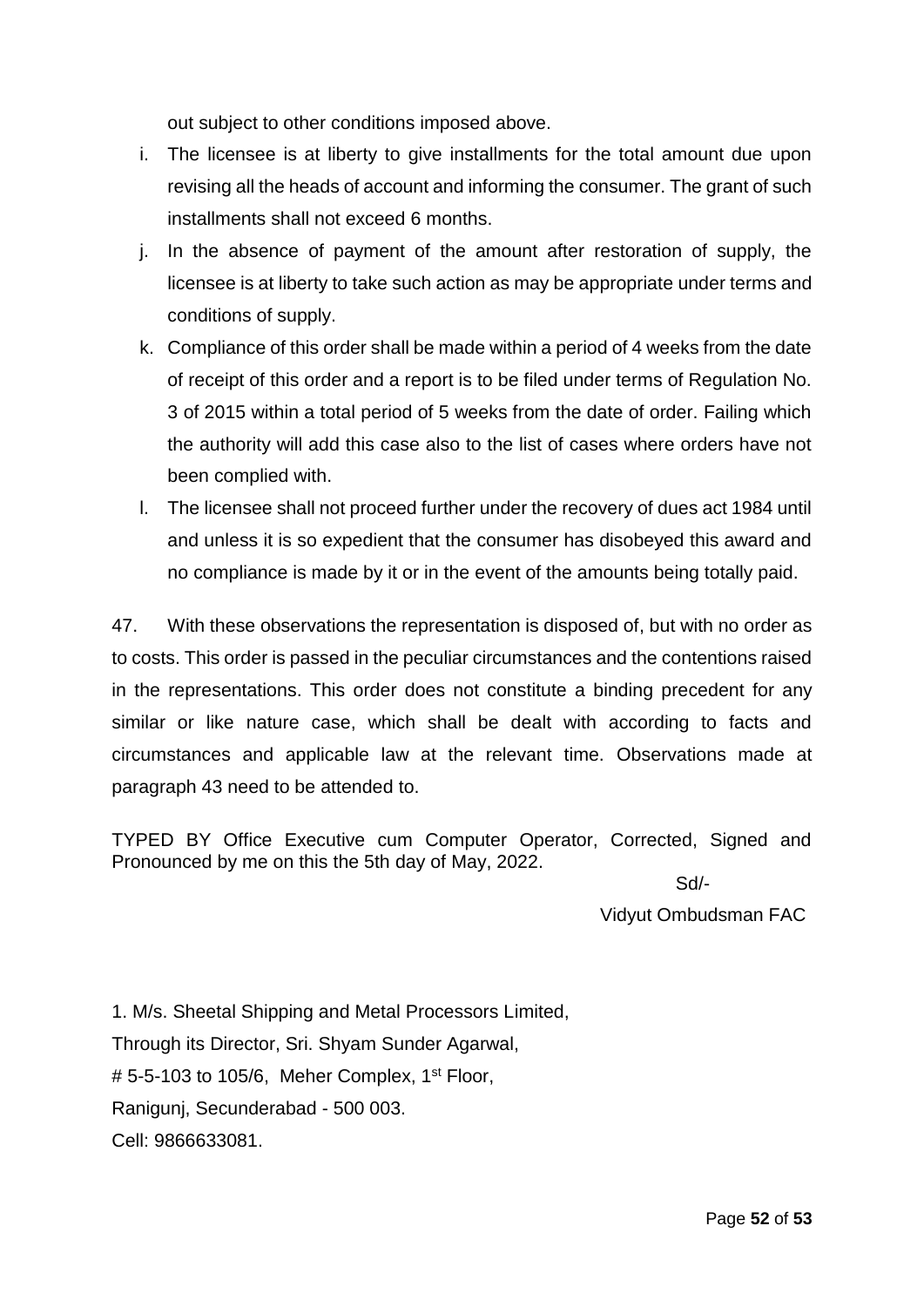out subject to other conditions imposed above.

i. The licensee is at liberty to give installments for the total amount due upon revising all the heads of account and informing the consumer. The grant of such installments shall not exceed 6 months.

j. In the absence of payment of the amount after restoration of supply, the licensee is at liberty to take such action as may be appropriate under terms and conditions of supply.

k. Compliance of this order shall be made within a period of 4 weeks from the date of receipt of this order and a report is to be filed under terms of Regulation No. 3 of 2015 within a total period of 5 weeks from the date of order. Failing which the authority will add this case also to the list of cases where orders have not been complied with.

l. The licensee shall not proceed further under the recovery of dues act 1984 until and unless it is so expedient that the consumer has disobeyed this award and no compliance is made by it or in the event of the amounts being totally paid.

47. With these observations the representation is disposed of, but with no order as to costs. This order is passed in the peculiar circumstances and the contentions raised in the representations. This order does not constitute a binding precedent for any similar or like nature case, which shall be dealt with according to facts and circumstances and applicable law at the relevant time. Observations made at paragraph 43 need to be attended to.

TYPED BY Office Executive cum Computer Operator, Corrected, Signed and Pronounced by me on this the 5th day of May, 2022.

Sd/-

Vidyut Ombudsman FAC

1. M/s. Sheetal Shipping and Metal Processors Limited,
Through its Director, Sri. Shyam Sunder Agarwal,
# 5-5-103 to 105/6, Meher Complex, 1st Floor,
Ranigunj, Secunderabad - 500 003.
Cell: 9866633081.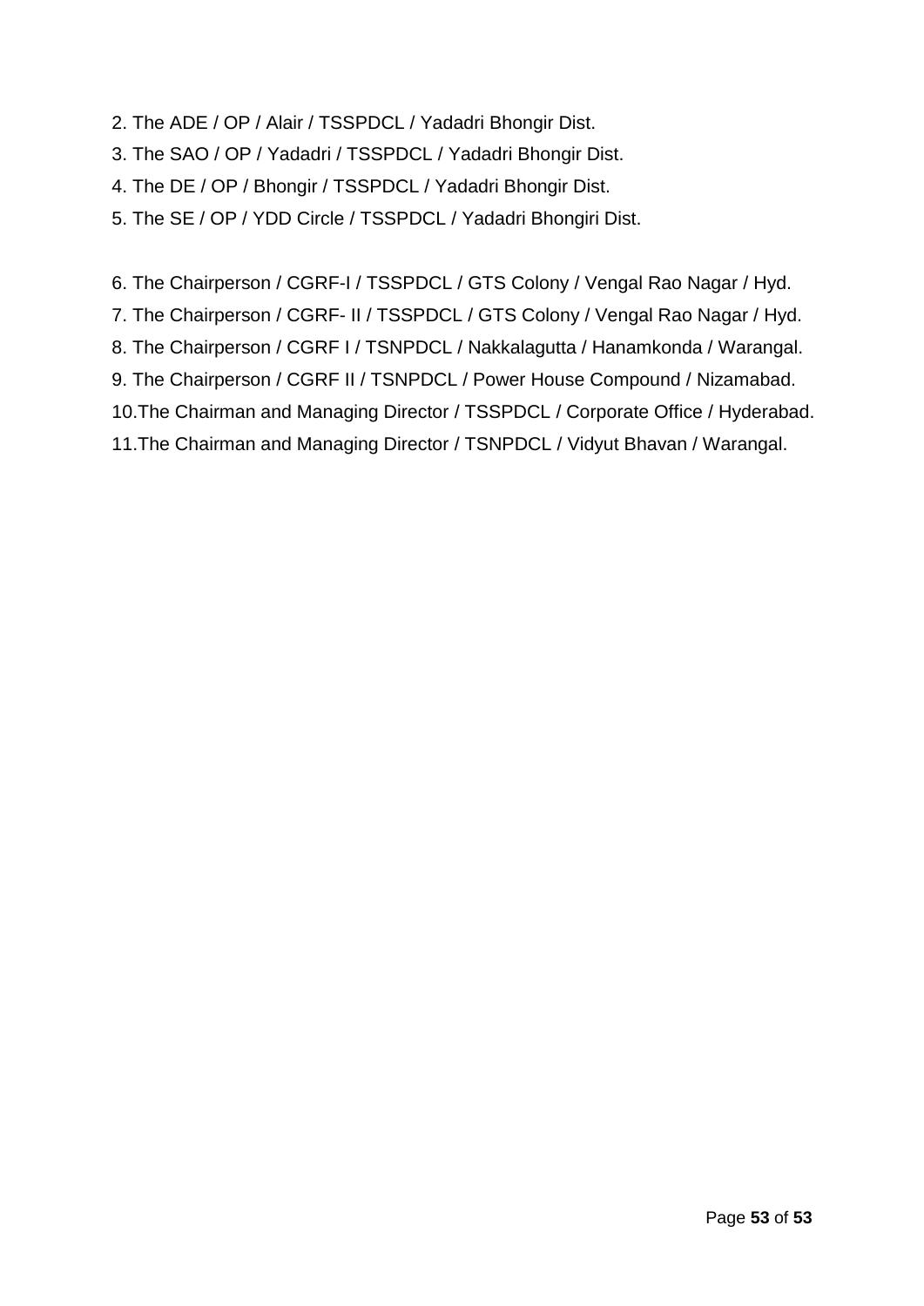2. The ADE / OP / Alair / TSSPDCL / Yadadri Bhongir Dist.
3. The SAO / OP / Yadadri / TSSPDCL / Yadadri Bhongir Dist.
4. The DE / OP / Bhongir / TSSPDCL / Yadadri Bhongir Dist.
5. The SE / OP / YDD Circle / TSSPDCL / Yadadri Bhongiri Dist.

6. The Chairperson / CGRF-I / TSSPDCL / GTS Colony / Vengal Rao Nagar / Hyd.
7. The Chairperson / CGRF- II / TSSPDCL / GTS Colony / Vengal Rao Nagar / Hyd.
8. The Chairperson / CGRF I / TSNPDCL / Nakkalagutta / Hanamkonda / Warangal.
9. The Chairperson / CGRF II / TSNPDCL / Power House Compound / Nizamabad.
10. The Chairman and Managing Director / TSSPDCL / Corporate Office / Hyderabad.
11. The Chairman and Managing Director / TSNPDCL / Vidyut Bhavan / Warangal.